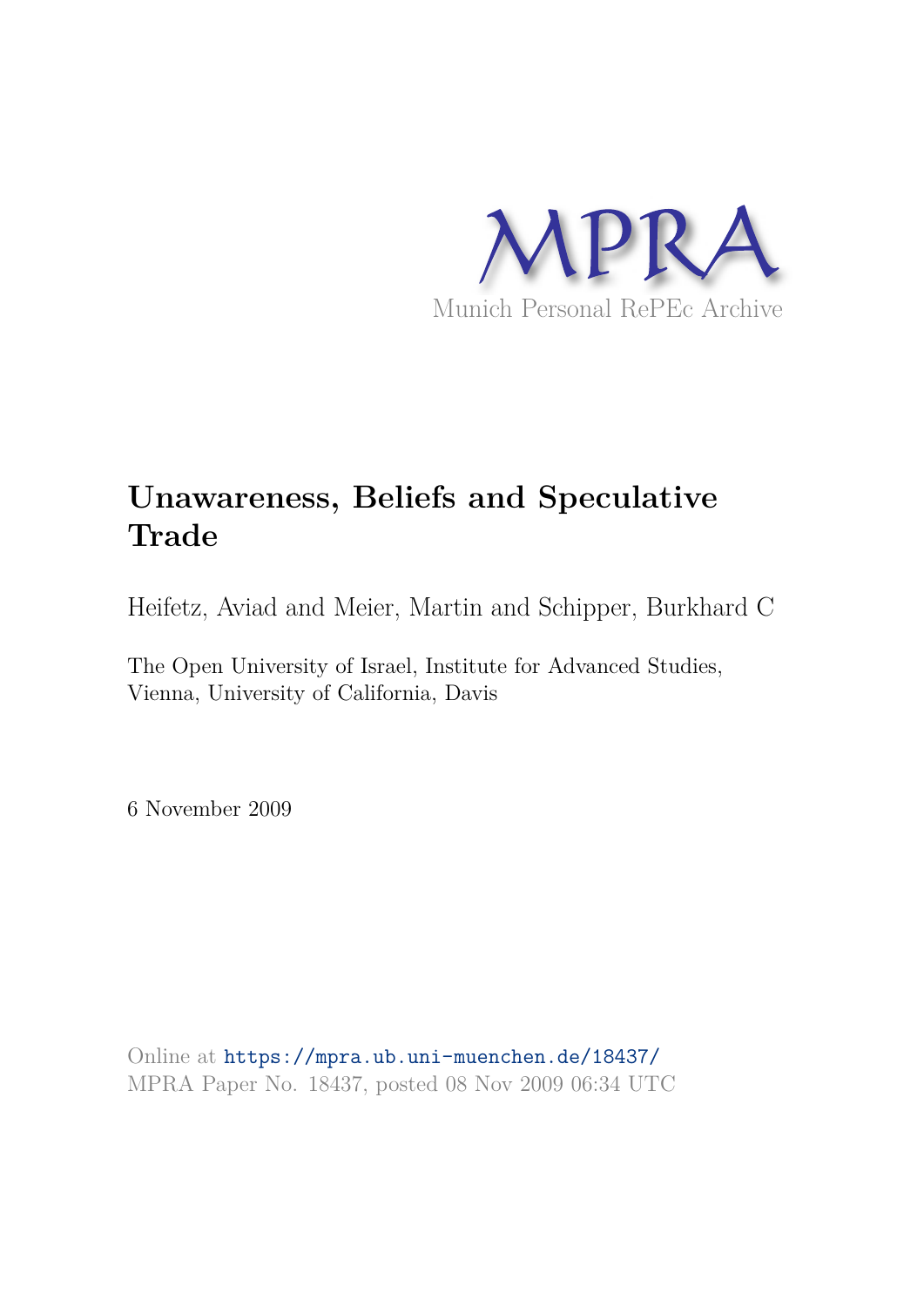MPRA

Munich Personal RePEc Archive

# Unawareness, Beliefs and Speculative Trade

Heifetz, Aviad and Meier, Martin and Schipper, Burkhard C

The Open University of Israel, Institute for Advanced Studies, Vienna, University of California, Davis

6 November 2009

Online at https://mpra.ub.uni-muenchen.de/18437/
MPRA Paper No. 18437, posted 08 Nov 2009 06:34 UTC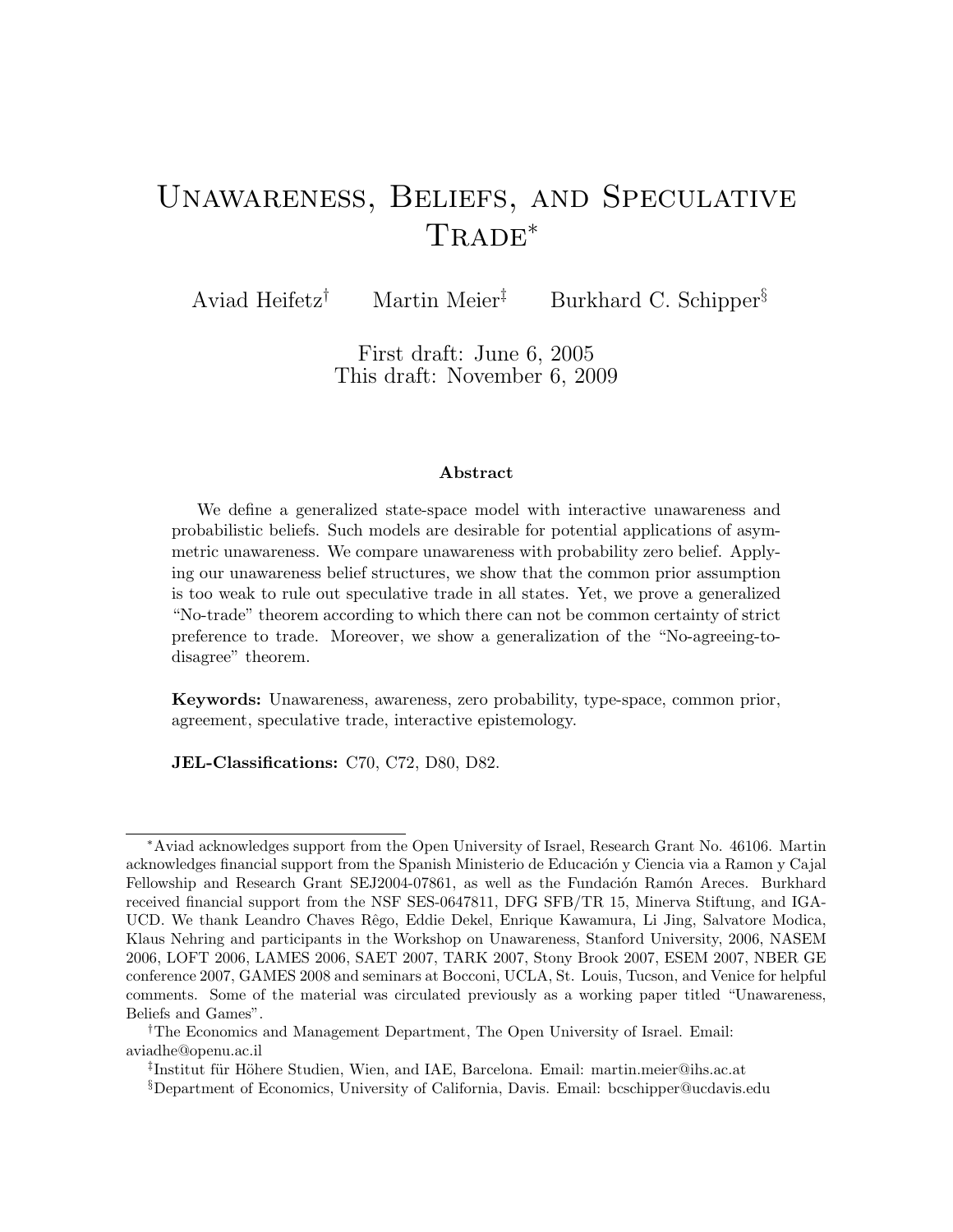# Unawareness, Beliefs, and Speculative Trade*

Aviad Heifetz[†] Martin Meier[‡] Burkhard C. Schipper[§]

First draft: June 6, 2005
This draft: November 6, 2009

### Abstract

We define a generalized state-space model with interactive unawareness and probabilistic beliefs. Such models are desirable for potential applications of asymmetric unawareness. We compare unawareness with probability zero belief. Applying our unawareness belief structures, we show that the common prior assumption is too weak to rule out speculative trade in all states. Yet, we prove a generalized "No-trade" theorem according to which there can not be common certainty of strict preference to trade. Moreover, we show a generalization of the "No-agreeing-to-disagree" theorem.

**Keywords:** Unawareness, awareness, zero probability, type-space, common prior, agreement, speculative trade, interactive epistemology.

**JEL-Classifications:** C70, C72, D80, D82.

---

*Aviad acknowledges support from the Open University of Israel, Research Grant No. 46106. Martin acknowledges financial support from the Spanish Ministerio de Educación y Ciencia via a Ramon y Cajal Fellowship and Research Grant SEJ2004-07861, as well as the Fundación Ramón Areces. Burkhard received financial support from the NSF SES-0647811, DFG SFB/TR 15, Minerva Stiftung, and IGA-UCD. We thank Leandro Chaves Rêgo, Eddie Dekel, Enrique Kawamura, Li Jing, Salvatore Modica, Klaus Nehring and participants in the Workshop on Unawareness, Stanford University, 2006, NASEM 2006, LOFT 2006, LAMES 2006, SAET 2007, TARK 2007, Stony Brook 2007, ESEM 2007, NBER GE conference 2007, GAMES 2008 and seminars at Bocconi, UCLA, St. Louis, Tucson, and Venice for helpful comments. Some of the material was circulated previously as a working paper titled "Unawareness, Beliefs and Games".

[†]The Economics and Management Department, The Open University of Israel. Email: aviadhe@openu.ac.il

[‡]Institut für Höhere Studien, Wien, and IAE, Barcelona. Email: martin.meier@ihs.ac.at

[§]Department of Economics, University of California, Davis. Email: bcschipper@ucdavis.edu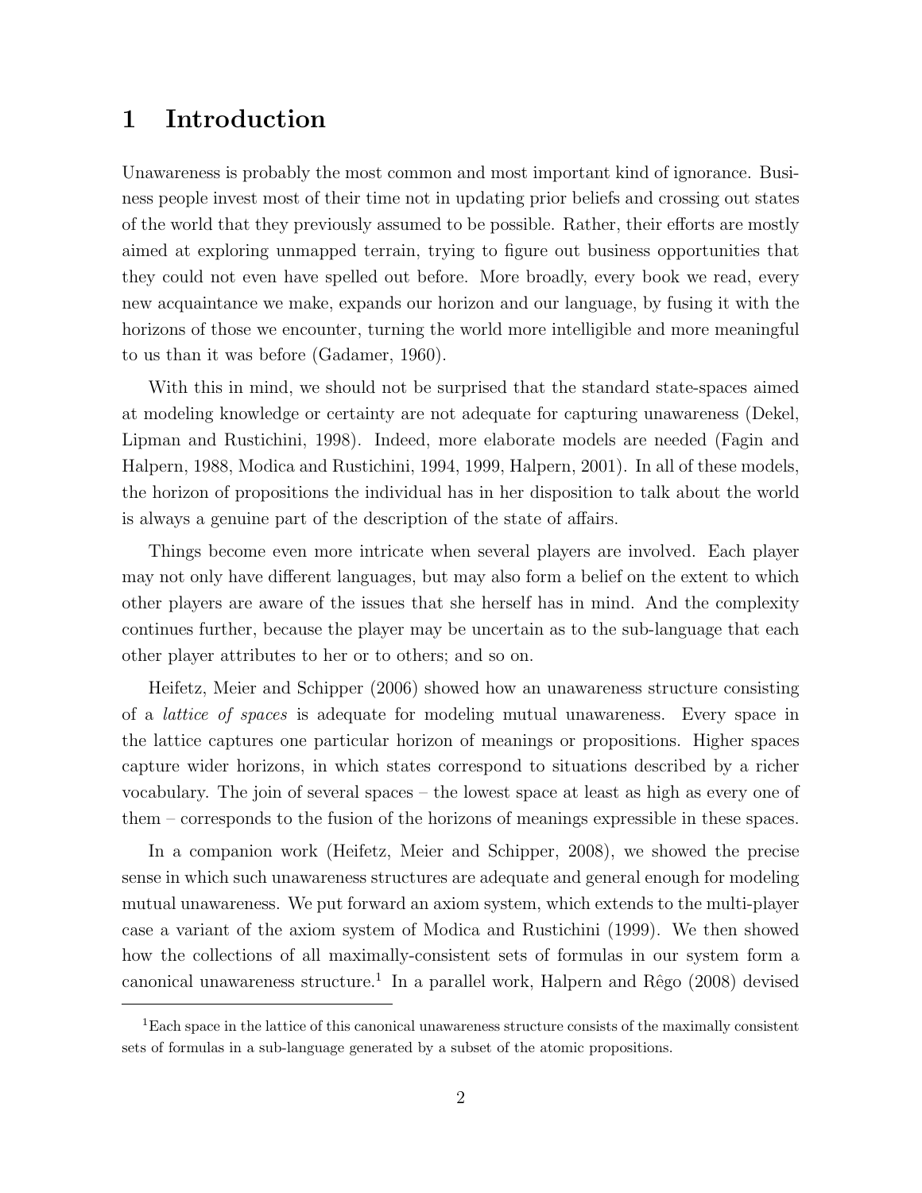# 1 Introduction

Unawareness is probably the most common and most important kind of ignorance. Business people invest most of their time not in updating prior beliefs and crossing out states of the world that they previously assumed to be possible. Rather, their efforts are mostly aimed at exploring unmapped terrain, trying to figure out business opportunities that they could not even have spelled out before. More broadly, every book we read, every new acquaintance we make, expands our horizon and our language, by fusing it with the horizons of those we encounter, turning the world more intelligible and more meaningful to us than it was before (Gadamer, 1960).

With this in mind, we should not be surprised that the standard state-spaces aimed at modeling knowledge or certainty are not adequate for capturing unawareness (Dekel, Lipman and Rustichini, 1998). Indeed, more elaborate models are needed (Fagin and Halpern, 1988, Modica and Rustichini, 1994, 1999, Halpern, 2001). In all of these models, the horizon of propositions the individual has in her disposition to talk about the world is always a genuine part of the description of the state of affairs.

Things become even more intricate when several players are involved. Each player may not only have different languages, but may also form a belief on the extent to which other players are aware of the issues that she herself has in mind. And the complexity continues further, because the player may be uncertain as to the sub-language that each other player attributes to her or to others; and so on.

Heifetz, Meier and Schipper (2006) showed how an unawareness structure consisting of a *lattice of spaces* is adequate for modeling mutual unawareness. Every space in the lattice captures one particular horizon of meanings or propositions. Higher spaces capture wider horizons, in which states correspond to situations described by a richer vocabulary. The join of several spaces – the lowest space at least as high as every one of them – corresponds to the fusion of the horizons of meanings expressible in these spaces.

In a companion work (Heifetz, Meier and Schipper, 2008), we showed the precise sense in which such unawareness structures are adequate and general enough for modeling mutual unawareness. We put forward an axiom system, which extends to the multi-player case a variant of the axiom system of Modica and Rustichini (1999). We then showed how the collections of all maximally-consistent sets of formulas in our system form a canonical unawareness structure.[1] In a parallel work, Halpern and Rêgo (2008) devised

[1] Each space in the lattice of this canonical unawareness structure consists of the maximally consistent sets of formulas in a sub-language generated by a subset of the atomic propositions.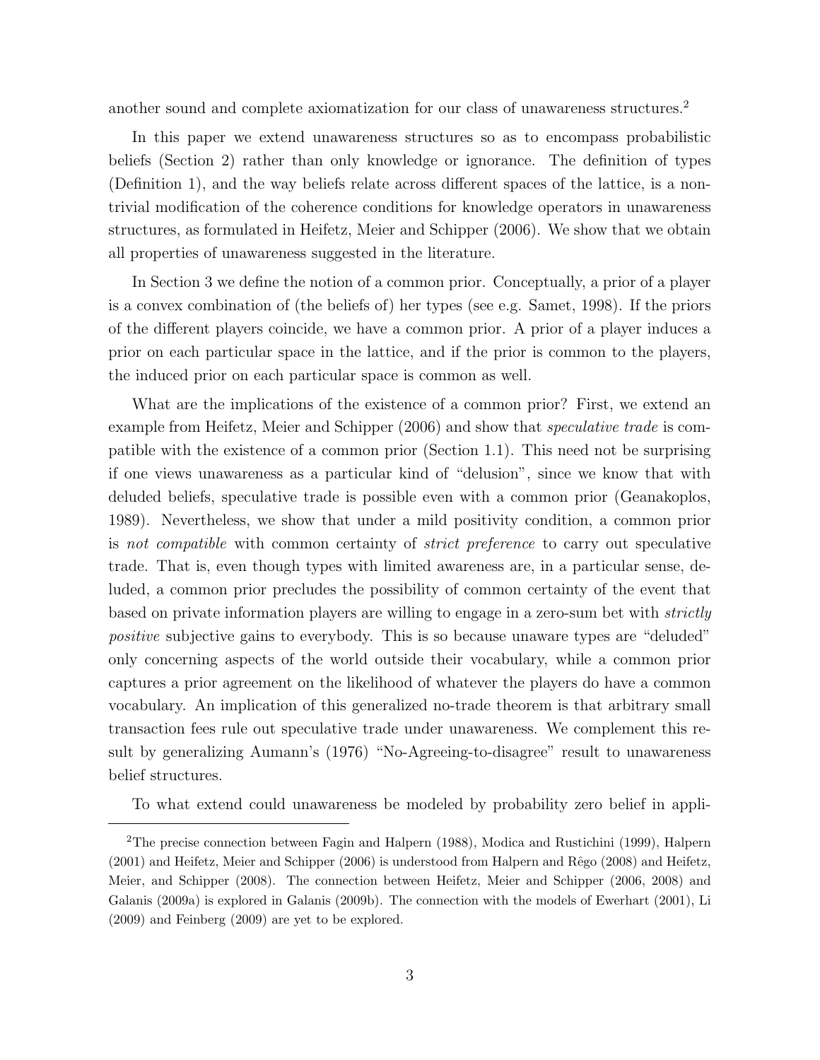another sound and complete axiomatization for our class of unawareness structures.[2]

In this paper we extend unawareness structures so as to encompass probabilistic beliefs (Section 2) rather than only knowledge or ignorance. The definition of types (Definition 1), and the way beliefs relate across different spaces of the lattice, is a non-trivial modification of the coherence conditions for knowledge operators in unawareness structures, as formulated in Heifetz, Meier and Schipper (2006). We show that we obtain all properties of unawareness suggested in the literature.

In Section 3 we define the notion of a common prior. Conceptually, a prior of a player is a convex combination of (the beliefs of) her types (see e.g. Samet, 1998). If the priors of the different players coincide, we have a common prior. A prior of a player induces a prior on each particular space in the lattice, and if the prior is common to the players, the induced prior on each particular space is common as well.

What are the implications of the existence of a common prior? First, we extend an example from Heifetz, Meier and Schipper (2006) and show that *speculative trade* is compatible with the existence of a common prior (Section 1.1). This need not be surprising if one views unawareness as a particular kind of "delusion", since we know that with deluded beliefs, speculative trade is possible even with a common prior (Geanakoplos, 1989). Nevertheless, we show that under a mild positivity condition, a common prior is *not compatible* with common certainty of *strict preference* to carry out speculative trade. That is, even though types with limited awareness are, in a particular sense, deluded, a common prior precludes the possibility of common certainty of the event that based on private information players are willing to engage in a zero-sum bet with *strictly positive* subjective gains to everybody. This is so because unaware types are "deluded" only concerning aspects of the world outside their vocabulary, while a common prior captures a prior agreement on the likelihood of whatever the players do have a common vocabulary. An implication of this generalized no-trade theorem is that arbitrary small transaction fees rule out speculative trade under unawareness. We complement this result by generalizing Aumann's (1976) "No-Agreeing-to-disagree" result to unawareness belief structures.

To what extend could unawareness be modeled by probability zero belief in appli-

[2]The precise connection between Fagin and Halpern (1988), Modica and Rustichini (1999), Halpern (2001) and Heifetz, Meier and Schipper (2006) is understood from Halpern and Rêgo (2008) and Heifetz, Meier, and Schipper (2008). The connection between Heifetz, Meier and Schipper (2006, 2008) and Galanis (2009a) is explored in Galanis (2009b). The connection with the models of Ewerhart (2001), Li (2009) and Feinberg (2009) are yet to be explored.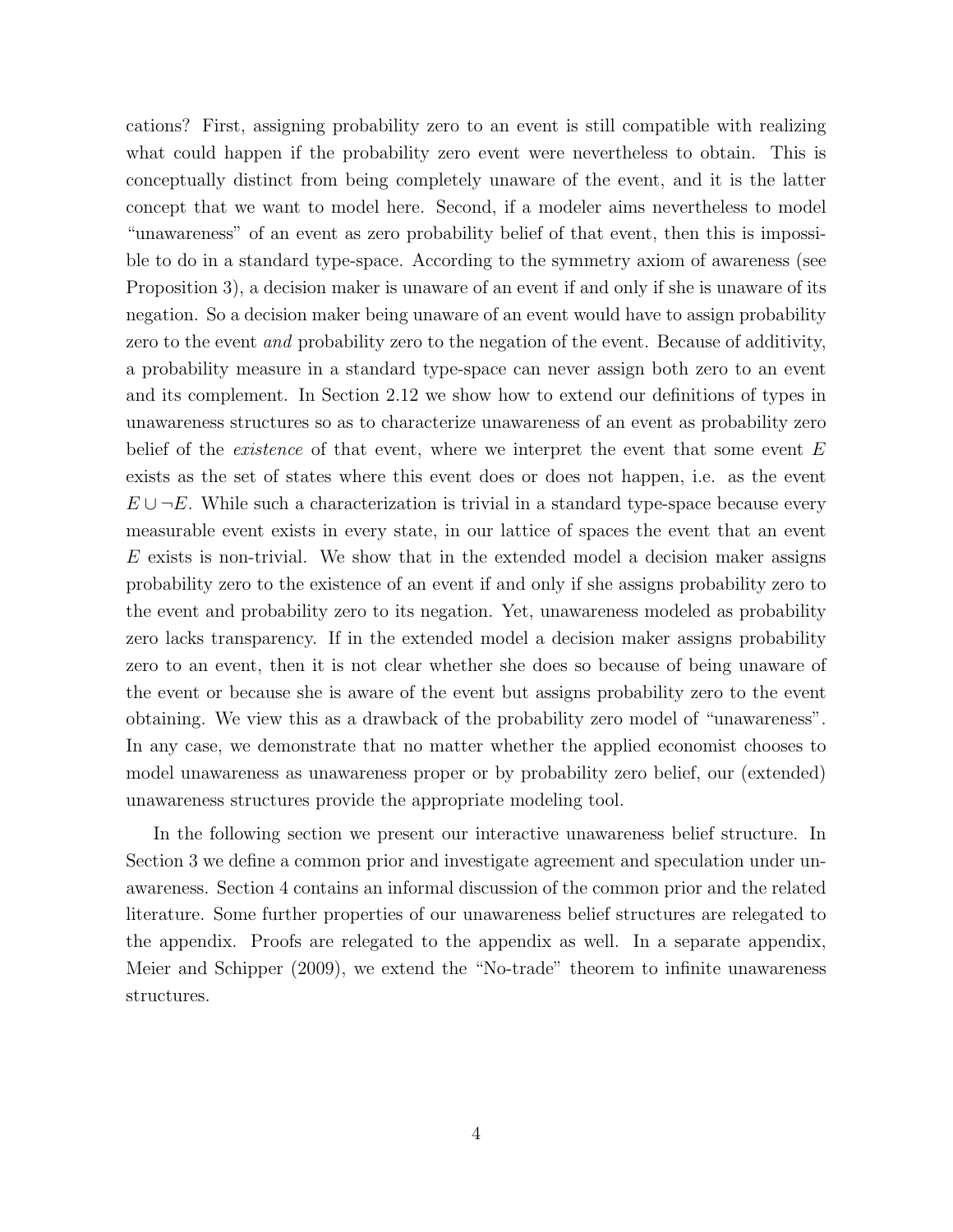cations? First, assigning probability zero to an event is still compatible with realizing what could happen if the probability zero event were nevertheless to obtain. This is conceptually distinct from being completely unaware of the event, and it is the latter concept that we want to model here. Second, if a modeler aims nevertheless to model "unawareness" of an event as zero probability belief of that event, then this is impossible to do in a standard type-space. According to the symmetry axiom of awareness (see Proposition 3), a decision maker is unaware of an event if and only if she is unaware of its negation. So a decision maker being unaware of an event would have to assign probability zero to the event *and* probability zero to the negation of the event. Because of additivity, a probability measure in a standard type-space can never assign both zero to an event and its complement. In Section 2.12 we show how to extend our definitions of types in unawareness structures so as to characterize unawareness of an event as probability zero belief of the *existence* of that event, where we interpret the event that some event $E$ exists as the set of states where this event does or does not happen, i.e. as the event $E \cup \neg E$. While such a characterization is trivial in a standard type-space because every measurable event exists in every state, in our lattice of spaces the event that an event $E$ exists is non-trivial. We show that in the extended model a decision maker assigns probability zero to the existence of an event if and only if she assigns probability zero to the event and probability zero to its negation. Yet, unawareness modeled as probability zero lacks transparency. If in the extended model a decision maker assigns probability zero to an event, then it is not clear whether she does so because of being unaware of the event or because she is aware of the event but assigns probability zero to the event obtaining. We view this as a drawback of the probability zero model of "unawareness". In any case, we demonstrate that no matter whether the applied economist chooses to model unawareness as unawareness proper or by probability zero belief, our (extended) unawareness structures provide the appropriate modeling tool.

In the following section we present our interactive unawareness belief structure. In Section 3 we define a common prior and investigate agreement and speculation under unawareness. Section 4 contains an informal discussion of the common prior and the related literature. Some further properties of our unawareness belief structures are relegated to the appendix. Proofs are relegated to the appendix as well. In a separate appendix, Meier and Schipper (2009), we extend the "No-trade" theorem to infinite unawareness structures.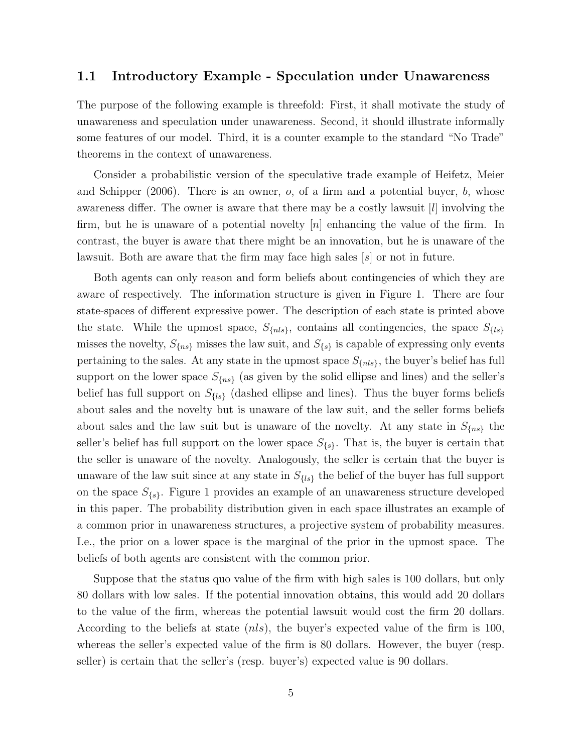### 1.1 Introductory Example - Speculation under Unawareness

The purpose of the following example is threefold: First, it shall motivate the study of unawareness and speculation under unawareness. Second, it should illustrate informally some features of our model. Third, it is a counter example to the standard "No Trade" theorems in the context of unawareness.

Consider a probabilistic version of the speculative trade example of Heifetz, Meier and Schipper (2006). There is an owner, $o$, of a firm and a potential buyer, $b$, whose awareness differ. The owner is aware that there may be a costly lawsuit [$l$] involving the firm, but he is unaware of a potential novelty [$n$] enhancing the value of the firm. In contrast, the buyer is aware that there might be an innovation, but he is unaware of the lawsuit. Both are aware that the firm may face high sales [$s$] or not in future.

Both agents can only reason and form beliefs about contingencies of which they are aware of respectively. The information structure is given in Figure 1. There are four state-spaces of different expressive power. The description of each state is printed above the state. While the upmost space, $S_{\{nls\}}$, contains all contingencies, the space $S_{\{ls\}}$ misses the novelty, $S_{\{ns\}}$ misses the law suit, and $S_{\{s\}}$ is capable of expressing only events pertaining to the sales. At any state in the upmost space $S_{\{nls\}}$, the buyer's belief has full support on the lower space $S_{\{ns\}}$ (as given by the solid ellipse and lines) and the seller's belief has full support on $S_{\{ls\}}$ (dashed ellipse and lines). Thus the buyer forms beliefs about sales and the novelty but is unaware of the law suit, and the seller forms beliefs about sales and the law suit but is unaware of the novelty. At any state in $S_{\{ns\}}$ the seller's belief has full support on the lower space $S_{\{s\}}$. That is, the buyer is certain that the seller is unaware of the novelty. Analogously, the seller is certain that the buyer is unaware of the law suit since at any state in $S_{\{ls\}}$ the belief of the buyer has full support on the space $S_{\{s\}}$. Figure 1 provides an example of an unawareness structure developed in this paper. The probability distribution given in each space illustrates an example of a common prior in unawareness structures, a projective system of probability measures. I.e., the prior on a lower space is the marginal of the prior in the upmost space. The beliefs of both agents are consistent with the common prior.

Suppose that the status quo value of the firm with high sales is 100 dollars, but only 80 dollars with low sales. If the potential innovation obtains, this would add 20 dollars to the value of the firm, whereas the potential lawsuit would cost the firm 20 dollars. According to the beliefs at state $(nls)$, the buyer's expected value of the firm is 100, whereas the seller's expected value of the firm is 80 dollars. However, the buyer (resp. seller) is certain that the seller's (resp. buyer's) expected value is 90 dollars.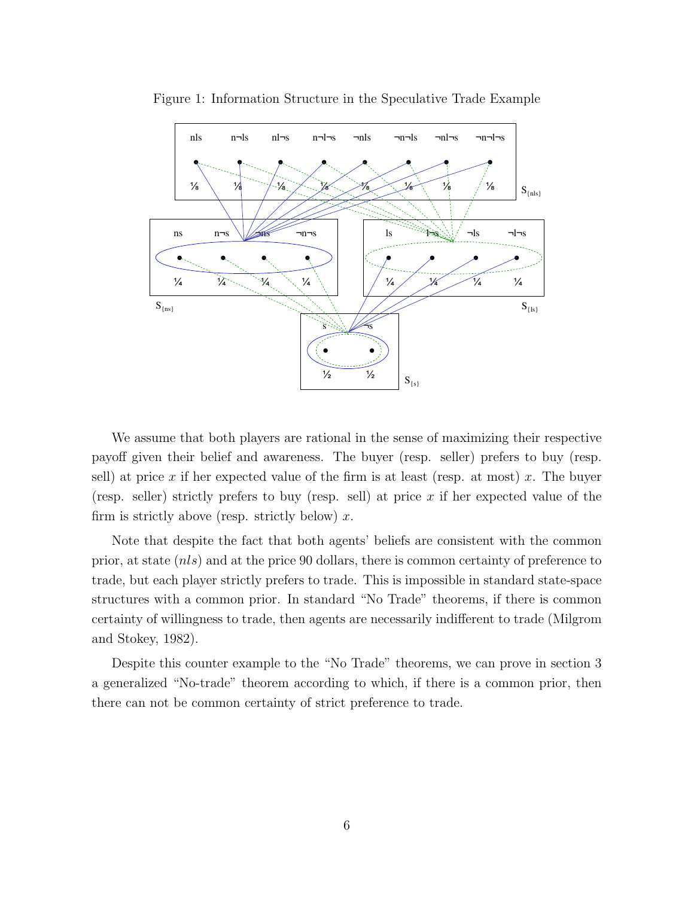Figure 1: Information Structure in the Speculative Trade Example

We assume that both players are rational in the sense of maximizing their respective payoff given their belief and awareness. The buyer (resp. seller) prefers to buy (resp. sell) at price $x$ if her expected value of the firm is at least (resp. at most) $x$. The buyer (resp. seller) strictly prefers to buy (resp. sell) at price $x$ if her expected value of the firm is strictly above (resp. strictly below) $x$.

Note that despite the fact that both agents' beliefs are consistent with the common prior, at state $(nls)$ and at the price 90 dollars, there is common certainty of preference to trade, but each player strictly prefers to trade. This is impossible in standard state-space structures with a common prior. In standard "No Trade" theorems, if there is common certainty of willingness to trade, then agents are necessarily indifferent to trade (Milgrom and Stokey, 1982).

Despite this counter example to the "No Trade" theorems, we can prove in section 3 a generalized "No-trade" theorem according to which, if there is a common prior, then there can not be common certainty of strict preference to trade.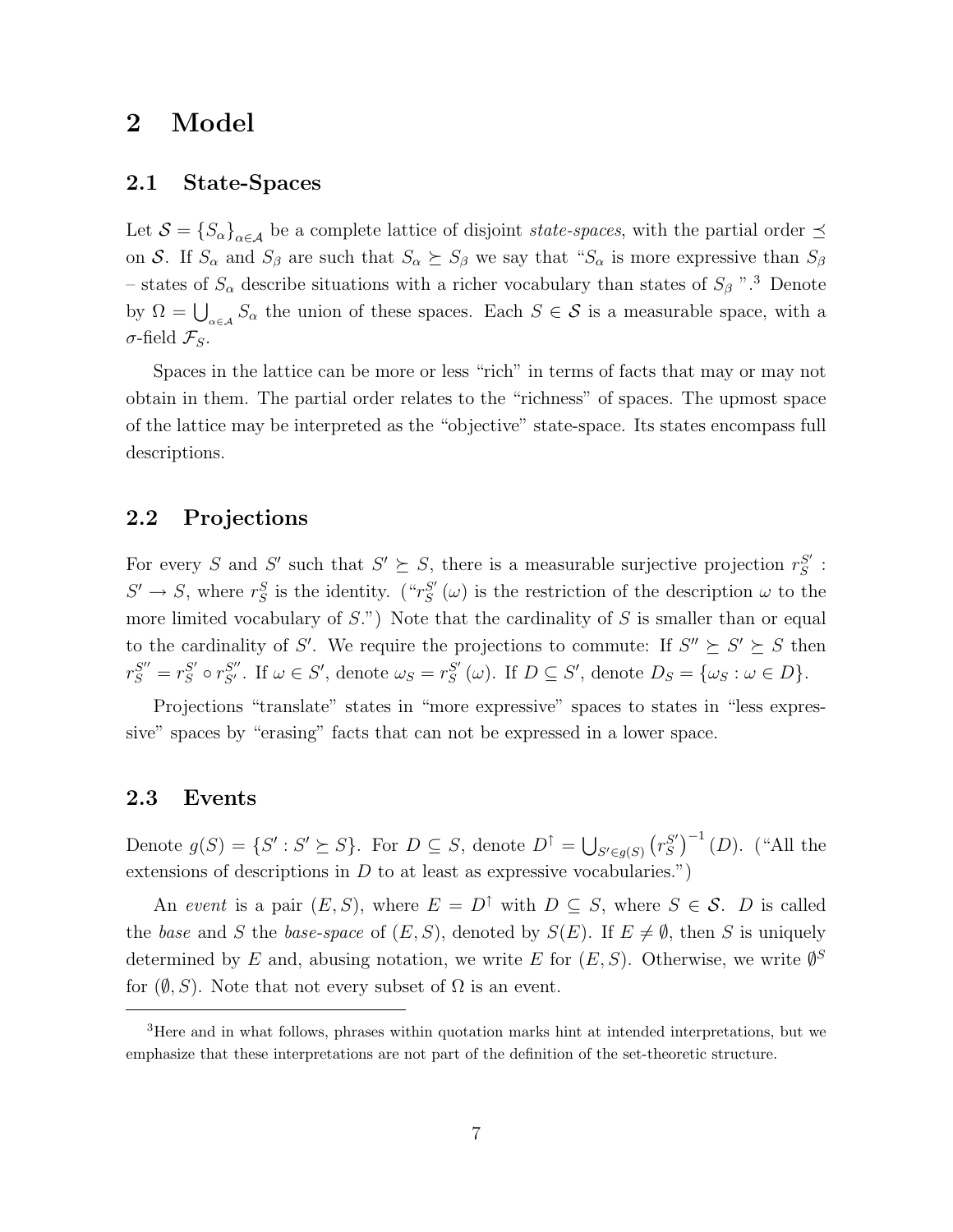# 2 Model

## 2.1 State-Spaces

Let $\mathcal{S} = \{S_\alpha\}_{\alpha \in \mathcal{A}}$ be a complete lattice of disjoint *state-spaces*, with the partial order $\preceq$ on $\mathcal{S}$. If $S_\alpha$ and $S_\beta$ are such that $S_\alpha \succeq S_\beta$ we say that "$S_\alpha$ is more expressive than $S_\beta$ – states of $S_\alpha$ describe situations with a richer vocabulary than states of $S_\beta$ ".[3] Denote by $\Omega = \bigcup_{\alpha \in \mathcal{A}} S_\alpha$ the union of these spaces. Each $S \in \mathcal{S}$ is a measurable space, with a $\sigma$-field $\mathcal{F}_S$.

Spaces in the lattice can be more or less "rich" in terms of facts that may or may not obtain in them. The partial order relates to the "richness" of spaces. The upmost space of the lattice may be interpreted as the "objective" state-space. Its states encompass full descriptions.

## 2.2 Projections

For every $S$ and $S'$ such that $S' \succeq S$, there is a measurable surjective projection $r_S^{S'} : S' \to S$, where $r_S^S$ is the identity. ("$r_S^{S'}(\omega)$ is the restriction of the description $\omega$ to the more limited vocabulary of $S$.") Note that the cardinality of $S$ is smaller than or equal to the cardinality of $S'$. We require the projections to commute: If $S'' \succeq S' \succeq S$ then $r_S^{S''} = r_S^{S'} \circ r_{S'}^{S''}$. If $\omega \in S'$, denote $\omega_S = r_S^{S'}(\omega)$. If $D \subseteq S'$, denote $D_S = \{\omega_S : \omega \in D\}$.

Projections "translate" states in "more expressive" spaces to states in "less expressive" spaces by "erasing" facts that can not be expressed in a lower space.

## 2.3 Events

Denote $g(S) = \{S' : S' \succeq S\}$. For $D \subseteq S$, denote $D^\uparrow = \bigcup_{S' \in g(S)} \left(r_S^{S'}\right)^{-1}(D)$. ("All the extensions of descriptions in $D$ to at least as expressive vocabularies.")

An *event* is a pair $(E, S)$, where $E = D^\uparrow$ with $D \subseteq S$, where $S \in \mathcal{S}$. $D$ is called the *base* and $S$ the *base-space* of $(E, S)$, denoted by $S(E)$. If $E \neq \emptyset$, then $S$ is uniquely determined by $E$ and, abusing notation, we write $E$ for $(E, S)$. Otherwise, we write $\emptyset^S$ for $(\emptyset, S)$. Note that not every subset of $\Omega$ is an event.

[3] Here and in what follows, phrases within quotation marks hint at intended interpretations, but we emphasize that these interpretations are not part of the definition of the set-theoretic structure.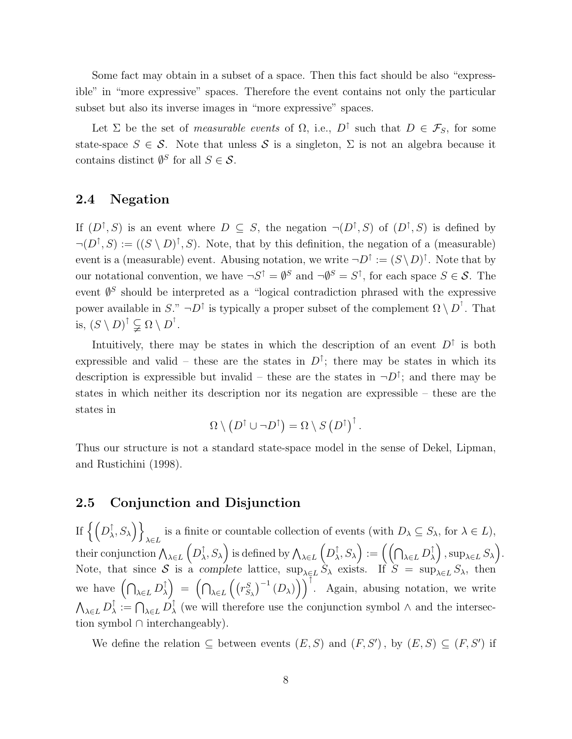Some fact may obtain in a subset of a space. Then this fact should be also "expressible" in "more expressive" spaces. Therefore the event contains not only the particular subset but also its inverse images in "more expressive" spaces.

Let $\Sigma$ be the set of *measurable events* of $\Omega$, i.e., $D^{\uparrow}$ such that $D \in \mathcal{F}_S$, for some state-space $S \in \mathcal{S}$. Note that unless $\mathcal{S}$ is a singleton, $\Sigma$ is not an algebra because it contains distinct $\emptyset^S$ for all $S \in \mathcal{S}$.

## 2.4 Negation

If $(D^{\uparrow}, S)$ is an event where $D \subseteq S$, the negation $\neg(D^{\uparrow}, S)$ of $(D^{\uparrow}, S)$ is defined by $\neg(D^{\uparrow}, S) := ((S \setminus D)^{\uparrow}, S)$. Note, that by this definition, the negation of a (measurable) event is a (measurable) event. Abusing notation, we write $\neg D^{\uparrow} := (S \setminus D)^{\uparrow}$. Note that by our notational convention, we have $\neg S^{\uparrow} = \emptyset^S$ and $\neg \emptyset^S = S^{\uparrow}$, for each space $S \in \mathcal{S}$. The event $\emptyset^S$ should be interpreted as a "logical contradiction phrased with the expressive power available in $S$." $\neg D^{\uparrow}$ is typically a proper subset of the complement $\Omega \setminus D^{\uparrow}$. That is, $(S \setminus D)^{\uparrow} \subsetneqq \Omega \setminus D^{\uparrow}$.

Intuitively, there may be states in which the description of an event $D^{\uparrow}$ is both expressible and valid – these are the states in $D^{\uparrow}$; there may be states in which its description is expressible but invalid – these are the states in $\neg D^{\uparrow}$; and there may be states in which neither its description nor its negation are expressible – these are the states in

$$\Omega \setminus \left(D^{\uparrow} \cup \neg D^{\uparrow}\right) = \Omega \setminus S\left(D^{\uparrow}\right)^{\uparrow}.$$

Thus our structure is not a standard state-space model in the sense of Dekel, Lipman, and Rustichini (1998).

## 2.5 Conjunction and Disjunction

If $\left\{\left(D_{\lambda}^{\uparrow}, S_{\lambda}\right)\right\}_{\lambda \in L}$ is a finite or countable collection of events (with $D_{\lambda} \subseteq S_{\lambda}$, for $\lambda \in L$), their conjunction $\bigwedge_{\lambda \in L}\left(D_{\lambda}^{\uparrow}, S_{\lambda}\right)$ is defined by $\bigwedge_{\lambda \in L}\left(D_{\lambda}^{\uparrow}, S_{\lambda}\right) := \left(\left(\bigcap_{\lambda \in L} D_{\lambda}^{\uparrow}\right), \sup_{\lambda \in L} S_{\lambda}\right)$. Note, that since $\mathcal{S}$ is a *complete* lattice, $\sup_{\lambda \in L} S_{\lambda}$ exists. If $S = \sup_{\lambda \in L} S_{\lambda}$, then we have $\left(\bigcap_{\lambda \in L} D_{\lambda}^{\uparrow}\right) = \left(\bigcap_{\lambda \in L}\left(\left(r_{S_{\lambda}}^{S}\right)^{-1}(D_{\lambda})\right)\right)^{\uparrow}$. Again, abusing notation, we write $\bigwedge_{\lambda \in L} D_{\lambda}^{\uparrow} := \bigcap_{\lambda \in L} D_{\lambda}^{\uparrow}$ (we will therefore use the conjunction symbol $\wedge$ and the intersection symbol $\cap$ interchangeably).

We define the relation $\subseteq$ between events $(E, S)$ and $(F, S')$, by $(E, S) \subseteq (F, S')$ if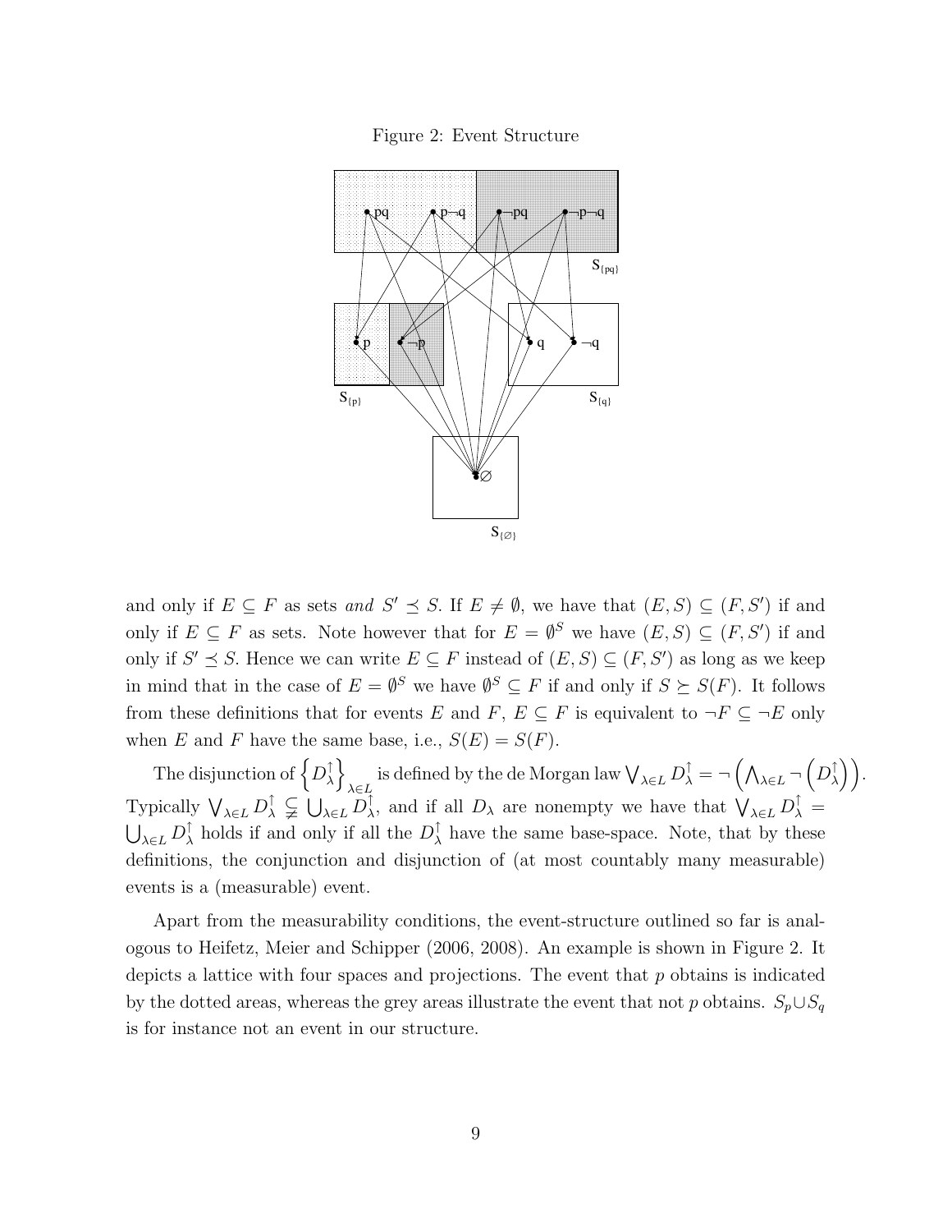Figure 2: Event Structure

and only if $E \subseteq F$ as sets *and* $S' \preceq S$. If $E \neq \emptyset$, we have that $(E, S) \subseteq (F, S')$ if and only if $E \subseteq F$ as sets. Note however that for $E = \emptyset^S$ we have $(E, S) \subseteq (F, S')$ if and only if $S' \preceq S$. Hence we can write $E \subseteq F$ instead of $(E, S) \subseteq (F, S')$ as long as we keep in mind that in the case of $E = \emptyset^S$ we have $\emptyset^S \subseteq F$ if and only if $S \succeq S(F)$. It follows from these definitions that for events $E$ and $F$, $E \subseteq F$ is equivalent to $\neg F \subseteq \neg E$ only when $E$ and $F$ have the same base, i.e., $S(E) = S(F)$.

The disjunction of $\left\{ D_\lambda^\uparrow \right\}_{\lambda \in L}$ is defined by the de Morgan law $\bigvee_{\lambda \in L} D_\lambda^\uparrow = \neg \left( \bigwedge_{\lambda \in L} \neg \left( D_\lambda^\uparrow \right) \right)$. Typically $\bigvee_{\lambda \in L} D_\lambda^\uparrow \subsetneqq \bigcup_{\lambda \in L} D_\lambda^\uparrow$, and if all $D_\lambda$ are nonempty we have that $\bigvee_{\lambda \in L} D_\lambda^\uparrow = \bigcup_{\lambda \in L} D_\lambda^\uparrow$ holds if and only if all the $D_\lambda^\uparrow$ have the same base-space. Note, that by these definitions, the conjunction and disjunction of (at most countably many measurable) events is a (measurable) event.

Apart from the measurability conditions, the event-structure outlined so far is analogous to Heifetz, Meier and Schipper (2006, 2008). An example is shown in Figure 2. It depicts a lattice with four spaces and projections. The event that $p$ obtains is indicated by the dotted areas, whereas the grey areas illustrate the event that not $p$ obtains. $S_p \cup S_q$ is for instance not an event in our structure.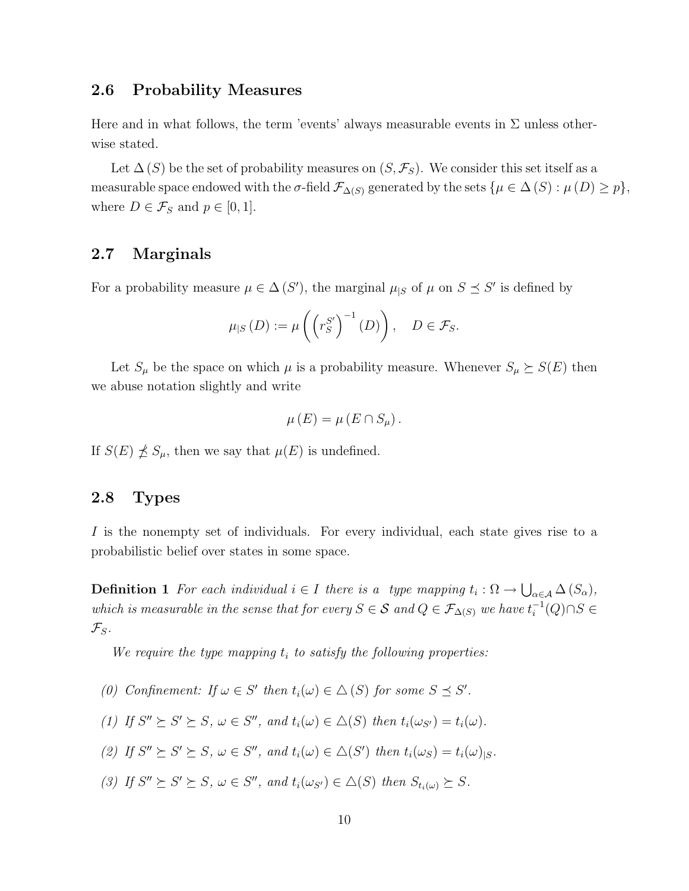## 2.6 Probability Measures

Here and in what follows, the term 'events' always measurable events in $\Sigma$ unless otherwise stated.

Let $\Delta(S)$ be the set of probability measures on $(S, \mathcal{F}_S)$. We consider this set itself as a measurable space endowed with the $\sigma$-field $\mathcal{F}_{\Delta(S)}$ generated by the sets $\{\mu \in \Delta(S) : \mu(D) \geq p\}$, where $D \in \mathcal{F}_S$ and $p \in [0, 1]$.

## 2.7 Marginals

For a probability measure $\mu \in \Delta(S')$, the marginal $\mu_{|S}$ of $\mu$ on $S \preceq S'$ is defined by

$$\mu_{|S}(D) := \mu\left(\left(r_S^{S'}\right)^{-1}(D)\right), \quad D \in \mathcal{F}_S.$$

Let $S_\mu$ be the space on which $\mu$ is a probability measure. Whenever $S_\mu \succeq S(E)$ then we abuse notation slightly and write

$$\mu(E) = \mu(E \cap S_\mu).$$

If $S(E) \npreceq S_\mu$, then we say that $\mu(E)$ is undefined.

## 2.8 Types

$I$ is the nonempty set of individuals. For every individual, each state gives rise to a probabilistic belief over states in some space.

**Definition 1** *For each individual $i \in I$ there is a type mapping $t_i : \Omega \rightarrow \bigcup_{\alpha \in \mathcal{A}} \Delta(S_\alpha)$, which is measurable in the sense that for every $S \in \mathcal{S}$ and $Q \in \mathcal{F}_{\Delta(S)}$ we have $t_i^{-1}(Q) \cap S \in \mathcal{F}_S$.*

*We require the type mapping $t_i$ to satisfy the following properties:*

*(0) Confinement: If $\omega \in S'$ then $t_i(\omega) \in \triangle(S)$ for some $S \preceq S'$.*

*(1) If $S'' \succeq S' \succeq S$, $\omega \in S''$, and $t_i(\omega) \in \triangle(S)$ then $t_i(\omega_{S'}) = t_i(\omega)$.*

*(2) If $S'' \succeq S' \succeq S$, $\omega \in S''$, and $t_i(\omega) \in \triangle(S')$ then $t_i(\omega_S) = t_i(\omega)_{|S}$.*

*(3) If $S'' \succeq S' \succeq S$, $\omega \in S''$, and $t_i(\omega_{S'}) \in \triangle(S)$ then $S_{t_i(\omega)} \succeq S$.*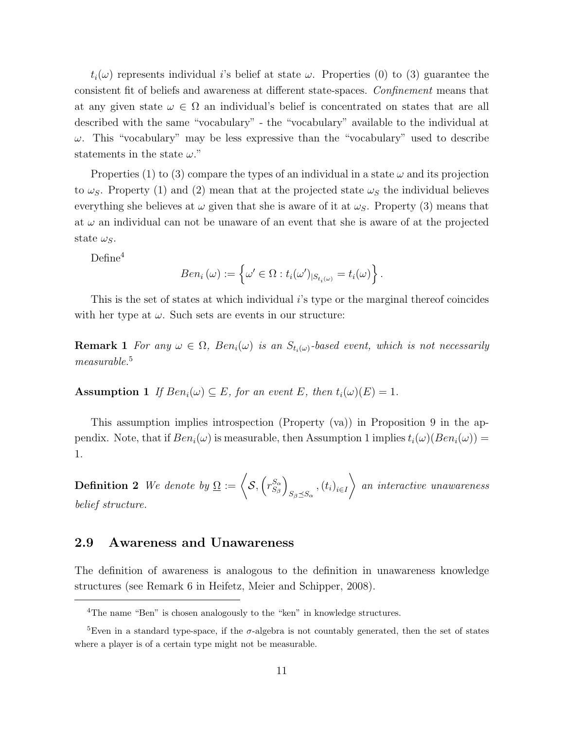$t_i(\omega)$ represents individual $i$'s belief at state $\omega$. Properties (0) to (3) guarantee the consistent fit of beliefs and awareness at different state-spaces. *Confinement* means that at any given state $\omega \in \Omega$ an individual's belief is concentrated on states that are all described with the same "vocabulary" - the "vocabulary" available to the individual at $\omega$. This "vocabulary" may be less expressive than the "vocabulary" used to describe statements in the state $\omega$."

Properties (1) to (3) compare the types of an individual in a state $\omega$ and its projection to $\omega_S$. Property (1) and (2) mean that at the projected state $\omega_S$ the individual believes everything she believes at $\omega$ given that she is aware of it at $\omega_S$. Property (3) means that at $\omega$ an individual can not be unaware of an event that she is aware of at the projected state $\omega_S$.

Define[4]

$$Ben_i(\omega) := \left\{ \omega' \in \Omega : t_i(\omega')_{|S_{t_i(\omega)}} = t_i(\omega) \right\}.$$

This is the set of states at which individual $i$'s type or the marginal thereof coincides with her type at $\omega$. Such sets are events in our structure:

**Remark 1** *For any $\omega \in \Omega$, $Ben_i(\omega)$ is an $S_{t_i(\omega)}$-based event, which is not necessarily measurable.*[5]

**Assumption 1** *If $Ben_i(\omega) \subseteq E$, for an event $E$, then $t_i(\omega)(E) = 1$.*

This assumption implies introspection (Property (va)) in Proposition 9 in the appendix. Note, that if $Ben_i(\omega)$ is measurable, then Assumption 1 implies $t_i(\omega)(Ben_i(\omega)) = 1$.

**Definition 2** *We denote by $\underline{\Omega} := \left\langle \mathcal{S}, \left( r_{S_\beta}^{S_\alpha} \right)_{S_\beta \preceq S_\alpha}, (t_i)_{i \in I} \right\rangle$ an interactive unawareness belief structure.*

## 2.9 Awareness and Unawareness

The definition of awareness is analogous to the definition in unawareness knowledge structures (see Remark 6 in Heifetz, Meier and Schipper, 2008).

---

[4] The name "Ben" is chosen analogously to the "ken" in knowledge structures.

[5] Even in a standard type-space, if the $\sigma$-algebra is not countably generated, then the set of states where a player is of a certain type might not be measurable.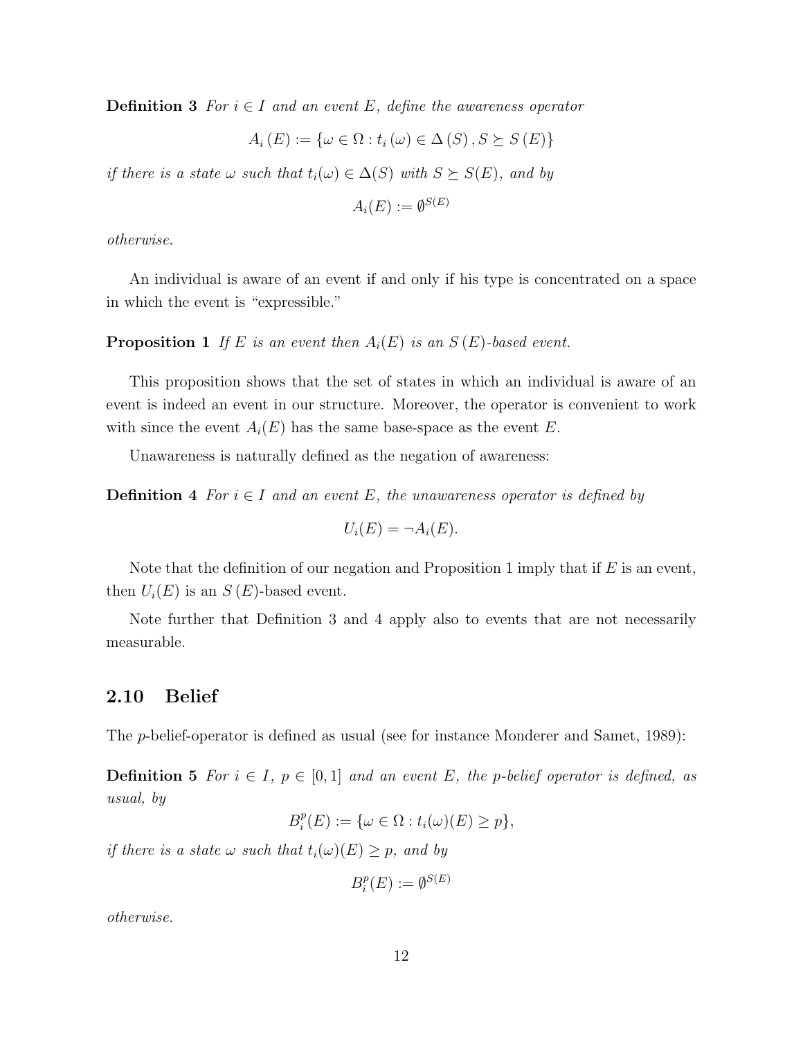**Definition 3** *For $i \in I$ and an event $E$, define the awareness operator*

$$A_i(E) := \{\omega \in \Omega : t_i(\omega) \in \Delta(S), S \succeq S(E)\}$$

*if there is a state $\omega$ such that $t_i(\omega) \in \Delta(S)$ with $S \succeq S(E)$, and by*

$$A_i(E) := \emptyset^{S(E)}$$

*otherwise.*

An individual is aware of an event if and only if his type is concentrated on a space in which the event is "expressible."

**Proposition 1** *If $E$ is an event then $A_i(E)$ is an $S(E)$-based event.*

This proposition shows that the set of states in which an individual is aware of an event is indeed an event in our structure. Moreover, the operator is convenient to work with since the event $A_i(E)$ has the same base-space as the event $E$.

Unawareness is naturally defined as the negation of awareness:

**Definition 4** *For $i \in I$ and an event $E$, the unawareness operator is defined by*

$$U_i(E) = \neg A_i(E).$$

Note that the definition of our negation and Proposition 1 imply that if $E$ is an event, then $U_i(E)$ is an $S(E)$-based event.

Note further that Definition 3 and 4 apply also to events that are not necessarily measurable.

## 2.10 Belief

The $p$-belief-operator is defined as usual (see for instance Monderer and Samet, 1989):

**Definition 5** *For $i \in I$, $p \in [0,1]$ and an event $E$, the $p$-belief operator is defined, as usual, by*

$$B_i^p(E) := \{\omega \in \Omega : t_i(\omega)(E) \geq p\},$$

*if there is a state $\omega$ such that $t_i(\omega)(E) \geq p$, and by*

$$B_i^p(E) := \emptyset^{S(E)}$$

*otherwise.*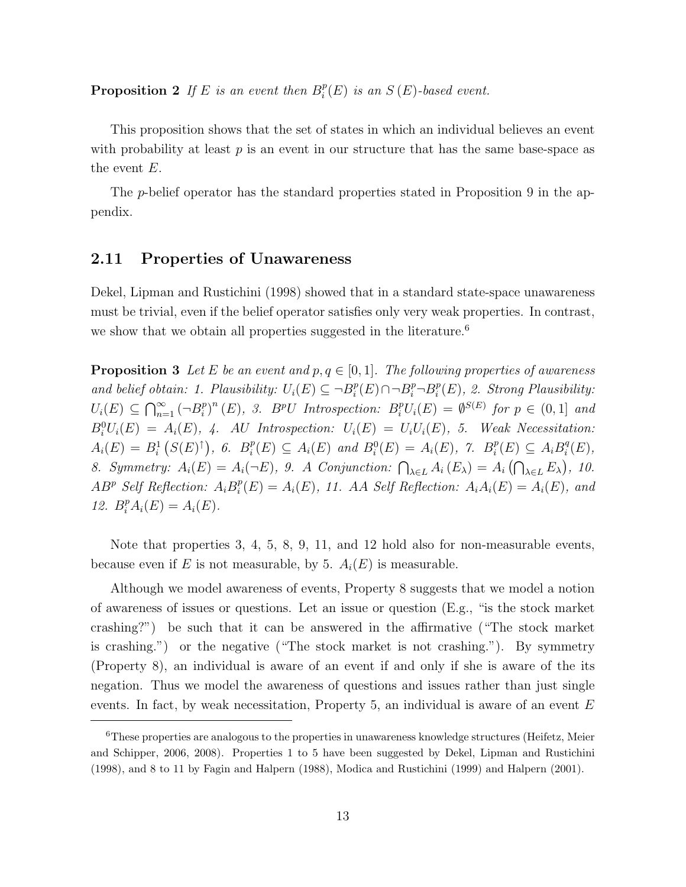**Proposition 2** *If $E$ is an event then $B_i^p(E)$ is an $S(E)$-based event.*

This proposition shows that the set of states in which an individual believes an event with probability at least $p$ is an event in our structure that has the same base-space as the event $E$.

The $p$-belief operator has the standard properties stated in Proposition 9 in the appendix.

## 2.11 Properties of Unawareness

Dekel, Lipman and Rustichini (1998) showed that in a standard state-space unawareness must be trivial, even if the belief operator satisfies only very weak properties. In contrast, we show that we obtain all properties suggested in the literature.[6]

**Proposition 3** *Let $E$ be an event and $p, q \in [0, 1]$. The following properties of awareness and belief obtain: 1. Plausibility: $U_i(E) \subseteq \neg B_i^p(E) \cap \neg B_i^p \neg B_i^p(E)$, 2. Strong Plausibility: $U_i(E) \subseteq \bigcap_{n=1}^{\infty} (\neg B_i^p)^n (E)$, 3. $B^pU$ Introspection: $B_i^p U_i(E) = \emptyset^{S(E)}$ for $p \in (0, 1]$ and $B_i^0 U_i(E) = A_i(E)$, 4. AU Introspection: $U_i(E) = U_i U_i(E)$, 5. Weak Necessitation: $A_i(E) = B_i^1 \left(S(E)^{\uparrow}\right)$, 6. $B_i^p(E) \subseteq A_i(E)$ and $B_i^0(E) = A_i(E)$, 7. $B_i^p(E) \subseteq A_i B_i^q(E)$, 8. Symmetry: $A_i(E) = A_i(\neg E)$, 9. A Conjunction: $\bigcap_{\lambda \in L} A_i(E_\lambda) = A_i\left(\bigcap_{\lambda \in L} E_\lambda\right)$, 10. $AB^p$ Self Reflection: $A_i B_i^p(E) = A_i(E)$, 11. AA Self Reflection: $A_i A_i(E) = A_i(E)$, and 12. $B_i^p A_i(E) = A_i(E)$.*

Note that properties 3, 4, 5, 8, 9, 11, and 12 hold also for non-measurable events, because even if $E$ is not measurable, by 5. $A_i(E)$ is measurable.

Although we model awareness of events, Property 8 suggests that we model a notion of awareness of issues or questions. Let an issue or question (E.g., "is the stock market crashing?") be such that it can be answered in the affirmative ("The stock market is crashing.") or the negative ("The stock market is not crashing."). By symmetry (Property 8), an individual is aware of an event if and only if she is aware of the its negation. Thus we model the awareness of questions and issues rather than just single events. In fact, by weak necessitation, Property 5, an individual is aware of an event $E$

[6] These properties are analogous to the properties in unawareness knowledge structures (Heifetz, Meier and Schipper, 2006, 2008). Properties 1 to 5 have been suggested by Dekel, Lipman and Rustichini (1998), and 8 to 11 by Fagin and Halpern (1988), Modica and Rustichini (1999) and Halpern (2001).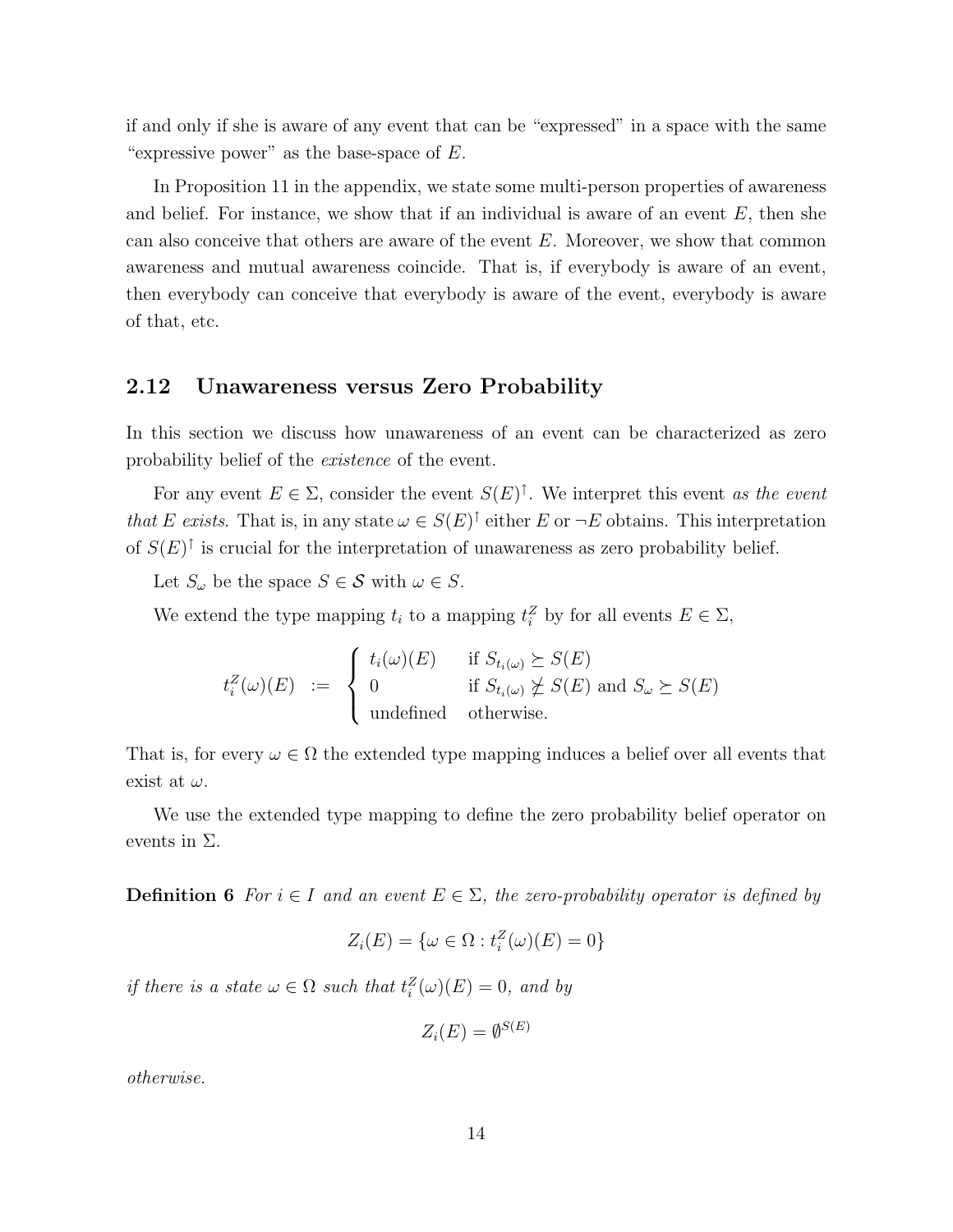if and only if she is aware of any event that can be "expressed" in a space with the same "expressive power" as the base-space of $E$.

In Proposition 11 in the appendix, we state some multi-person properties of awareness and belief. For instance, we show that if an individual is aware of an event $E$, then she can also conceive that others are aware of the event $E$. Moreover, we show that common awareness and mutual awareness coincide. That is, if everybody is aware of an event, then everybody can conceive that everybody is aware of the event, everybody is aware of that, etc.

## 2.12 Unawareness versus Zero Probability

In this section we discuss how unawareness of an event can be characterized as zero probability belief of the *existence* of the event.

For any event $E \in \Sigma$, consider the event $S(E)^{\uparrow}$. We interpret this event *as the event that $E$ exists*. That is, in any state $\omega \in S(E)^{\uparrow}$ either $E$ or $\neg E$ obtains. This interpretation of $S(E)^{\uparrow}$ is crucial for the interpretation of unawareness as zero probability belief.

Let $S_{\omega}$ be the space $S \in \mathcal{S}$ with $\omega \in S$.

We extend the type mapping $t_i$ to a mapping $t_i^Z$ by for all events $E \in \Sigma$,

$$t_i^Z(\omega)(E) \;:=\; \begin{cases} t_i(\omega)(E) & \text{if } S_{t_i(\omega)} \succeq S(E) \\ 0 & \text{if } S_{t_i(\omega)} \not\succeq S(E) \text{ and } S_{\omega} \succeq S(E) \\ \text{undefined} & \text{otherwise.} \end{cases}$$

That is, for every $\omega \in \Omega$ the extended type mapping induces a belief over all events that exist at $\omega$.

We use the extended type mapping to define the zero probability belief operator on events in $\Sigma$.

**Definition 6** *For $i \in I$ and an event $E \in \Sigma$, the zero-probability operator is defined by*

$$Z_i(E) = \{\omega \in \Omega : t_i^Z(\omega)(E) = 0\}$$

*if there is a state $\omega \in \Omega$ such that $t_i^Z(\omega)(E) = 0$, and by*

$$Z_i(E) = \emptyset^{S(E)}$$

*otherwise.*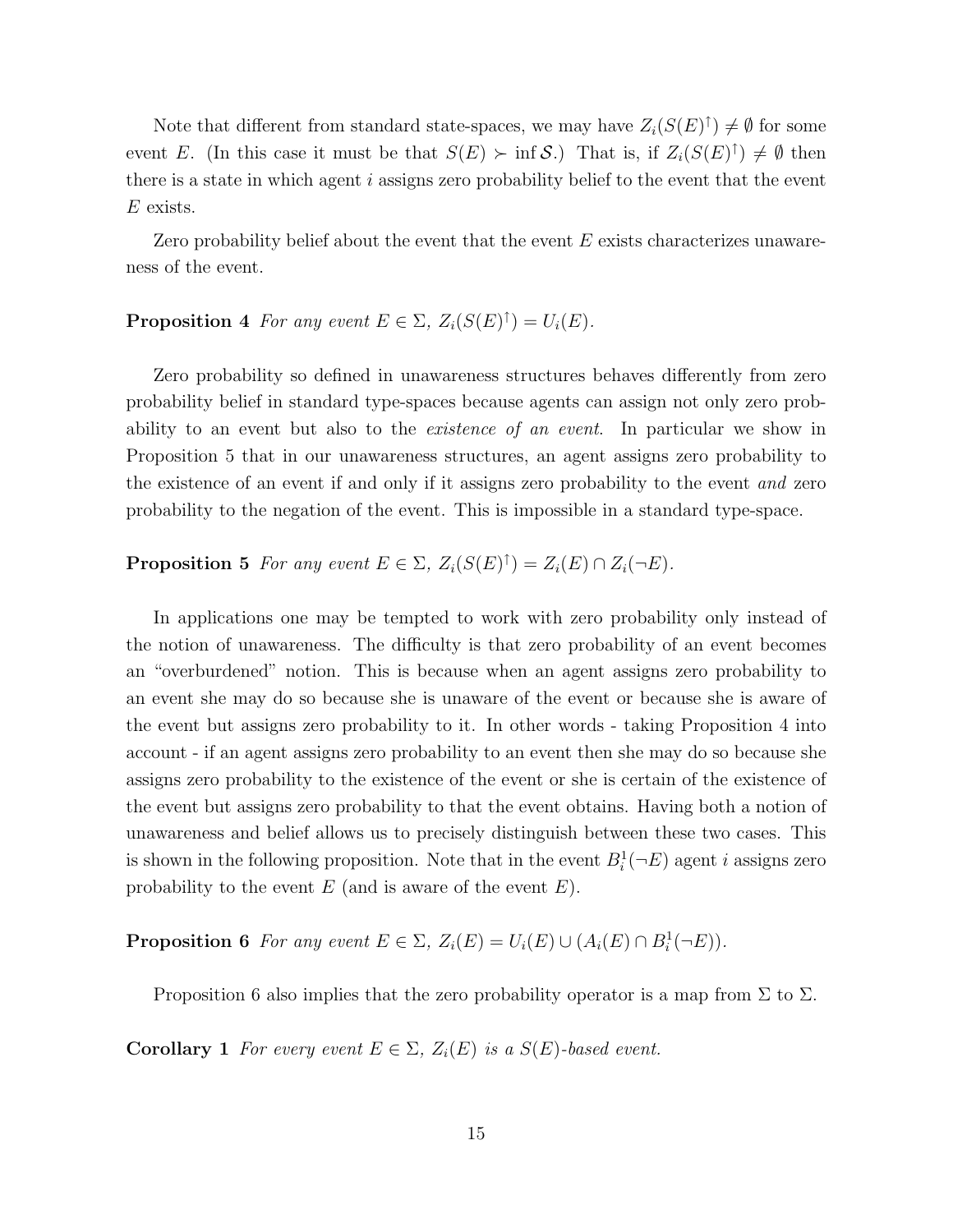Note that different from standard state-spaces, we may have $Z_i(S(E)^{\uparrow}) \neq \emptyset$ for some event $E$. (In this case it must be that $S(E) \succ \inf \mathcal{S}$.) That is, if $Z_i(S(E)^{\uparrow}) \neq \emptyset$ then there is a state in which agent $i$ assigns zero probability belief to the event that the event $E$ exists.

Zero probability belief about the event that the event $E$ exists characterizes unawareness of the event.

**Proposition 4** *For any event $E \in \Sigma$, $Z_i(S(E)^{\uparrow}) = U_i(E)$.*

Zero probability so defined in unawareness structures behaves differently from zero probability belief in standard type-spaces because agents can assign not only zero probability to an event but also to the *existence of an event*. In particular we show in Proposition 5 that in our unawareness structures, an agent assigns zero probability to the existence of an event if and only if it assigns zero probability to the event *and* zero probability to the negation of the event. This is impossible in a standard type-space.

**Proposition 5** *For any event $E \in \Sigma$, $Z_i(S(E)^{\uparrow}) = Z_i(E) \cap Z_i(\neg E)$.*

In applications one may be tempted to work with zero probability only instead of the notion of unawareness. The difficulty is that zero probability of an event becomes an "overburdened" notion. This is because when an agent assigns zero probability to an event she may do so because she is unaware of the event or because she is aware of the event but assigns zero probability to it. In other words - taking Proposition 4 into account - if an agent assigns zero probability to an event then she may do so because she assigns zero probability to the existence of the event or she is certain of the existence of the event but assigns zero probability to that the event obtains. Having both a notion of unawareness and belief allows us to precisely distinguish between these two cases. This is shown in the following proposition. Note that in the event $B_i^1(\neg E)$ agent $i$ assigns zero probability to the event $E$ (and is aware of the event $E$).

**Proposition 6** *For any event $E \in \Sigma$, $Z_i(E) = U_i(E) \cup (A_i(E) \cap B_i^1(\neg E))$.*

Proposition 6 also implies that the zero probability operator is a map from $\Sigma$ to $\Sigma$.

**Corollary 1** *For every event $E \in \Sigma$, $Z_i(E)$ is a $S(E)$-based event.*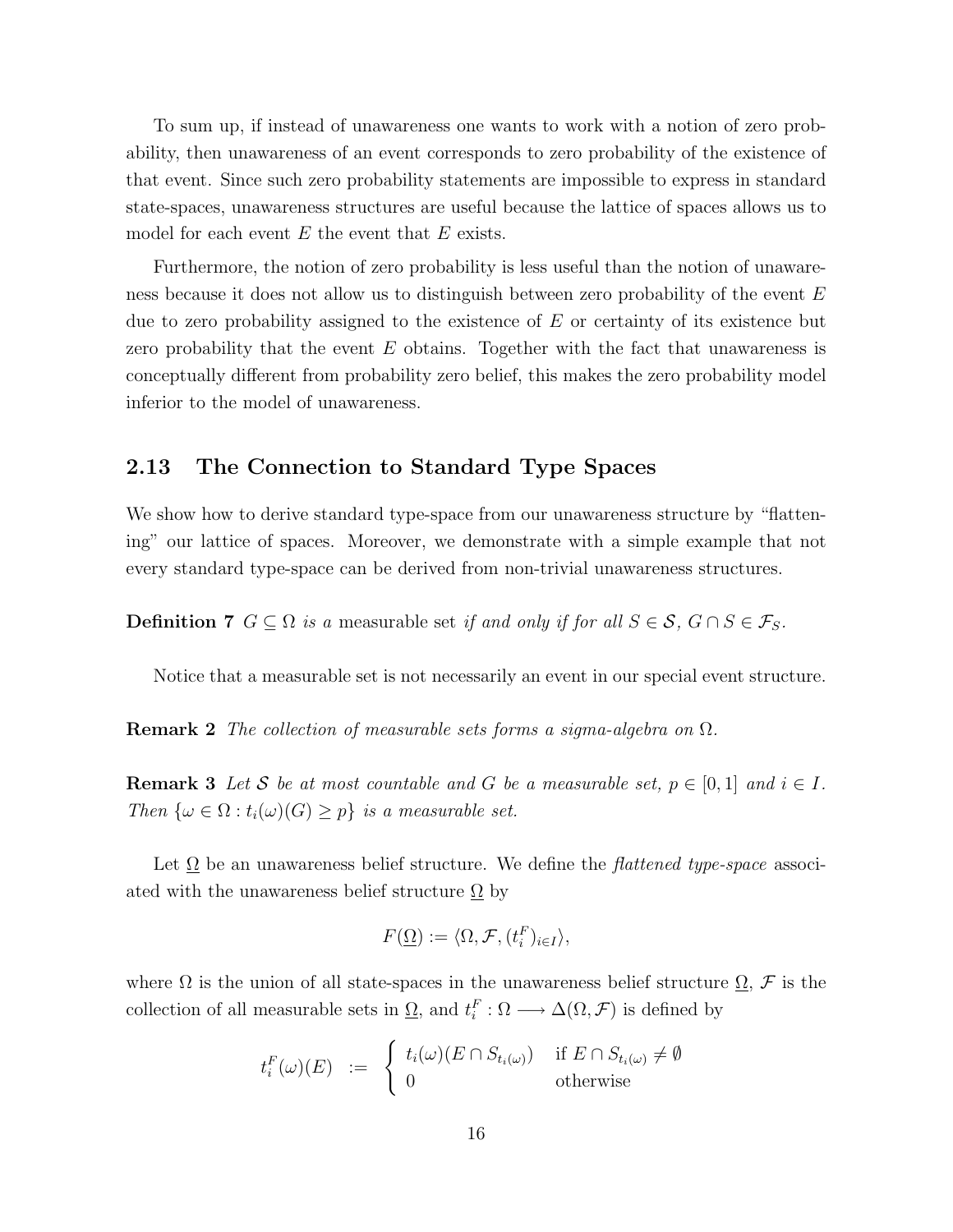To sum up, if instead of unawareness one wants to work with a notion of zero probability, then unawareness of an event corresponds to zero probability of the existence of that event. Since such zero probability statements are impossible to express in standard state-spaces, unawareness structures are useful because the lattice of spaces allows us to model for each event $E$ the event that $E$ exists.

Furthermore, the notion of zero probability is less useful than the notion of unawareness because it does not allow us to distinguish between zero probability of the event $E$ due to zero probability assigned to the existence of $E$ or certainty of its existence but zero probability that the event $E$ obtains. Together with the fact that unawareness is conceptually different from probability zero belief, this makes the zero probability model inferior to the model of unawareness.

## 2.13 The Connection to Standard Type Spaces

We show how to derive standard type-space from our unawareness structure by "flattening" our lattice of spaces. Moreover, we demonstrate with a simple example that not every standard type-space can be derived from non-trivial unawareness structures.

**Definition 7** *$G \subseteq \Omega$ is a* measurable set *if and only if for all $S \in \mathcal{S}$, $G \cap S \in \mathcal{F}_S$.*

Notice that a measurable set is not necessarily an event in our special event structure.

**Remark 2** *The collection of measurable sets forms a sigma-algebra on $\Omega$.*

**Remark 3** *Let $\mathcal{S}$ be at most countable and $G$ be a measurable set, $p \in [0, 1]$ and $i \in I$. Then $\{\omega \in \Omega : t_i(\omega)(G) \geq p\}$ is a measurable set.*

Let $\underline{\Omega}$ be an unawareness belief structure. We define the *flattened type-space* associated with the unawareness belief structure $\underline{\Omega}$ by

$$F(\underline{\Omega}) := \langle \Omega, \mathcal{F}, (t_i^F)_{i \in I} \rangle,$$

where $\Omega$ is the union of all state-spaces in the unawareness belief structure $\underline{\Omega}$, $\mathcal{F}$ is the collection of all measurable sets in $\underline{\Omega}$, and $t_i^F : \Omega \longrightarrow \Delta(\Omega, \mathcal{F})$ is defined by

$$t_i^F(\omega)(E) \;:=\; \begin{cases} t_i(\omega)(E \cap S_{t_i(\omega)}) & \text{if } E \cap S_{t_i(\omega)} \neq \emptyset \\ 0 & \text{otherwise} \end{cases}$$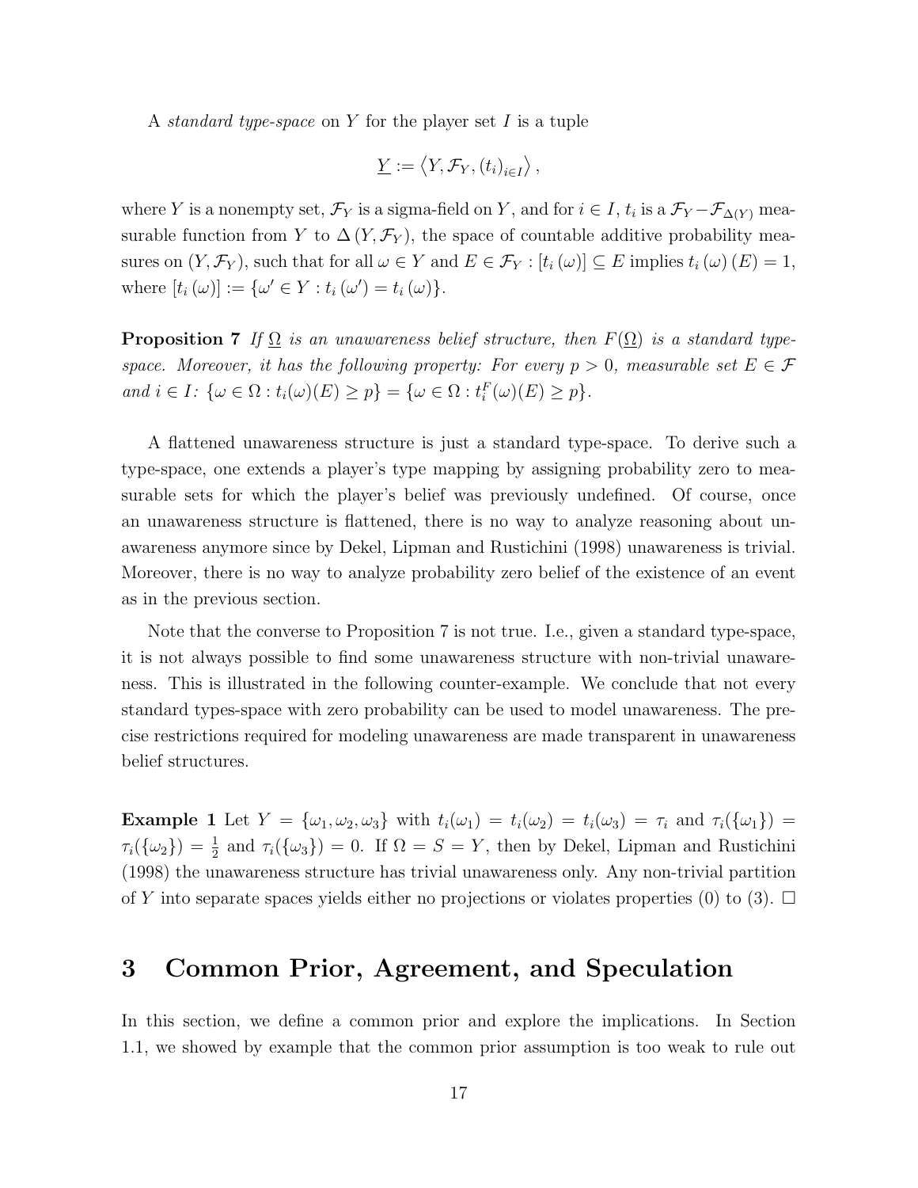A *standard type-space* on $Y$ for the player set $I$ is a tuple

$$\underline{Y} := \left\langle Y, \mathcal{F}_Y, (t_i)_{i \in I} \right\rangle,$$

where $Y$ is a nonempty set, $\mathcal{F}_Y$ is a sigma-field on $Y$, and for $i \in I$, $t_i$ is a $\mathcal{F}_Y - \mathcal{F}_{\Delta(Y)}$ measurable function from $Y$ to $\Delta(Y, \mathcal{F}_Y)$, the space of countable additive probability measures on $(Y, \mathcal{F}_Y)$, such that for all $\omega \in Y$ and $E \in \mathcal{F}_Y$ : $[t_i(\omega)] \subseteq E$ implies $t_i(\omega)(E) = 1$, where $[t_i(\omega)] := \{\omega' \in Y : t_i(\omega') = t_i(\omega)\}$.

**Proposition 7** *If $\underline{\Omega}$ is an unawareness belief structure, then $F(\underline{\Omega})$ is a standard type-space. Moreover, it has the following property: For every $p > 0$, measurable set $E \in \mathcal{F}$ and $i \in I$: $\{\omega \in \Omega : t_i(\omega)(E) \geq p\} = \{\omega \in \Omega : t_i^F(\omega)(E) \geq p\}$.*

A flattened unawareness structure is just a standard type-space. To derive such a type-space, one extends a player's type mapping by assigning probability zero to measurable sets for which the player's belief was previously undefined. Of course, once an unawareness structure is flattened, there is no way to analyze reasoning about unawareness anymore since by Dekel, Lipman and Rustichini (1998) unawareness is trivial. Moreover, there is no way to analyze probability zero belief of the existence of an event as in the previous section.

Note that the converse to Proposition 7 is not true. I.e., given a standard type-space, it is not always possible to find some unawareness structure with non-trivial unawareness. This is illustrated in the following counter-example. We conclude that not every standard types-space with zero probability can be used to model unawareness. The precise restrictions required for modeling unawareness are made transparent in unawareness belief structures.

**Example 1** Let $Y = \{\omega_1, \omega_2, \omega_3\}$ with $t_i(\omega_1) = t_i(\omega_2) = t_i(\omega_3) = \tau_i$ and $\tau_i(\{\omega_1\}) = \tau_i(\{\omega_2\}) = \frac{1}{2}$ and $\tau_i(\{\omega_3\}) = 0$. If $\Omega = S = Y$, then by Dekel, Lipman and Rustichini (1998) the unawareness structure has trivial unawareness only. Any non-trivial partition of $Y$ into separate spaces yields either no projections or violates properties (0) to (3). $\square$

## 3 Common Prior, Agreement, and Speculation

In this section, we define a common prior and explore the implications. In Section 1.1, we showed by example that the common prior assumption is too weak to rule out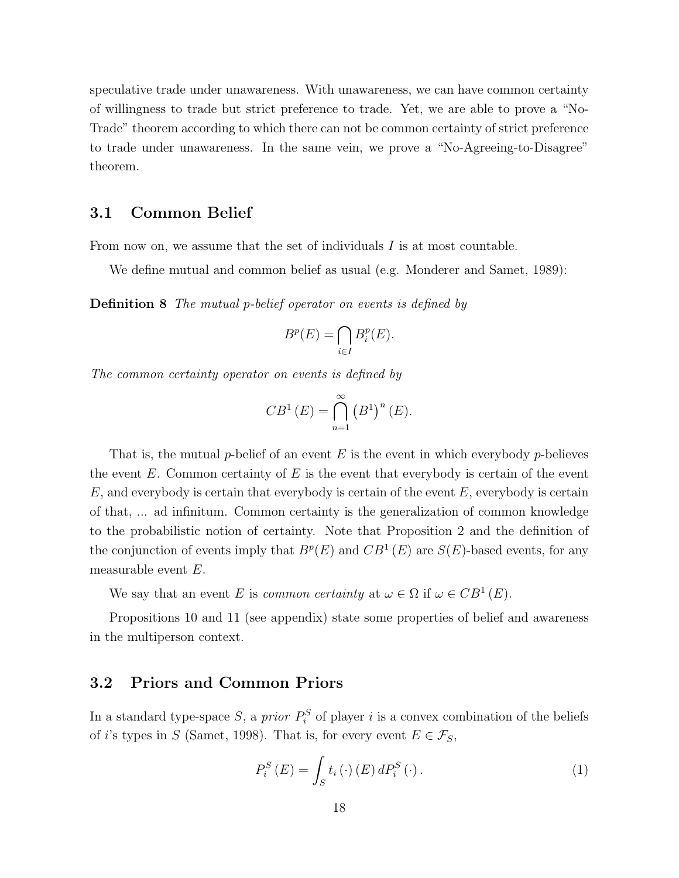speculative trade under unawareness. With unawareness, we can have common certainty of willingness to trade but strict preference to trade. Yet, we are able to prove a "No-Trade" theorem according to which there can not be common certainty of strict preference to trade under unawareness. In the same vein, we prove a "No-Agreeing-to-Disagree" theorem.

## 3.1 Common Belief

From now on, we assume that the set of individuals $I$ is at most countable.

We define mutual and common belief as usual (e.g. Monderer and Samet, 1989):

**Definition 8** *The mutual p-belief operator on events is defined by*

$$B^p(E) = \bigcap_{i \in I} B_i^p(E).$$

*The common certainty operator on events is defined by*

$$CB^1(E) = \bigcap_{n=1}^{\infty} \left(B^1\right)^n(E).$$

That is, the mutual $p$-belief of an event $E$ is the event in which everybody $p$-believes the event $E$. Common certainty of $E$ is the event that everybody is certain of the event $E$, and everybody is certain that everybody is certain of the event $E$, everybody is certain of that, ... ad infinitum. Common certainty is the generalization of common knowledge to the probabilistic notion of certainty. Note that Proposition 2 and the definition of the conjunction of events imply that $B^p(E)$ and $CB^1(E)$ are $S(E)$-based events, for any measurable event $E$.

We say that an event $E$ is *common certainty* at $\omega \in \Omega$ if $\omega \in CB^1(E)$.

Propositions 10 and 11 (see appendix) state some properties of belief and awareness in the multiperson context.

## 3.2 Priors and Common Priors

In a standard type-space $S$, a *prior* $P_i^S$ of player $i$ is a convex combination of the beliefs of $i$'s types in $S$ (Samet, 1998). That is, for every event $E \in \mathcal{F}_S$,

$$P_i^S(E) = \int_S t_i(\cdot)(E)\, dP_i^S(\cdot). \tag{1}$$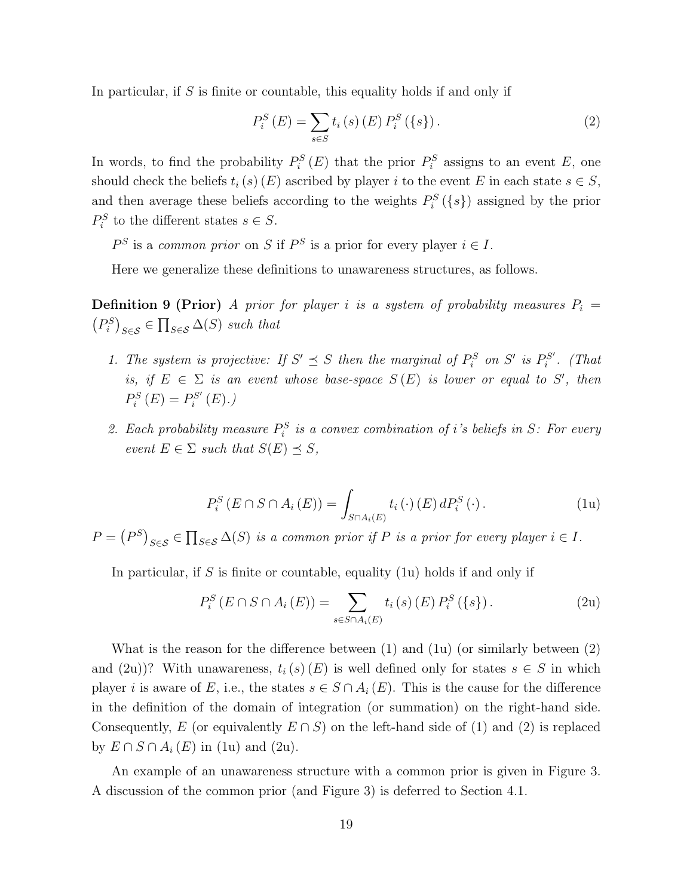In particular, if $S$ is finite or countable, this equality holds if and only if

$$P_i^S(E) = \sum_{s \in S} t_i(s)(E) P_i^S(\{s\}). \tag{2}$$

In words, to find the probability $P_i^S(E)$ that the prior $P_i^S$ assigns to an event $E$, one should check the beliefs $t_i(s)(E)$ ascribed by player $i$ to the event $E$ in each state $s \in S$, and then average these beliefs according to the weights $P_i^S(\{s\})$ assigned by the prior $P_i^S$ to the different states $s \in S$.

$P^S$ is a *common prior* on $S$ if $P^S$ is a prior for every player $i \in I$.

Here we generalize these definitions to unawareness structures, as follows.

**Definition 9 (Prior)** *A prior for player $i$ is a system of probability measures $P_i = \left(P_i^S\right)_{S \in \mathcal{S}} \in \prod_{S \in \mathcal{S}} \Delta(S)$ such that*

1. *The system is projective: If $S' \preceq S$ then the marginal of $P_i^S$ on $S'$ is $P_i^{S'}$. (That is, if $E \in \Sigma$ is an event whose base-space $S(E)$ is lower or equal to $S'$, then $P_i^S(E) = P_i^{S'}(E)$.)*
2. *Each probability measure $P_i^S$ is a convex combination of $i$'s beliefs in $S$: For every event $E \in \Sigma$ such that $S(E) \preceq S$,*

$$P_i^S(E \cap S \cap A_i(E)) = \int_{S \cap A_i(E)} t_i(\cdot)(E)\, dP_i^S(\cdot). \tag{1u}$$

*$P = \left(P^S\right)_{S \in \mathcal{S}} \in \prod_{S \in \mathcal{S}} \Delta(S)$ is a common prior if $P$ is a prior for every player $i \in I$.*

In particular, if $S$ is finite or countable, equality (1u) holds if and only if

$$P_i^S(E \cap S \cap A_i(E)) = \sum_{s \in S \cap A_i(E)} t_i(s)(E) P_i^S(\{s\}). \tag{2u}$$

What is the reason for the difference between (1) and (1u) (or similarly between (2) and (2u))? With unawareness, $t_i(s)(E)$ is well defined only for states $s \in S$ in which player $i$ is aware of $E$, i.e., the states $s \in S \cap A_i(E)$. This is the cause for the difference in the definition of the domain of integration (or summation) on the right-hand side. Consequently, $E$ (or equivalently $E \cap S$) on the left-hand side of (1) and (2) is replaced by $E \cap S \cap A_i(E)$ in (1u) and (2u).

An example of an unawareness structure with a common prior is given in Figure 3. A discussion of the common prior (and Figure 3) is deferred to Section 4.1.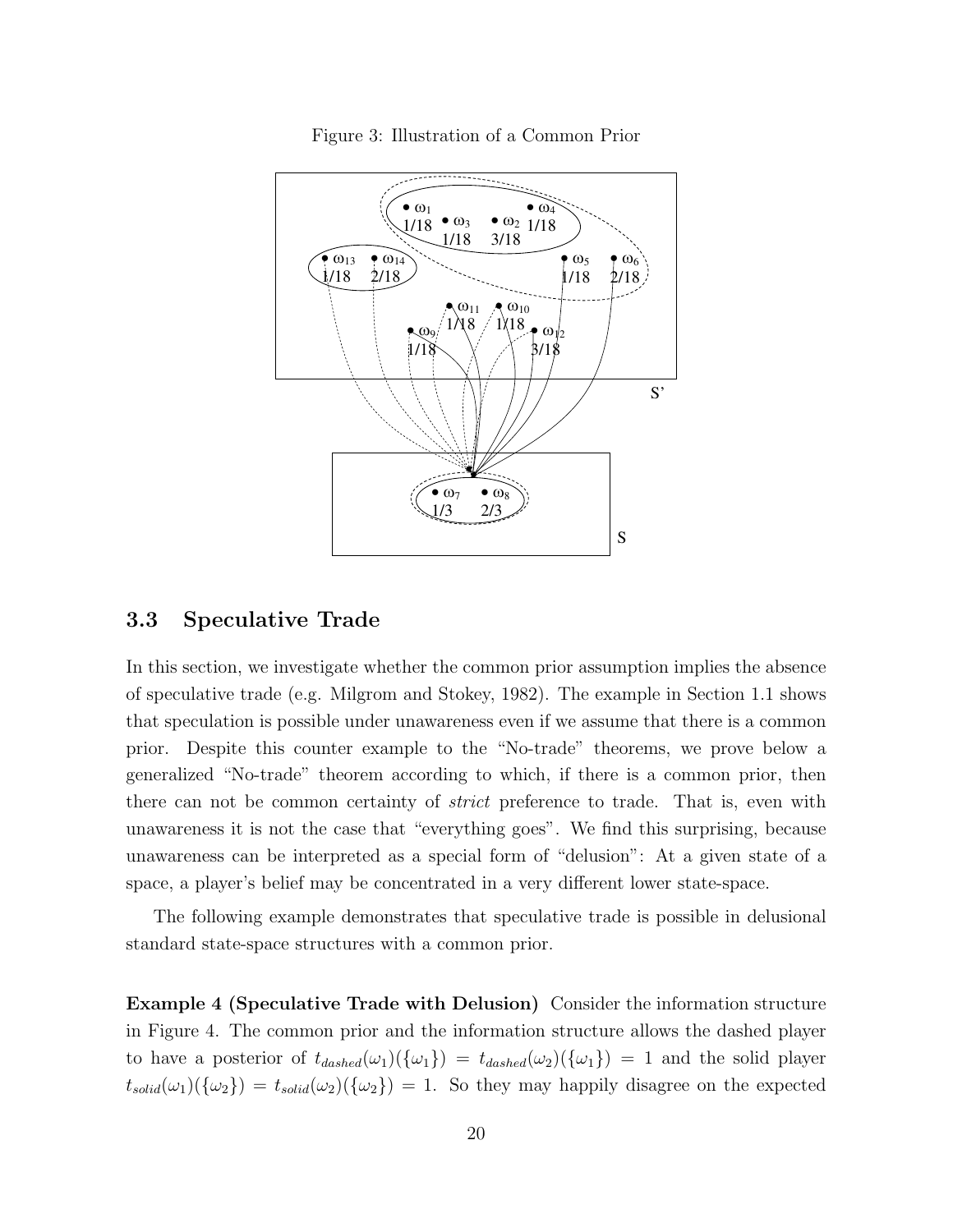Figure 3: Illustration of a Common Prior

### 3.3 Speculative Trade

In this section, we investigate whether the common prior assumption implies the absence of speculative trade (e.g. Milgrom and Stokey, 1982). The example in Section 1.1 shows that speculation is possible under unawareness even if we assume that there is a common prior. Despite this counter example to the "No-trade" theorems, we prove below a generalized "No-trade" theorem according to which, if there is a common prior, then there can not be common certainty of *strict* preference to trade. That is, even with unawareness it is not the case that "everything goes". We find this surprising, because unawareness can be interpreted as a special form of "delusion": At a given state of a space, a player's belief may be concentrated in a very different lower state-space.

The following example demonstrates that speculative trade is possible in delusional standard state-space structures with a common prior.

**Example 4 (Speculative Trade with Delusion)** Consider the information structure in Figure 4. The common prior and the information structure allows the dashed player to have a posterior of $t_{dashed}(\omega_1)(\{\omega_1\}) = t_{dashed}(\omega_2)(\{\omega_1\}) = 1$ and the solid player $t_{solid}(\omega_1)(\{\omega_2\}) = t_{solid}(\omega_2)(\{\omega_2\}) = 1$. So they may happily disagree on the expected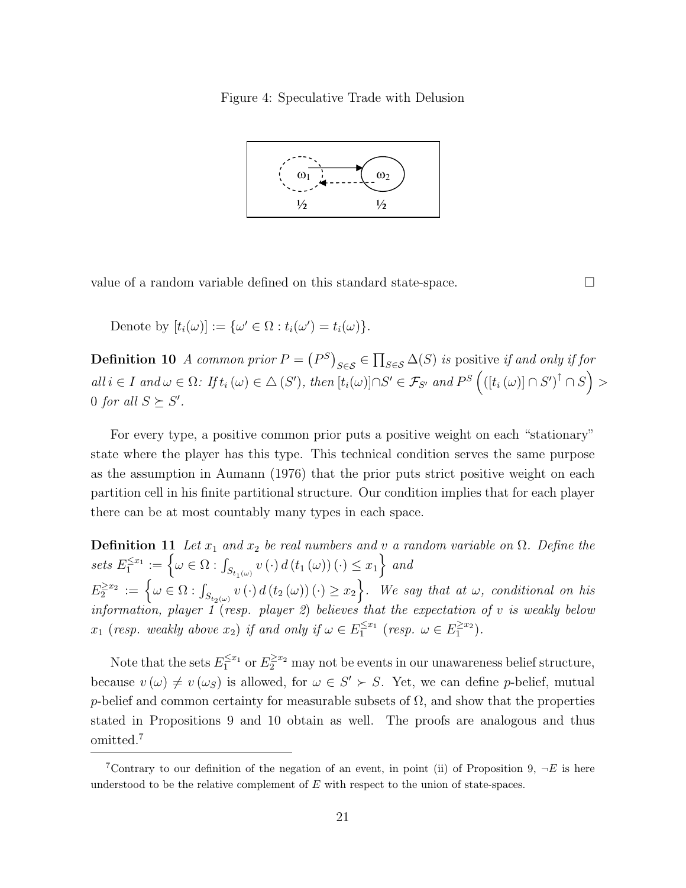Figure 4: Speculative Trade with Delusion

value of a random variable defined on this standard state-space. □

Denote by $[t_i(\omega)] := \{\omega' \in \Omega : t_i(\omega') = t_i(\omega)\}$.

**Definition 10** *A common prior* $P = \left(P^S\right)_{S \in \mathcal{S}} \in \prod_{S \in \mathcal{S}} \Delta(S)$ *is* positive *if and only if for all* $i \in I$ *and* $\omega \in \Omega$*: If* $t_i(\omega) \in \triangle(S')$*, then* $[t_i(\omega)] \cap S' \in \mathcal{F}_{S'}$ *and* $P^S\left(([t_i(\omega)] \cap S')^{\uparrow} \cap S\right) > 0$ *for all* $S \succeq S'$.

For every type, a positive common prior puts a positive weight on each "stationary" state where the player has this type. This technical condition serves the same purpose as the assumption in Aumann (1976) that the prior puts strict positive weight on each partition cell in his finite partitional structure. Our condition implies that for each player there can be at most countably many types in each space.

**Definition 11** *Let* $x_1$ *and* $x_2$ *be real numbers and* $v$ *a random variable on* $\Omega$*. Define the sets* $E_1^{\leq x_1} := \left\{\omega \in \Omega : \int_{S_{t_1(\omega)}} v(\cdot)\, d(t_1(\omega))(\cdot) \leq x_1\right\}$ *and* $E_2^{\geq x_2} := \left\{\omega \in \Omega : \int_{S_{t_2(\omega)}} v(\cdot)\, d(t_2(\omega))(\cdot) \geq x_2\right\}$*. We say that at* $\omega$*, conditional on his information, player 1 (resp. player 2) believes that the expectation of* $v$ *is weakly below* $x_1$ *(resp. weakly above* $x_2$*) if and only if* $\omega \in E_1^{\leq x_1}$ *(resp.* $\omega \in E_1^{\geq x_2}$*).*

Note that the sets $E_1^{\leq x_1}$ or $E_2^{\geq x_2}$ may not be events in our unawareness belief structure, because $v(\omega) \neq v(\omega_S)$ is allowed, for $\omega \in S' \succ S$. Yet, we can define $p$-belief, mutual $p$-belief and common certainty for measurable subsets of $\Omega$, and show that the properties stated in Propositions 9 and 10 obtain as well. The proofs are analogous and thus omitted.[7]

[7] Contrary to our definition of the negation of an event, in point (ii) of Proposition 9, $\neg E$ is here understood to be the relative complement of $E$ with respect to the union of state-spaces.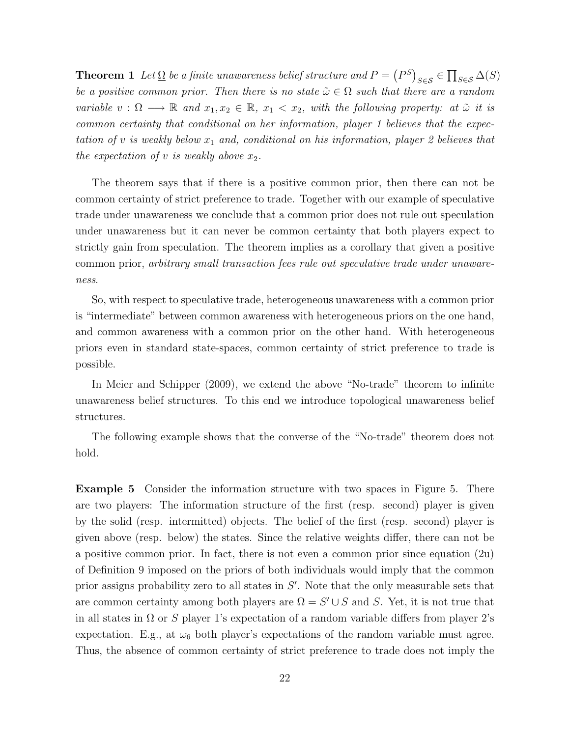**Theorem 1** *Let $\underline{\Omega}$ be a finite unawareness belief structure and $P = \left(P^S\right)_{S \in \mathcal{S}} \in \prod_{S \in \mathcal{S}} \Delta(S)$ be a positive common prior. Then there is no state $\tilde{\omega} \in \Omega$ such that there are a random variable $v : \Omega \longrightarrow \mathbb{R}$ and $x_1, x_2 \in \mathbb{R}$, $x_1 < x_2$, with the following property: at $\tilde{\omega}$ it is common certainty that conditional on her information, player 1 believes that the expectation of $v$ is weakly below $x_1$ and, conditional on his information, player 2 believes that the expectation of $v$ is weakly above $x_2$.*

The theorem says that if there is a positive common prior, then there can not be common certainty of strict preference to trade. Together with our example of speculative trade under unawareness we conclude that a common prior does not rule out speculation under unawareness but it can never be common certainty that both players expect to strictly gain from speculation. The theorem implies as a corollary that given a positive common prior, *arbitrary small transaction fees rule out speculative trade under unawareness.*

So, with respect to speculative trade, heterogeneous unawareness with a common prior is "intermediate" between common awareness with heterogeneous priors on the one hand, and common awareness with a common prior on the other hand. With heterogeneous priors even in standard state-spaces, common certainty of strict preference to trade is possible.

In Meier and Schipper (2009), we extend the above "No-trade" theorem to infinite unawareness belief structures. To this end we introduce topological unawareness belief structures.

The following example shows that the converse of the "No-trade" theorem does not hold.

**Example 5** Consider the information structure with two spaces in Figure 5. There are two players: The information structure of the first (resp. second) player is given by the solid (resp. intermitted) objects. The belief of the first (resp. second) player is given above (resp. below) the states. Since the relative weights differ, there can not be a positive common prior. In fact, there is not even a common prior since equation (2u) of Definition 9 imposed on the priors of both individuals would imply that the common prior assigns probability zero to all states in $S'$. Note that the only measurable sets that are common certainty among both players are $\Omega = S' \cup S$ and $S$. Yet, it is not true that in all states in $\Omega$ or $S$ player 1's expectation of a random variable differs from player 2's expectation. E.g., at $\omega_6$ both player's expectations of the random variable must agree. Thus, the absence of common certainty of strict preference to trade does not imply the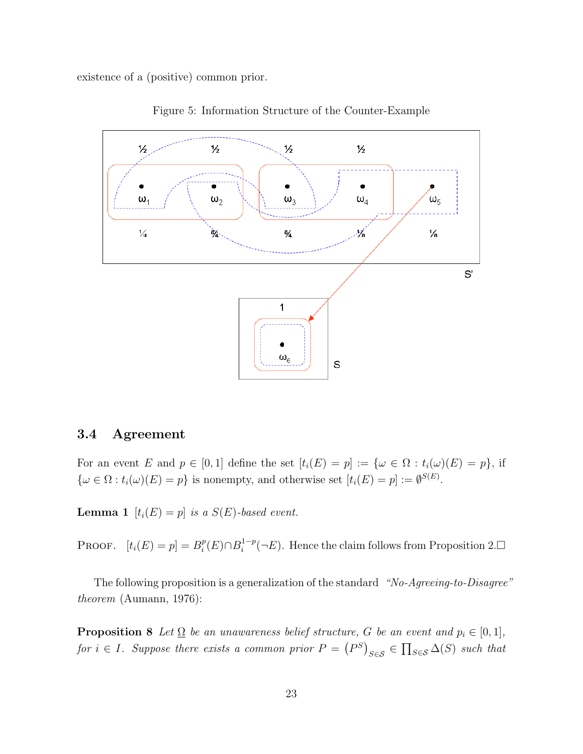existence of a (positive) common prior.

Figure 5: Information Structure of the Counter-Example

## 3.4 Agreement

For an event $E$ and $p \in [0,1]$ define the set $[t_i(E) = p] := \{\omega \in \Omega : t_i(\omega)(E) = p\}$, if $\{\omega \in \Omega : t_i(\omega)(E) = p\}$ is nonempty, and otherwise set $[t_i(E) = p] := \emptyset^{S(E)}$.

**Lemma 1** *$[t_i(E) = p]$ is a $S(E)$-based event.*

PROOF. $[t_i(E) = p] = B_i^p(E) \cap B_i^{1-p}(\neg E)$. Hence the claim follows from Proposition 2.□

The following proposition is a generalization of the standard *"No-Agreeing-to-Disagree" theorem* (Aumann, 1976):

**Proposition 8** *Let $\underline{\Omega}$ be an unawareness belief structure, $G$ be an event and $p_i \in [0,1]$, for $i \in I$. Suppose there exists a common prior $P = \left(P^S\right)_{S \in \mathcal{S}} \in \prod_{S \in \mathcal{S}} \Delta(S)$ such that*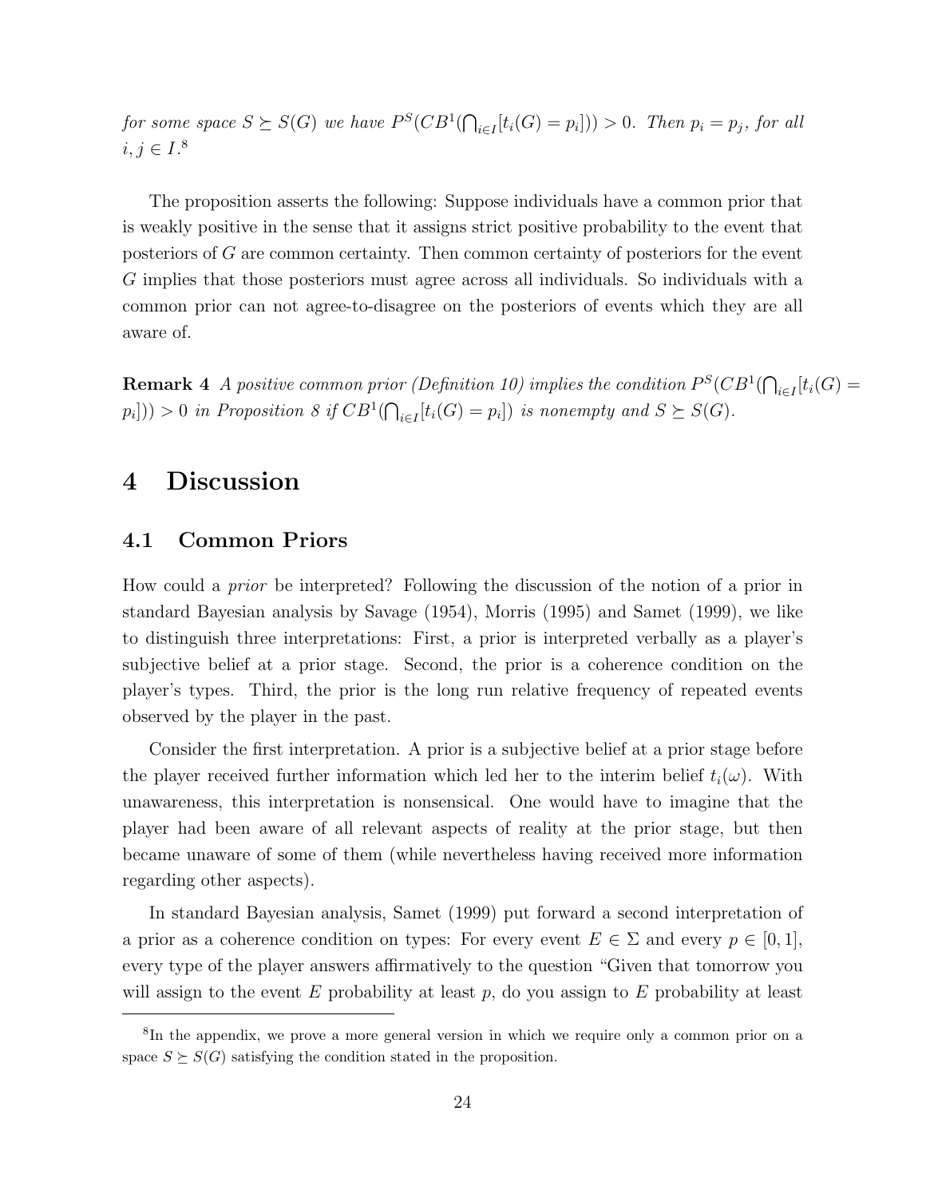*for some space $S \succeq S(G)$ we have $P^S(CB^1(\bigcap_{i\in I}[t_i(G) = p_i])) > 0$. Then $p_i = p_j$, for all $i, j \in I$.*[8]

The proposition asserts the following: Suppose individuals have a common prior that is weakly positive in the sense that it assigns strict positive probability to the event that posteriors of $G$ are common certainty. Then common certainty of posteriors for the event $G$ implies that those posteriors must agree across all individuals. So individuals with a common prior can not agree-to-disagree on the posteriors of events which they are all aware of.

**Remark 4** *A positive common prior (Definition 10) implies the condition $P^S(CB^1(\bigcap_{i\in I}[t_i(G) = p_i])) > 0$ in Proposition 8 if $CB^1(\bigcap_{i\in I}[t_i(G) = p_i])$ is nonempty and $S \succeq S(G)$.*

# 4 Discussion

## 4.1 Common Priors

How could a *prior* be interpreted? Following the discussion of the notion of a prior in standard Bayesian analysis by Savage (1954), Morris (1995) and Samet (1999), we like to distinguish three interpretations: First, a prior is interpreted verbally as a player's subjective belief at a prior stage. Second, the prior is a coherence condition on the player's types. Third, the prior is the long run relative frequency of repeated events observed by the player in the past.

Consider the first interpretation. A prior is a subjective belief at a prior stage before the player received further information which led her to the interim belief $t_i(\omega)$. With unawareness, this interpretation is nonsensical. One would have to imagine that the player had been aware of all relevant aspects of reality at the prior stage, but then became unaware of some of them (while nevertheless having received more information regarding other aspects).

In standard Bayesian analysis, Samet (1999) put forward a second interpretation of a prior as a coherence condition on types: For every event $E \in \Sigma$ and every $p \in [0, 1]$, every type of the player answers affirmatively to the question "Given that tomorrow you will assign to the event $E$ probability at least $p$, do you assign to $E$ probability at least

[8] In the appendix, we prove a more general version in which we require only a common prior on a space $S \succeq S(G)$ satisfying the condition stated in the proposition.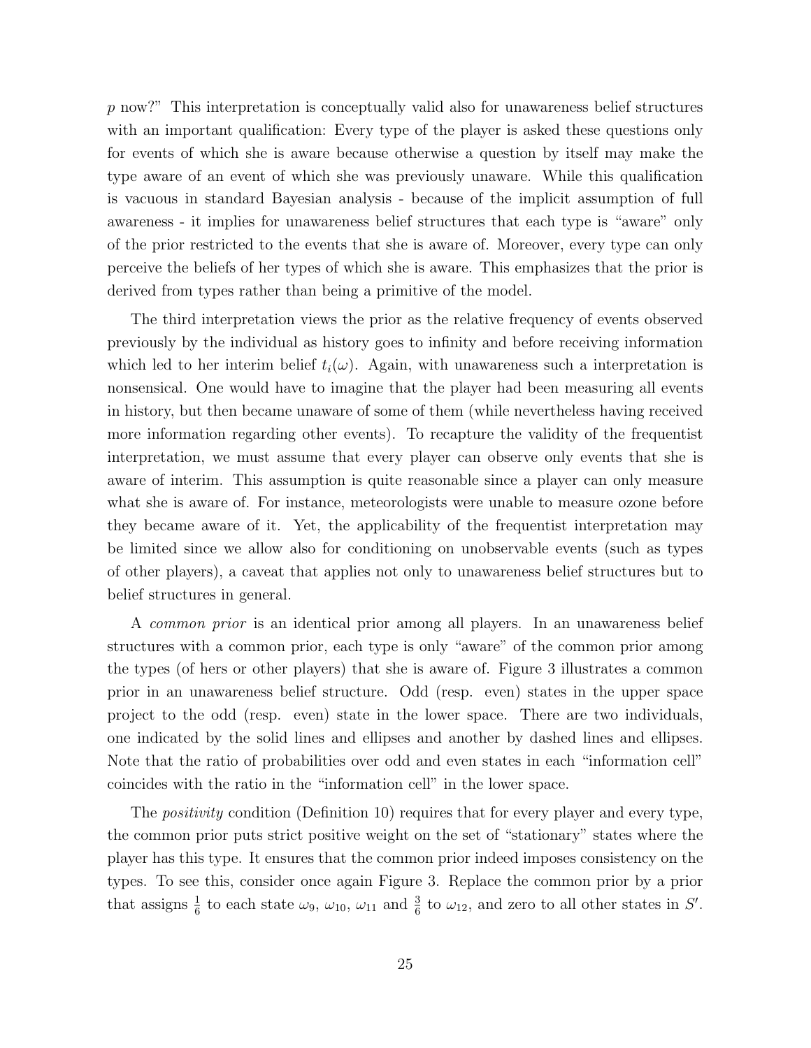$p$ now?" This interpretation is conceptually valid also for unawareness belief structures with an important qualification: Every type of the player is asked these questions only for events of which she is aware because otherwise a question by itself may make the type aware of an event of which she was previously unaware. While this qualification is vacuous in standard Bayesian analysis - because of the implicit assumption of full awareness - it implies for unawareness belief structures that each type is "aware" only of the prior restricted to the events that she is aware of. Moreover, every type can only perceive the beliefs of her types of which she is aware. This emphasizes that the prior is derived from types rather than being a primitive of the model.

The third interpretation views the prior as the relative frequency of events observed previously by the individual as history goes to infinity and before receiving information which led to her interim belief $t_i(\omega)$. Again, with unawareness such a interpretation is nonsensical. One would have to imagine that the player had been measuring all events in history, but then became unaware of some of them (while nevertheless having received more information regarding other events). To recapture the validity of the frequentist interpretation, we must assume that every player can observe only events that she is aware of interim. This assumption is quite reasonable since a player can only measure what she is aware of. For instance, meteorologists were unable to measure ozone before they became aware of it. Yet, the applicability of the frequentist interpretation may be limited since we allow also for conditioning on unobservable events (such as types of other players), a caveat that applies not only to unawareness belief structures but to belief structures in general.

A *common prior* is an identical prior among all players. In an unawareness belief structures with a common prior, each type is only "aware" of the common prior among the types (of hers or other players) that she is aware of. Figure 3 illustrates a common prior in an unawareness belief structure. Odd (resp. even) states in the upper space project to the odd (resp. even) state in the lower space. There are two individuals, one indicated by the solid lines and ellipses and another by dashed lines and ellipses. Note that the ratio of probabilities over odd and even states in each "information cell" coincides with the ratio in the "information cell" in the lower space.

The *positivity* condition (Definition 10) requires that for every player and every type, the common prior puts strict positive weight on the set of "stationary" states where the player has this type. It ensures that the common prior indeed imposes consistency on the types. To see this, consider once again Figure 3. Replace the common prior by a prior that assigns $\frac{1}{6}$ to each state $\omega_9$, $\omega_{10}$, $\omega_{11}$ and $\frac{3}{6}$ to $\omega_{12}$, and zero to all other states in $S'$.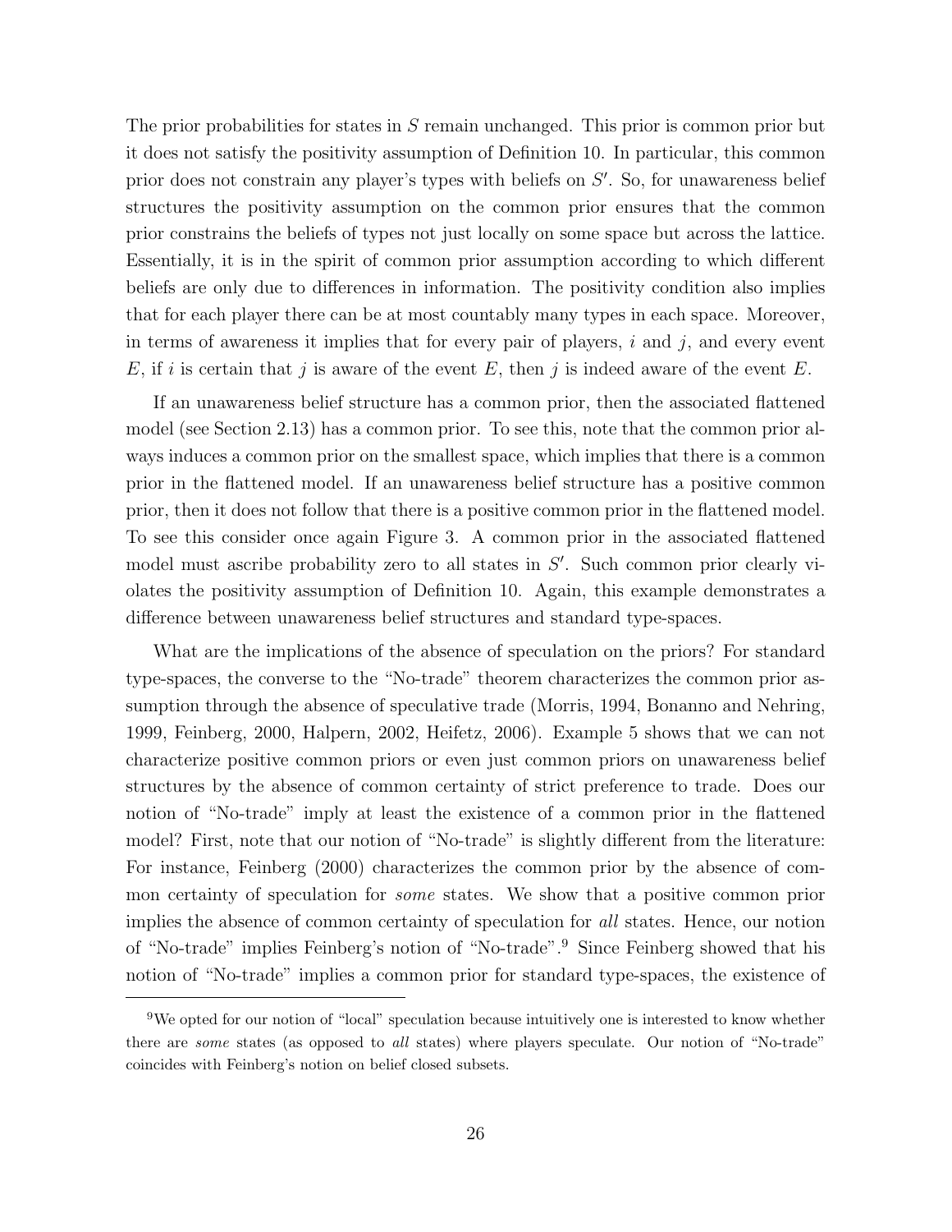The prior probabilities for states in $S$ remain unchanged. This prior is common prior but it does not satisfy the positivity assumption of Definition 10. In particular, this common prior does not constrain any player's types with beliefs on $S'$. So, for unawareness belief structures the positivity assumption on the common prior ensures that the common prior constrains the beliefs of types not just locally on some space but across the lattice. Essentially, it is in the spirit of common prior assumption according to which different beliefs are only due to differences in information. The positivity condition also implies that for each player there can be at most countably many types in each space. Moreover, in terms of awareness it implies that for every pair of players, $i$ and $j$, and every event $E$, if $i$ is certain that $j$ is aware of the event $E$, then $j$ is indeed aware of the event $E$.

If an unawareness belief structure has a common prior, then the associated flattened model (see Section 2.13) has a common prior. To see this, note that the common prior always induces a common prior on the smallest space, which implies that there is a common prior in the flattened model. If an unawareness belief structure has a positive common prior, then it does not follow that there is a positive common prior in the flattened model. To see this consider once again Figure 3. A common prior in the associated flattened model must ascribe probability zero to all states in $S'$. Such common prior clearly violates the positivity assumption of Definition 10. Again, this example demonstrates a difference between unawareness belief structures and standard type-spaces.

What are the implications of the absence of speculation on the priors? For standard type-spaces, the converse to the "No-trade" theorem characterizes the common prior assumption through the absence of speculative trade (Morris, 1994, Bonanno and Nehring, 1999, Feinberg, 2000, Halpern, 2002, Heifetz, 2006). Example 5 shows that we can not characterize positive common priors or even just common priors on unawareness belief structures by the absence of common certainty of strict preference to trade. Does our notion of "No-trade" imply at least the existence of a common prior in the flattened model? First, note that our notion of "No-trade" is slightly different from the literature: For instance, Feinberg (2000) characterizes the common prior by the absence of common certainty of speculation for *some* states. We show that a positive common prior implies the absence of common certainty of speculation for *all* states. Hence, our notion of "No-trade" implies Feinberg's notion of "No-trade".[9] Since Feinberg showed that his notion of "No-trade" implies a common prior for standard type-spaces, the existence of

[9] We opted for our notion of "local" speculation because intuitively one is interested to know whether there are *some* states (as opposed to *all* states) where players speculate. Our notion of "No-trade" coincides with Feinberg's notion on belief closed subsets.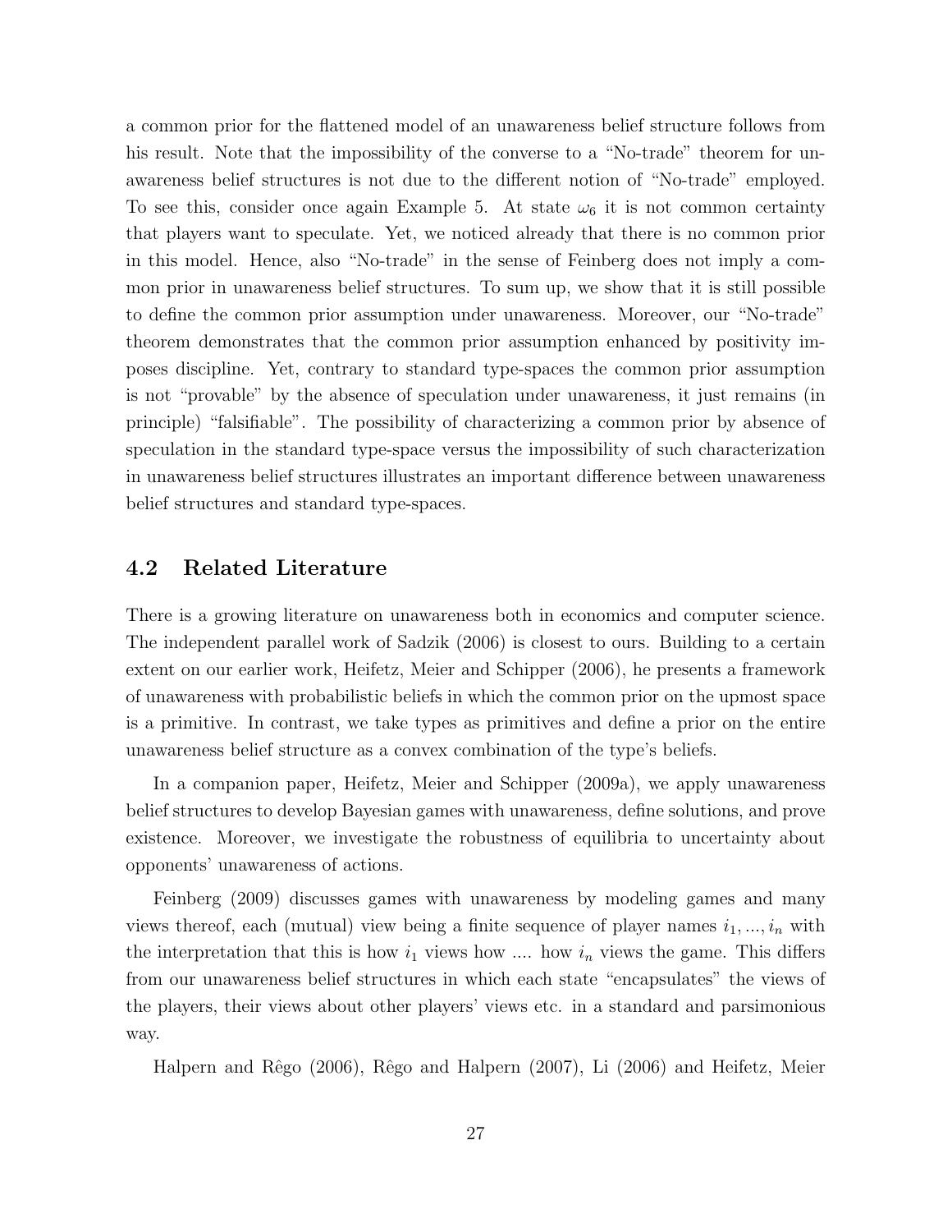a common prior for the flattened model of an unawareness belief structure follows from his result. Note that the impossibility of the converse to a "No-trade" theorem for unawareness belief structures is not due to the different notion of "No-trade" employed. To see this, consider once again Example 5. At state $\omega_6$ it is not common certainty that players want to speculate. Yet, we noticed already that there is no common prior in this model. Hence, also "No-trade" in the sense of Feinberg does not imply a common prior in unawareness belief structures. To sum up, we show that it is still possible to define the common prior assumption under unawareness. Moreover, our "No-trade" theorem demonstrates that the common prior assumption enhanced by positivity imposes discipline. Yet, contrary to standard type-spaces the common prior assumption is not "provable" by the absence of speculation under unawareness, it just remains (in principle) "falsifiable". The possibility of characterizing a common prior by absence of speculation in the standard type-space versus the impossibility of such characterization in unawareness belief structures illustrates an important difference between unawareness belief structures and standard type-spaces.

## 4.2 Related Literature

There is a growing literature on unawareness both in economics and computer science. The independent parallel work of Sadzik (2006) is closest to ours. Building to a certain extent on our earlier work, Heifetz, Meier and Schipper (2006), he presents a framework of unawareness with probabilistic beliefs in which the common prior on the upmost space is a primitive. In contrast, we take types as primitives and define a prior on the entire unawareness belief structure as a convex combination of the type's beliefs.

In a companion paper, Heifetz, Meier and Schipper (2009a), we apply unawareness belief structures to develop Bayesian games with unawareness, define solutions, and prove existence. Moreover, we investigate the robustness of equilibria to uncertainty about opponents' unawareness of actions.

Feinberg (2009) discusses games with unawareness by modeling games and many views thereof, each (mutual) view being a finite sequence of player names $i_1, ..., i_n$ with the interpretation that this is how $i_1$ views how .... how $i_n$ views the game. This differs from our unawareness belief structures in which each state "encapsulates" the views of the players, their views about other players' views etc. in a standard and parsimonious way.

Halpern and Rêgo (2006), Rêgo and Halpern (2007), Li (2006) and Heifetz, Meier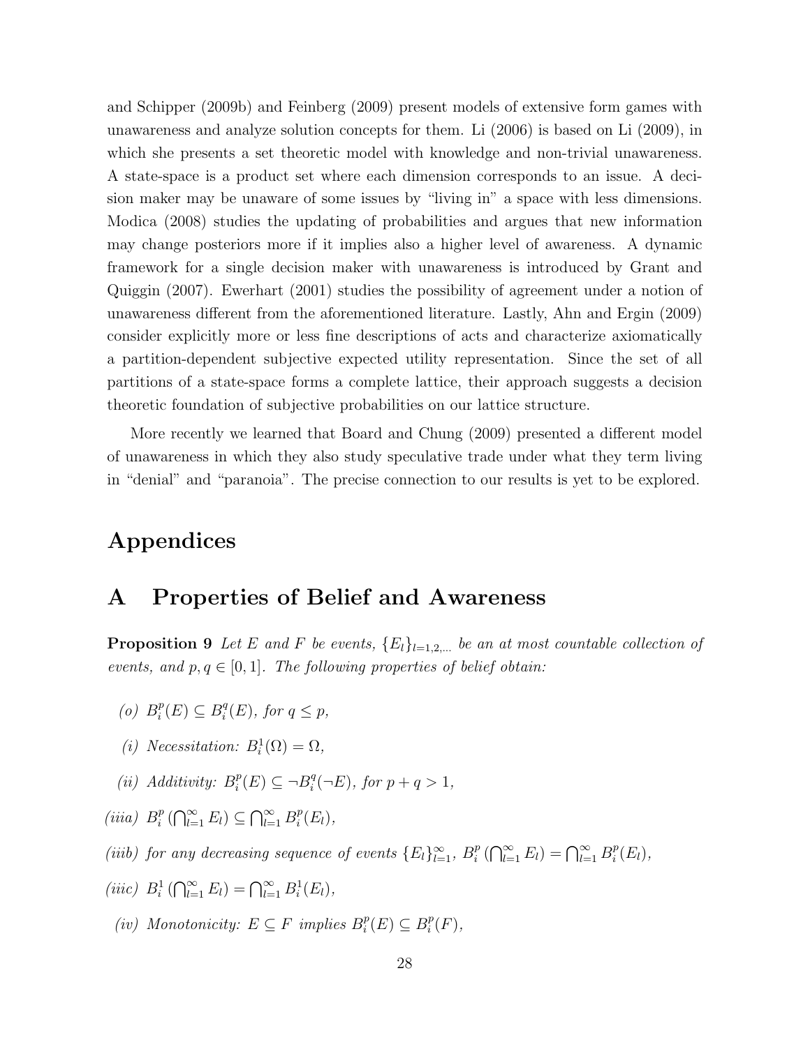and Schipper (2009b) and Feinberg (2009) present models of extensive form games with unawareness and analyze solution concepts for them. Li (2006) is based on Li (2009), in which she presents a set theoretic model with knowledge and non-trivial unawareness. A state-space is a product set where each dimension corresponds to an issue. A decision maker may be unaware of some issues by "living in" a space with less dimensions. Modica (2008) studies the updating of probabilities and argues that new information may change posteriors more if it implies also a higher level of awareness. A dynamic framework for a single decision maker with unawareness is introduced by Grant and Quiggin (2007). Ewerhart (2001) studies the possibility of agreement under a notion of unawareness different from the aforementioned literature. Lastly, Ahn and Ergin (2009) consider explicitly more or less fine descriptions of acts and characterize axiomatically a partition-dependent subjective expected utility representation. Since the set of all partitions of a state-space forms a complete lattice, their approach suggests a decision theoretic foundation of subjective probabilities on our lattice structure.

More recently we learned that Board and Chung (2009) presented a different model of unawareness in which they also study speculative trade under what they term living in "denial" and "paranoia". The precise connection to our results is yet to be explored.

# Appendices

## A Properties of Belief and Awareness

**Proposition 9** *Let $E$ and $F$ be events, $\{E_l\}_{l=1,2,...}$ be an at most countable collection of events, and $p, q \in [0,1]$. The following properties of belief obtain:*

*(o)* $B_i^p(E) \subseteq B_i^q(E)$, *for* $q \leq p$,

*(i) Necessitation:* $B_i^1(\Omega) = \Omega$,

*(ii) Additivity:* $B_i^p(E) \subseteq \neg B_i^q(\neg E)$, *for* $p + q > 1$,

*(iiia)* $B_i^p\left(\bigcap_{l=1}^{\infty} E_l\right) \subseteq \bigcap_{l=1}^{\infty} B_i^p(E_l)$,

*(iiib) for any decreasing sequence of events* $\{E_l\}_{l=1}^{\infty}$, $B_i^p\left(\bigcap_{l=1}^{\infty} E_l\right) = \bigcap_{l=1}^{\infty} B_i^p(E_l)$,

*(iiic)* $B_i^1\left(\bigcap_{l=1}^{\infty} E_l\right) = \bigcap_{l=1}^{\infty} B_i^1(E_l)$,

*(iv) Monotonicity:* $E \subseteq F$ *implies* $B_i^p(E) \subseteq B_i^p(F)$,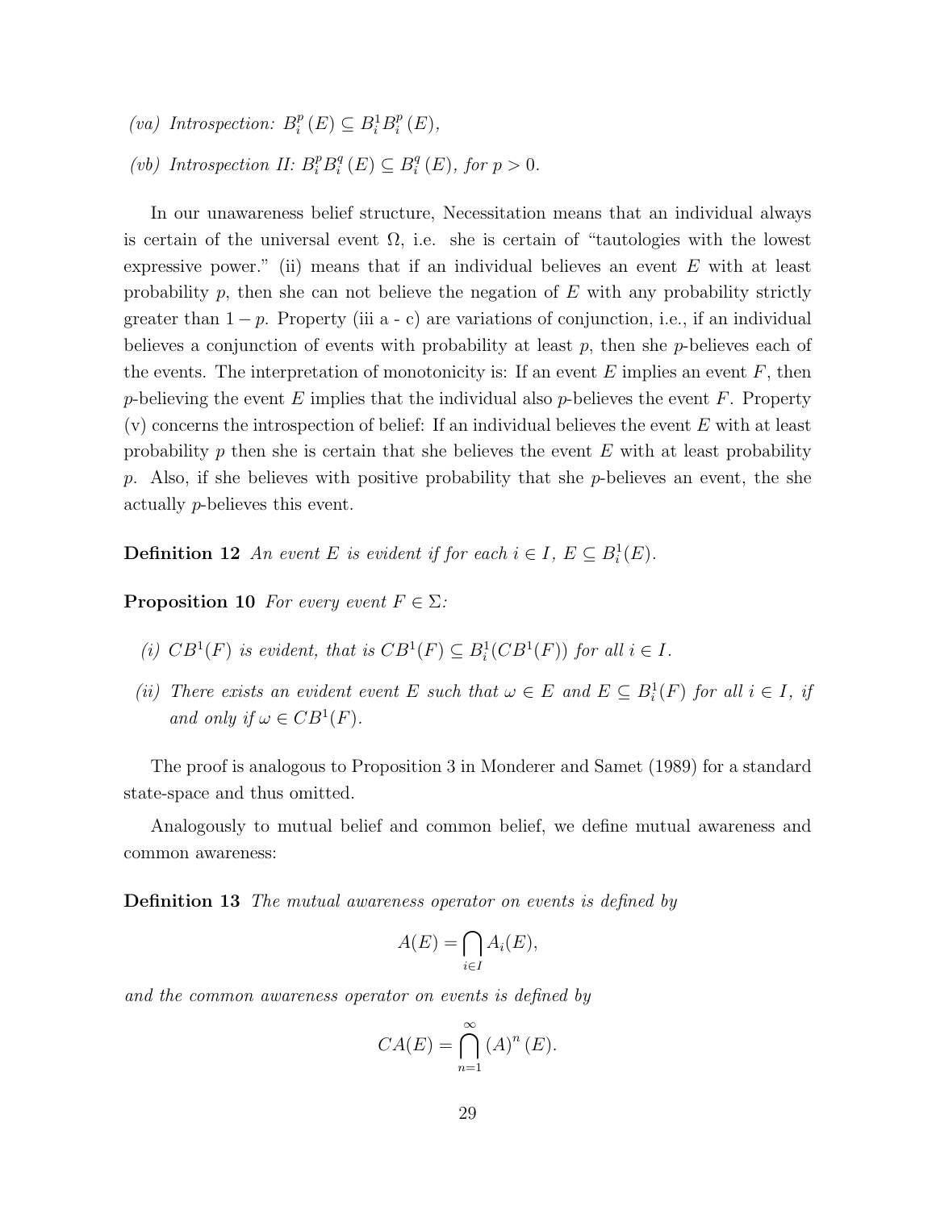*(va) Introspection:* $B_i^p(E) \subseteq B_i^1 B_i^p(E)$,

*(vb) Introspection II:* $B_i^p B_i^q(E) \subseteq B_i^q(E)$, *for* $p > 0$.

In our unawareness belief structure, Necessitation means that an individual always is certain of the universal event $\Omega$, i.e. she is certain of "tautologies with the lowest expressive power." (ii) means that if an individual believes an event $E$ with at least probability $p$, then she can not believe the negation of $E$ with any probability strictly greater than $1-p$. Property (iii a - c) are variations of conjunction, i.e., if an individual believes a conjunction of events with probability at least $p$, then she $p$-believes each of the events. The interpretation of monotonicity is: If an event $E$ implies an event $F$, then $p$-believing the event $E$ implies that the individual also $p$-believes the event $F$. Property (v) concerns the introspection of belief: If an individual believes the event $E$ with at least probability $p$ then she is certain that she believes the event $E$ with at least probability $p$. Also, if she believes with positive probability that she $p$-believes an event, the she actually $p$-believes this event.

**Definition 12** *An event $E$ is evident if for each $i \in I$, $E \subseteq B_i^1(E)$.*

**Proposition 10** *For every event $F \in \Sigma$:*

*(i) $CB^1(F)$ is evident, that is $CB^1(F) \subseteq B_i^1(CB^1(F))$ for all $i \in I$.*

*(ii) There exists an evident event $E$ such that $\omega \in E$ and $E \subseteq B_i^1(F)$ for all $i \in I$, if and only if $\omega \in CB^1(F)$.*

The proof is analogous to Proposition 3 in Monderer and Samet (1989) for a standard state-space and thus omitted.

Analogously to mutual belief and common belief, we define mutual awareness and common awareness:

**Definition 13** *The mutual awareness operator on events is defined by*

$$A(E) = \bigcap_{i \in I} A_i(E),$$

*and the common awareness operator on events is defined by*

$$CA(E) = \bigcap_{n=1}^{\infty} (A)^n(E).$$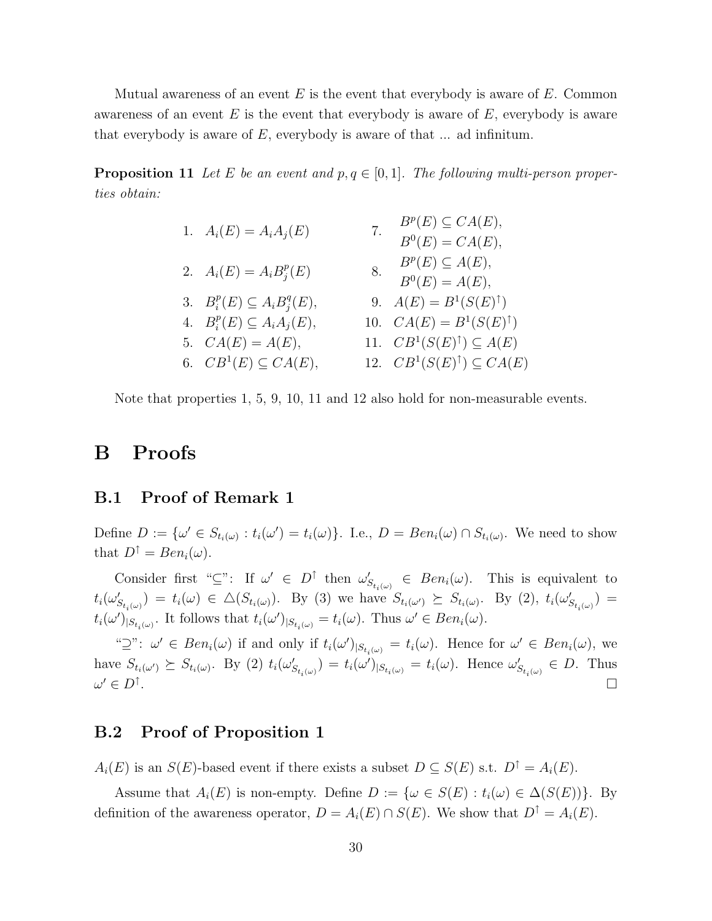Mutual awareness of an event $E$ is the event that everybody is aware of $E$. Common awareness of an event $E$ is the event that everybody is aware of $E$, everybody is aware that everybody is aware of $E$, everybody is aware of that ... ad infinitum.

**Proposition 11** *Let $E$ be an event and $p, q \in [0, 1]$. The following multi-person properties obtain:*

1. $A_i(E) = A_i A_j(E)$
2. $A_i(E) = A_i B_j^p(E)$
3. $B_i^p(E) \subseteq A_i B_j^q(E)$,
4. $B_i^p(E) \subseteq A_i A_j(E)$,
5. $CA(E) = A(E)$,
6. $CB^1(E) \subseteq CA(E)$,
7. $B^p(E) \subseteq CA(E)$, $B^0(E) = CA(E)$,
8. $B^p(E) \subseteq A(E)$, $B^0(E) = A(E)$,
9. $A(E) = B^1(S(E)^{\uparrow})$
10. $CA(E) = B^1(S(E)^{\uparrow})$
11. $CB^1(S(E)^{\uparrow}) \subseteq A(E)$
12. $CB^1(S(E)^{\uparrow}) \subseteq CA(E)$

Note that properties 1, 5, 9, 10, 11 and 12 also hold for non-measurable events.

# B Proofs

## B.1 Proof of Remark 1

Define $D := \{\omega' \in S_{t_i(\omega)} : t_i(\omega') = t_i(\omega)\}$. I.e., $D = Ben_i(\omega) \cap S_{t_i(\omega)}$. We need to show that $D^{\uparrow} = Ben_i(\omega)$.

Consider first "$\subseteq$": If $\omega' \in D^{\uparrow}$ then $\omega'_{S_{t_i(\omega)}} \in Ben_i(\omega)$. This is equivalent to $t_i(\omega'_{S_{t_i(\omega)}}) = t_i(\omega) \in \triangle(S_{t_i(\omega)})$. By (3) we have $S_{t_i(\omega')} \succeq S_{t_i(\omega)}$. By (2), $t_i(\omega'_{S_{t_i(\omega)}}) = t_i(\omega')_{|S_{t_i(\omega)}}$. It follows that $t_i(\omega')_{|S_{t_i(\omega)}} = t_i(\omega)$. Thus $\omega' \in Ben_i(\omega)$.

"$\supseteq$": $\omega' \in Ben_i(\omega)$ if and only if $t_i(\omega')_{|S_{t_i(\omega)}} = t_i(\omega)$. Hence for $\omega' \in Ben_i(\omega)$, we have $S_{t_i(\omega')} \succeq S_{t_i(\omega)}$. By (2) $t_i(\omega'_{S_{t_i(\omega)}}) = t_i(\omega')_{|S_{t_i(\omega)}} = t_i(\omega)$. Hence $\omega'_{S_{t_i(\omega)}} \in D$. Thus $\omega' \in D^{\uparrow}$. □

## B.2 Proof of Proposition 1

$A_i(E)$ is an $S(E)$-based event if there exists a subset $D \subseteq S(E)$ s.t. $D^{\uparrow} = A_i(E)$.

Assume that $A_i(E)$ is non-empty. Define $D := \{\omega \in S(E) : t_i(\omega) \in \Delta(S(E))\}$. By definition of the awareness operator, $D = A_i(E) \cap S(E)$. We show that $D^{\uparrow} = A_i(E)$.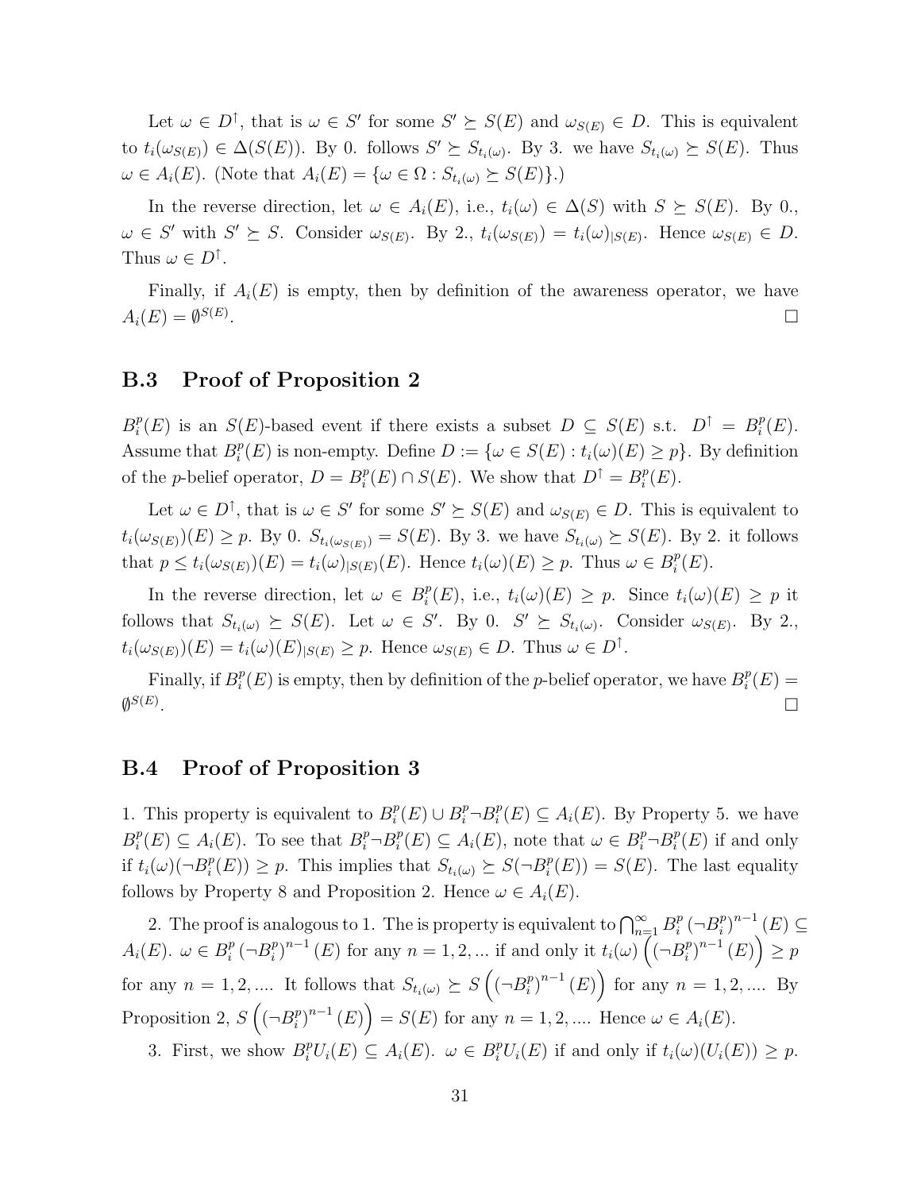Let $\omega \in D^{\uparrow}$, that is $\omega \in S'$ for some $S' \succeq S(E)$ and $\omega_{S(E)} \in D$. This is equivalent to $t_i(\omega_{S(E)}) \in \Delta(S(E))$. By 0. follows $S' \succeq S_{t_i(\omega)}$. By 3. we have $S_{t_i(\omega)} \succeq S(E)$. Thus $\omega \in A_i(E)$. (Note that $A_i(E) = \{\omega \in \Omega : S_{t_i(\omega)} \succeq S(E)\}$.)

In the reverse direction, let $\omega \in A_i(E)$, i.e., $t_i(\omega) \in \Delta(S)$ with $S \succeq S(E)$. By 0., $\omega \in S'$ with $S' \succeq S$. Consider $\omega_{S(E)}$. By 2., $t_i(\omega_{S(E)}) = t_i(\omega)_{|S(E)}$. Hence $\omega_{S(E)} \in D$. Thus $\omega \in D^{\uparrow}$.

Finally, if $A_i(E)$ is empty, then by definition of the awareness operator, we have $A_i(E) = \emptyset^{S(E)}$. □

## B.3 Proof of Proposition 2

$B_i^p(E)$ is an $S(E)$-based event if there exists a subset $D \subseteq S(E)$ s.t. $D^{\uparrow} = B_i^p(E)$. Assume that $B_i^p(E)$ is non-empty. Define $D := \{\omega \in S(E) : t_i(\omega)(E) \geq p\}$. By definition of the $p$-belief operator, $D = B_i^p(E) \cap S(E)$. We show that $D^{\uparrow} = B_i^p(E)$.

Let $\omega \in D^{\uparrow}$, that is $\omega \in S'$ for some $S' \succeq S(E)$ and $\omega_{S(E)} \in D$. This is equivalent to $t_i(\omega_{S(E)})(E) \geq p$. By 0. $S_{t_i(\omega_{S(E)})} = S(E)$. By 3. we have $S_{t_i(\omega)} \succeq S(E)$. By 2. it follows that $p \leq t_i(\omega_{S(E)})(E) = t_i(\omega)_{|S(E)}(E)$. Hence $t_i(\omega)(E) \geq p$. Thus $\omega \in B_i^p(E)$.

In the reverse direction, let $\omega \in B_i^p(E)$, i.e., $t_i(\omega)(E) \geq p$. Since $t_i(\omega)(E) \geq p$ it follows that $S_{t_i(\omega)} \succeq S(E)$. Let $\omega \in S'$. By 0. $S' \succeq S_{t_i(\omega)}$. Consider $\omega_{S(E)}$. By 2., $t_i(\omega_{S(E)})(E) = t_i(\omega)(E)_{|S(E)} \geq p$. Hence $\omega_{S(E)} \in D$. Thus $\omega \in D^{\uparrow}$.

Finally, if $B_i^p(E)$ is empty, then by definition of the $p$-belief operator, we have $B_i^p(E) = \emptyset^{S(E)}$. □

## B.4 Proof of Proposition 3

1. This property is equivalent to $B_i^p(E) \cup B_i^p \neg B_i^p(E) \subseteq A_i(E)$. By Property 5. we have $B_i^p(E) \subseteq A_i(E)$. To see that $B_i^p \neg B_i^p(E) \subseteq A_i(E)$, note that $\omega \in B_i^p \neg B_i^p(E)$ if and only if $t_i(\omega)(\neg B_i^p(E)) \geq p$. This implies that $S_{t_i(\omega)} \succeq S(\neg B_i^p(E)) = S(E)$. The last equality follows by Property 8 and Proposition 2. Hence $\omega \in A_i(E)$.

2. The proof is analogous to 1. The is property is equivalent to $\bigcap_{n=1}^{\infty} B_i^p \left(\neg B_i^p\right)^{n-1}(E) \subseteq A_i(E)$. $\omega \in B_i^p \left(\neg B_i^p\right)^{n-1}(E)$ for any $n = 1, 2, ...$ if and only it $t_i(\omega)\left(\left(\neg B_i^p\right)^{n-1}(E)\right) \geq p$ for any $n = 1, 2, ....$ It follows that $S_{t_i(\omega)} \succeq S\left(\left(\neg B_i^p\right)^{n-1}(E)\right)$ for any $n = 1, 2, ....$ By Proposition 2, $S\left(\left(\neg B_i^p\right)^{n-1}(E)\right) = S(E)$ for any $n = 1, 2, ....$ Hence $\omega \in A_i(E)$.

3. First, we show $B_i^p U_i(E) \subseteq A_i(E)$. $\omega \in B_i^p U_i(E)$ if and only if $t_i(\omega)(U_i(E)) \geq p$.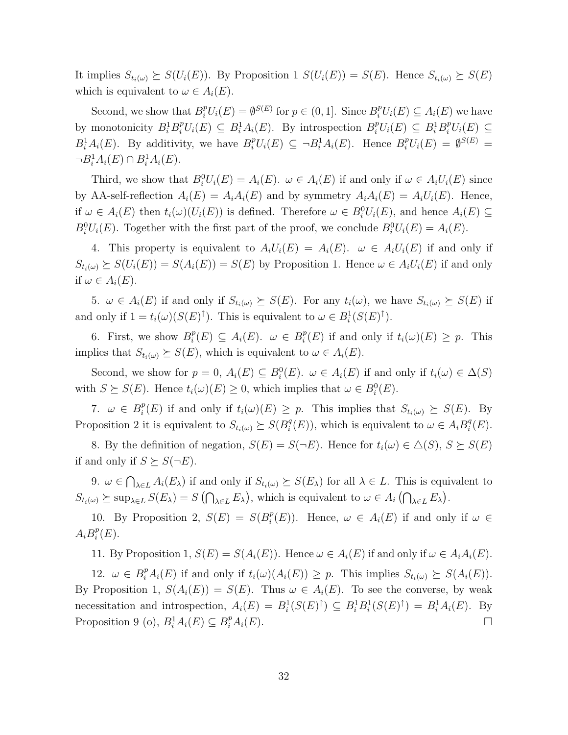It implies $S_{t_i(\omega)} \succeq S(U_i(E))$. By Proposition 1 $S(U_i(E)) = S(E)$. Hence $S_{t_i(\omega)} \succeq S(E)$ which is equivalent to $\omega \in A_i(E)$.

Second, we show that $B_i^p U_i(E) = \emptyset^{S(E)}$ for $p \in (0,1]$. Since $B_i^p U_i(E) \subseteq A_i(E)$ we have by monotonicity $B_i^1 B_i^p U_i(E) \subseteq B_i^1 A_i(E)$. By introspection $B_i^p U_i(E) \subseteq B_i^1 B_i^p U_i(E) \subseteq B_i^1 A_i(E)$. By additivity, we have $B_i^p U_i(E) \subseteq \neg B_i^1 A_i(E)$. Hence $B_i^p U_i(E) = \emptyset^{S(E)} = \neg B_i^1 A_i(E) \cap B_i^1 A_i(E)$.

Third, we show that $B_i^0 U_i(E) = A_i(E)$. $\omega \in A_i(E)$ if and only if $\omega \in A_i U_i(E)$ since by AA-self-reflection $A_i(E) = A_i A_i(E)$ and by symmetry $A_i A_i(E) = A_i U_i(E)$. Hence, if $\omega \in A_i(E)$ then $t_i(\omega)(U_i(E))$ is defined. Therefore $\omega \in B_i^0 U_i(E)$, and hence $A_i(E) \subseteq B_i^0 U_i(E)$. Together with the first part of the proof, we conclude $B_i^0 U_i(E) = A_i(E)$.

4. This property is equivalent to $A_i U_i(E) = A_i(E)$. $\omega \in A_i U_i(E)$ if and only if $S_{t_i(\omega)} \succeq S(U_i(E)) = S(A_i(E)) = S(E)$ by Proposition 1. Hence $\omega \in A_i U_i(E)$ if and only if $\omega \in A_i(E)$.

5. $\omega \in A_i(E)$ if and only if $S_{t_i(\omega)} \succeq S(E)$. For any $t_i(\omega)$, we have $S_{t_i(\omega)} \succeq S(E)$ if and only if $1 = t_i(\omega)(S(E)^{\uparrow})$. This is equivalent to $\omega \in B_i^1(S(E)^{\uparrow})$.

6. First, we show $B_i^p(E) \subseteq A_i(E)$. $\omega \in B_i^p(E)$ if and only if $t_i(\omega)(E) \geq p$. This implies that $S_{t_i(\omega)} \succeq S(E)$, which is equivalent to $\omega \in A_i(E)$.

Second, we show for $p = 0$, $A_i(E) \subseteq B_i^0(E)$. $\omega \in A_i(E)$ if and only if $t_i(\omega) \in \Delta(S)$ with $S \succeq S(E)$. Hence $t_i(\omega)(E) \geq 0$, which implies that $\omega \in B_i^0(E)$.

7. $\omega \in B_i^p(E)$ if and only if $t_i(\omega)(E) \geq p$. This implies that $S_{t_i(\omega)} \succeq S(E)$. By Proposition 2 it is equivalent to $S_{t_i(\omega)} \succeq S(B_i^q(E))$, which is equivalent to $\omega \in A_i B_i^q(E)$.

8. By the definition of negation, $S(E) = S(\neg E)$. Hence for $t_i(\omega) \in \triangle(S)$, $S \succeq S(E)$ if and only if $S \succeq S(\neg E)$.

9. $\omega \in \bigcap_{\lambda \in L} A_i(E_\lambda)$ if and only if $S_{t_i(\omega)} \succeq S(E_\lambda)$ for all $\lambda \in L$. This is equivalent to $S_{t_i(\omega)} \succeq \sup_{\lambda \in L} S(E_\lambda) = S\left(\bigcap_{\lambda \in L} E_\lambda\right)$, which is equivalent to $\omega \in A_i\left(\bigcap_{\lambda \in L} E_\lambda\right)$.

10. By Proposition 2, $S(E) = S(B_i^p(E))$. Hence, $\omega \in A_i(E)$ if and only if $\omega \in A_i B_i^p(E)$.

11. By Proposition 1, $S(E) = S(A_i(E))$. Hence $\omega \in A_i(E)$ if and only if $\omega \in A_i A_i(E)$.

12. $\omega \in B_i^p A_i(E)$ if and only if $t_i(\omega)(A_i(E)) \geq p$. This implies $S_{t_i(\omega)} \succeq S(A_i(E))$. By Proposition 1, $S(A_i(E)) = S(E)$. Thus $\omega \in A_i(E)$. To see the converse, by weak necessitation and introspection, $A_i(E) = B_i^1(S(E)^{\uparrow}) \subseteq B_i^1 B_i^1(S(E)^{\uparrow}) = B_i^1 A_i(E)$. By Proposition 9 (o), $B_i^1 A_i(E) \subseteq B_i^p A_i(E)$. $\square$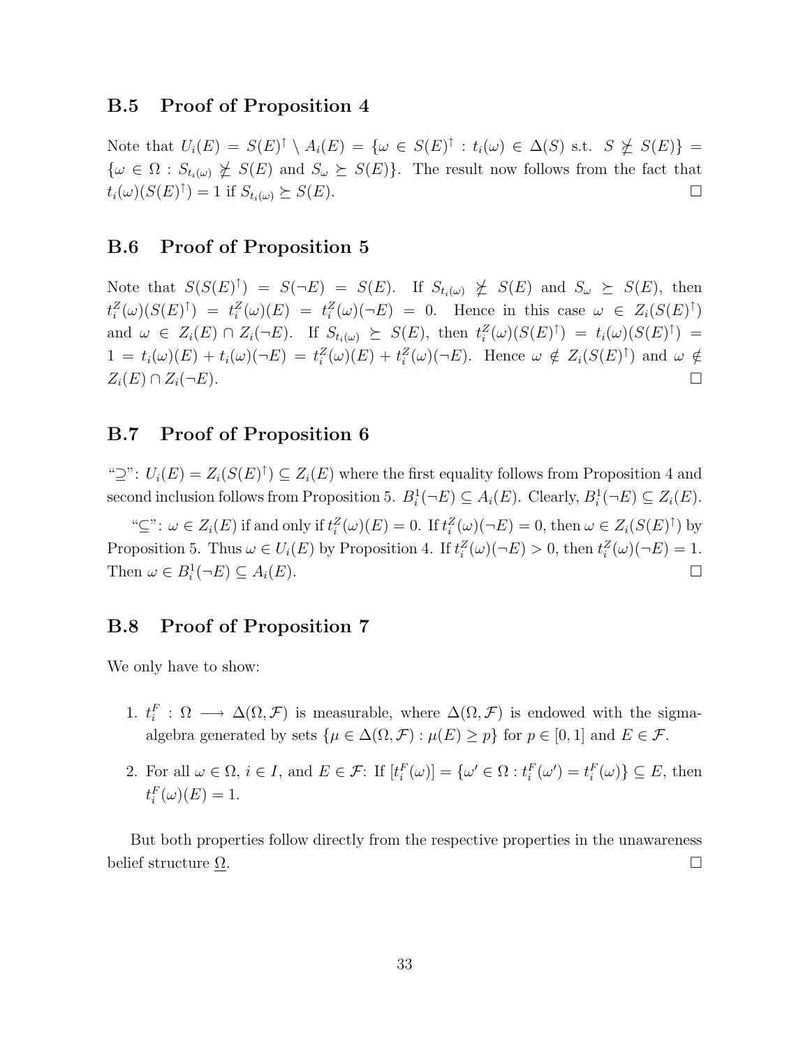### B.5 Proof of Proposition 4

Note that $U_i(E) = S(E)^{\uparrow} \setminus A_i(E) = \{\omega \in S(E)^{\uparrow} : t_i(\omega) \in \Delta(S) \text{ s.t. } S \not\succeq S(E)\} = \{\omega \in \Omega : S_{t_i(\omega)} \not\succeq S(E) \text{ and } S_\omega \succeq S(E)\}$. The result now follows from the fact that $t_i(\omega)(S(E)^{\uparrow}) = 1$ if $S_{t_i(\omega)} \succeq S(E)$. $\square$

### B.6 Proof of Proposition 5

Note that $S(S(E)^{\uparrow}) = S(\neg E) = S(E)$. If $S_{t_i(\omega)} \not\succeq S(E)$ and $S_\omega \succeq S(E)$, then $t_i^Z(\omega)(S(E)^{\uparrow}) = t_i^Z(\omega)(E) = t_i^Z(\omega)(\neg E) = 0$. Hence in this case $\omega \in Z_i(S(E)^{\uparrow})$ and $\omega \in Z_i(E) \cap Z_i(\neg E)$. If $S_{t_i(\omega)} \succeq S(E)$, then $t_i^Z(\omega)(S(E)^{\uparrow}) = t_i(\omega)(S(E)^{\uparrow}) = 1 = t_i(\omega)(E) + t_i(\omega)(\neg E) = t_i^Z(\omega)(E) + t_i^Z(\omega)(\neg E)$. Hence $\omega \notin Z_i(S(E)^{\uparrow})$ and $\omega \notin Z_i(E) \cap Z_i(\neg E)$. $\square$

### B.7 Proof of Proposition 6

"$\supseteq$": $U_i(E) = Z_i(S(E)^{\uparrow}) \subseteq Z_i(E)$ where the first equality follows from Proposition 4 and second inclusion follows from Proposition 5. $B_i^1(\neg E) \subseteq A_i(E)$. Clearly, $B_i^1(\neg E) \subseteq Z_i(E)$.

"$\subseteq$": $\omega \in Z_i(E)$ if and only if $t_i^Z(\omega)(E) = 0$. If $t_i^Z(\omega)(\neg E) = 0$, then $\omega \in Z_i(S(E)^{\uparrow})$ by Proposition 5. Thus $\omega \in U_i(E)$ by Proposition 4. If $t_i^Z(\omega)(\neg E) > 0$, then $t_i^Z(\omega)(\neg E) = 1$. Then $\omega \in B_i^1(\neg E) \subseteq A_i(E)$. $\square$

### B.8 Proof of Proposition 7

We only have to show:

1. $t_i^F : \Omega \longrightarrow \Delta(\Omega, \mathcal{F})$ is measurable, where $\Delta(\Omega, \mathcal{F})$ is endowed with the sigma-algebra generated by sets $\{\mu \in \Delta(\Omega, \mathcal{F}) : \mu(E) \geq p\}$ for $p \in [0, 1]$ and $E \in \mathcal{F}$.

2. For all $\omega \in \Omega$, $i \in I$, and $E \in \mathcal{F}$: If $[t_i^F(\omega)] = \{\omega' \in \Omega : t_i^F(\omega') = t_i^F(\omega)\} \subseteq E$, then $t_i^F(\omega)(E) = 1$.

But both properties follow directly from the respective properties in the unawareness belief structure $\underline{\Omega}$. $\square$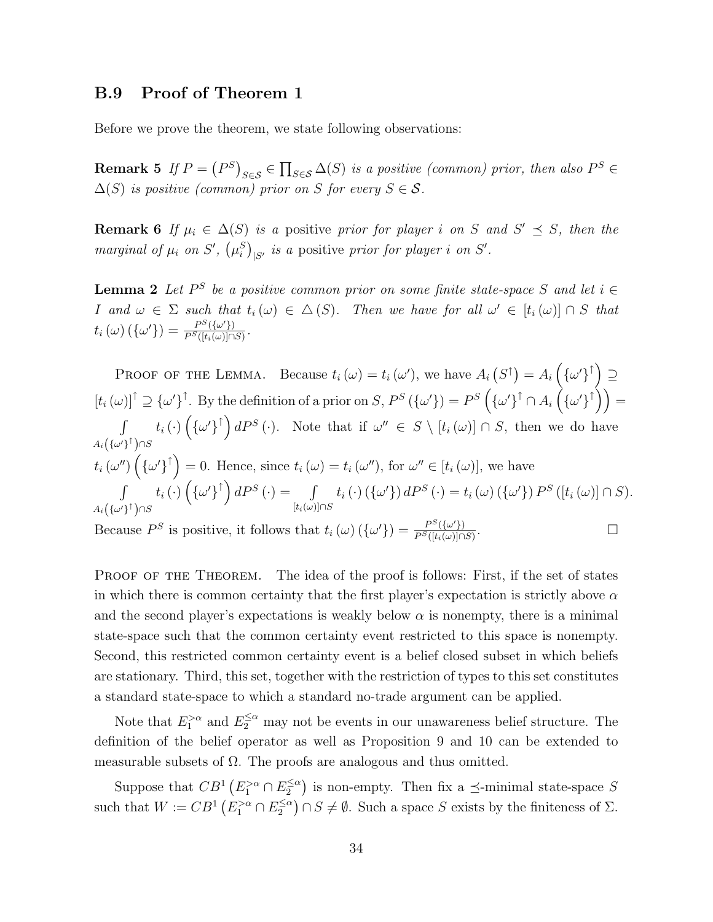### B.9 Proof of Theorem 1

Before we prove the theorem, we state following observations:

**Remark 5** *If $P = \left(P^S\right)_{S\in\mathcal{S}} \in \prod_{S\in\mathcal{S}} \Delta(S)$ is a positive (common) prior, then also $P^S \in \Delta(S)$ is positive (common) prior on $S$ for every $S \in \mathcal{S}$.*

**Remark 6** *If $\mu_i \in \Delta(S)$ is a* positive *prior for player $i$ on $S$ and $S' \preceq S$, then the marginal of $\mu_i$ on $S'$, $\left(\mu_i^S\right)_{|S'}$ is a* positive *prior for player $i$ on $S'$.*

**Lemma 2** *Let $P^S$ be a positive common prior on some finite state-space $S$ and let $i \in I$ and $\omega \in \Sigma$ such that $t_i(\omega) \in \triangle(S)$. Then we have for all $\omega' \in [t_i(\omega)] \cap S$ that $t_i(\omega)(\{\omega'\}) = \frac{P^S(\{\omega'\})}{P^S([t_i(\omega)]\cap S)}$.*

Proof of the Lemma. Because $t_i(\omega) = t_i(\omega')$, we have $A_i\left(S^{\uparrow}\right) = A_i\left(\{\omega'\}^{\uparrow}\right) \supseteq [t_i(\omega)]^{\uparrow} \supseteq \{\omega'\}^{\uparrow}$. By the definition of a prior on $S$, $P^S(\{\omega'\}) = P^S\left(\{\omega'\}^{\uparrow} \cap A_i\left(\{\omega'\}^{\uparrow}\right)\right) = \int_{A_i\left(\{\omega'\}^{\uparrow}\right)\cap S} t_i(\cdot)\left(\{\omega'\}^{\uparrow}\right) dP^S(\cdot)$. Note that if $\omega'' \in S \setminus [t_i(\omega)] \cap S$, then we do have $t_i(\omega'')\left(\{\omega'\}^{\uparrow}\right) = 0$. Hence, since $t_i(\omega) = t_i(\omega'')$, for $\omega'' \in [t_i(\omega)]$, we have $\int_{A_i\left(\{\omega'\}^{\uparrow}\right)\cap S} t_i(\cdot)\left(\{\omega'\}^{\uparrow}\right) dP^S(\cdot) = \int_{[t_i(\omega)]\cap S} t_i(\cdot)(\{\omega'\}) dP^S(\cdot) = t_i(\omega)(\{\omega'\}) P^S([t_i(\omega)] \cap S)$.
Because $P^S$ is positive, it follows that $t_i(\omega)(\{\omega'\}) = \frac{P^S(\{\omega'\})}{P^S([t_i(\omega)]\cap S)}$. □

Proof of the Theorem. The idea of the proof is follows: First, if the set of states in which there is common certainty that the first player's expectation is strictly above $\alpha$ and the second player's expectations is weakly below $\alpha$ is nonempty, there is a minimal state-space such that the common certainty event restricted to this space is nonempty. Second, this restricted common certainty event is a belief closed subset in which beliefs are stationary. Third, this set, together with the restriction of types to this set constitutes a standard state-space to which a standard no-trade argument can be applied.

Note that $E_1^{>\alpha}$ and $E_2^{\leq\alpha}$ may not be events in our unawareness belief structure. The definition of the belief operator as well as Proposition 9 and 10 can be extended to measurable subsets of $\Omega$. The proofs are analogous and thus omitted.

Suppose that $CB^1\left(E_1^{>\alpha} \cap E_2^{\leq\alpha}\right)$ is non-empty. Then fix a $\preceq$-minimal state-space $S$ such that $W := CB^1\left(E_1^{>\alpha} \cap E_2^{\leq\alpha}\right) \cap S \neq \emptyset$. Such a space $S$ exists by the finiteness of $\Sigma$.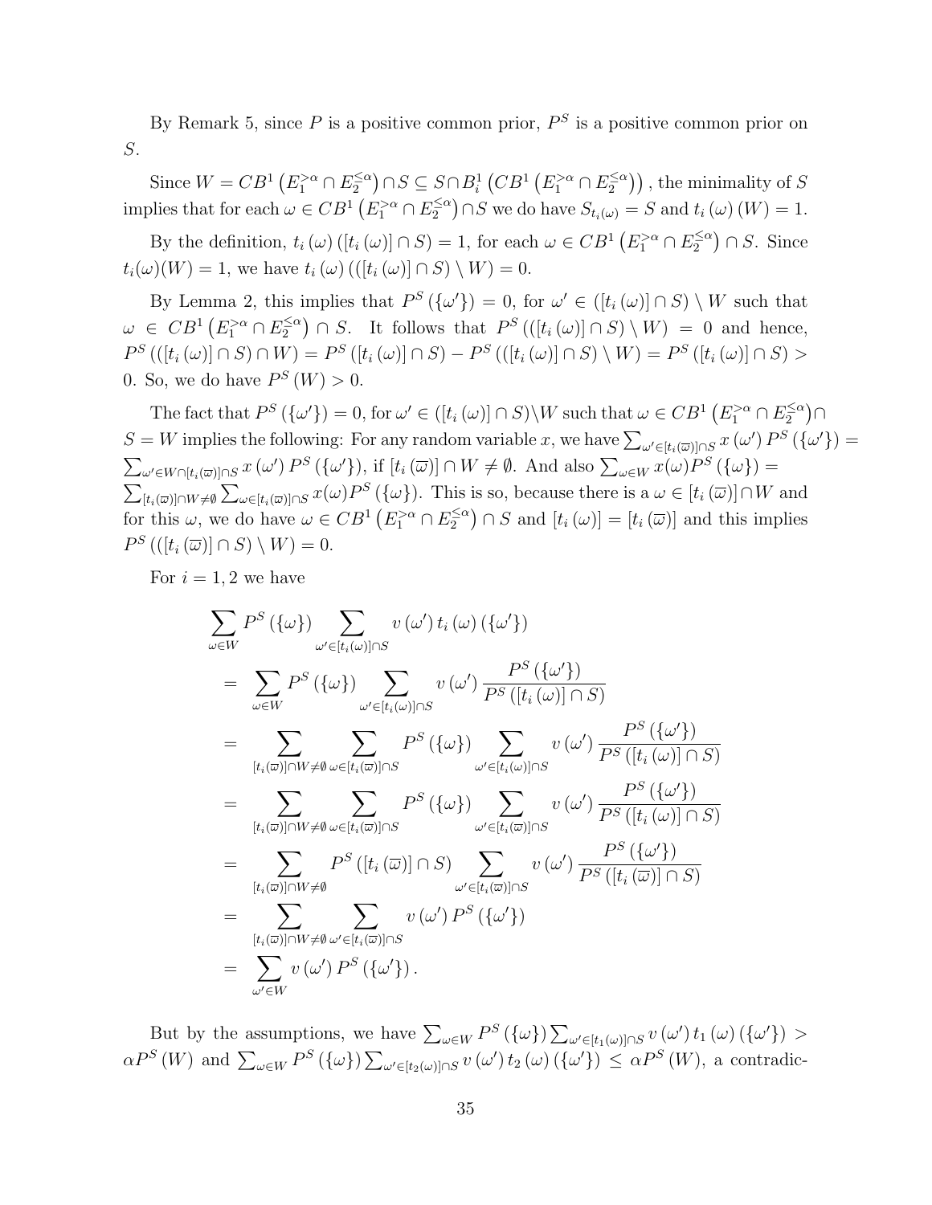By Remark 5, since $P$ is a positive common prior, $P^S$ is a positive common prior on $S$.

Since $W = CB^1\left(E_1^{>\alpha} \cap E_2^{\leq\alpha}\right) \cap S \subseteq S \cap B_i^1\left(CB^1\left(E_1^{>\alpha} \cap E_2^{\leq\alpha}\right)\right)$, the minimality of $S$ implies that for each $\omega \in CB^1\left(E_1^{>\alpha} \cap E_2^{\leq\alpha}\right) \cap S$ we do have $S_{t_i(\omega)} = S$ and $t_i(\omega)(W) = 1$.

By the definition, $t_i(\omega)([t_i(\omega)] \cap S) = 1$, for each $\omega \in CB^1\left(E_1^{>\alpha} \cap E_2^{\leq\alpha}\right) \cap S$. Since $t_i(\omega)(W) = 1$, we have $t_i(\omega)(([t_i(\omega)] \cap S) \setminus W) = 0$.

By Lemma 2, this implies that $P^S(\{\omega'\}) = 0$, for $\omega' \in ([t_i(\omega)] \cap S) \setminus W$ such that $\omega \in CB^1\left(E_1^{>\alpha} \cap E_2^{\leq\alpha}\right) \cap S$. It follows that $P^S(([t_i(\omega)] \cap S) \setminus W) = 0$ and hence, $P^S(([t_i(\omega)] \cap S) \cap W) = P^S([t_i(\omega)] \cap S) - P^S(([t_i(\omega)] \cap S) \setminus W) = P^S([t_i(\omega)] \cap S) > 0$. So, we do have $P^S(W) > 0$.

The fact that $P^S(\{\omega'\}) = 0$, for $\omega' \in ([t_i(\omega)] \cap S) \setminus W$ such that $\omega \in CB^1\left(E_1^{>\alpha} \cap E_2^{\leq\alpha}\right) \cap S = W$ implies the following: For any random variable $x$, we have $\sum_{\omega' \in [t_i(\overline{\omega})] \cap S} x(\omega') P^S(\{\omega'\}) = \sum_{\omega' \in W \cap [t_i(\overline{\omega})] \cap S} x(\omega') P^S(\{\omega'\})$, if $[t_i(\overline{\omega})] \cap W \neq \emptyset$. And also $\sum_{\omega \in W} x(\omega) P^S(\{\omega\}) = \sum_{[t_i(\overline{\omega})] \cap W \neq \emptyset} \sum_{\omega \in [t_i(\overline{\omega})] \cap S} x(\omega) P^S(\{\omega\})$. This is so, because there is a $\omega \in [t_i(\overline{\omega})] \cap W$ and for this $\omega$, we do have $\omega \in CB^1\left(E_1^{>\alpha} \cap E_2^{\leq\alpha}\right) \cap S$ and $[t_i(\omega)] = [t_i(\overline{\omega})]$ and this implies $P^S(([t_i(\overline{\omega})] \cap S) \setminus W) = 0$.

For $i = 1, 2$ we have

$$
\begin{aligned}
&\sum_{\omega \in W} P^S(\{\omega\}) \sum_{\omega' \in [t_i(\omega)] \cap S} v(\omega') \, t_i(\omega)(\{\omega'\}) \\
&= \sum_{\omega \in W} P^S(\{\omega\}) \sum_{\omega' \in [t_i(\omega)] \cap S} v(\omega') \frac{P^S(\{\omega'\})}{P^S([t_i(\omega)] \cap S)} \\
&= \sum_{[t_i(\overline{\omega})] \cap W \neq \emptyset} \sum_{\omega \in [t_i(\overline{\omega})] \cap S} P^S(\{\omega\}) \sum_{\omega' \in [t_i(\omega)] \cap S} v(\omega') \frac{P^S(\{\omega'\})}{P^S([t_i(\omega)] \cap S)} \\
&= \sum_{[t_i(\overline{\omega})] \cap W \neq \emptyset} \sum_{\omega \in [t_i(\overline{\omega})] \cap S} P^S(\{\omega\}) \sum_{\omega' \in [t_i(\overline{\omega})] \cap S} v(\omega') \frac{P^S(\{\omega'\})}{P^S([t_i(\omega)] \cap S)} \\
&= \sum_{[t_i(\overline{\omega})] \cap W \neq \emptyset} P^S([t_i(\overline{\omega})] \cap S) \sum_{\omega' \in [t_i(\overline{\omega})] \cap S} v(\omega') \frac{P^S(\{\omega'\})}{P^S([t_i(\overline{\omega})] \cap S)} \\
&= \sum_{[t_i(\overline{\omega})] \cap W \neq \emptyset} \sum_{\omega' \in [t_i(\overline{\omega})] \cap S} v(\omega') P^S(\{\omega'\}) \\
&= \sum_{\omega' \in W} v(\omega') P^S(\{\omega'\}).
\end{aligned}
$$

But by the assumptions, we have $\sum_{\omega \in W} P^S(\{\omega\}) \sum_{\omega' \in [t_1(\omega)] \cap S} v(\omega') \, t_1(\omega)(\{\omega'\}) > \alpha P^S(W)$ and $\sum_{\omega \in W} P^S(\{\omega\}) \sum_{\omega' \in [t_2(\omega)] \cap S} v(\omega') \, t_2(\omega)(\{\omega'\}) \leq \alpha P^S(W)$, a contradic-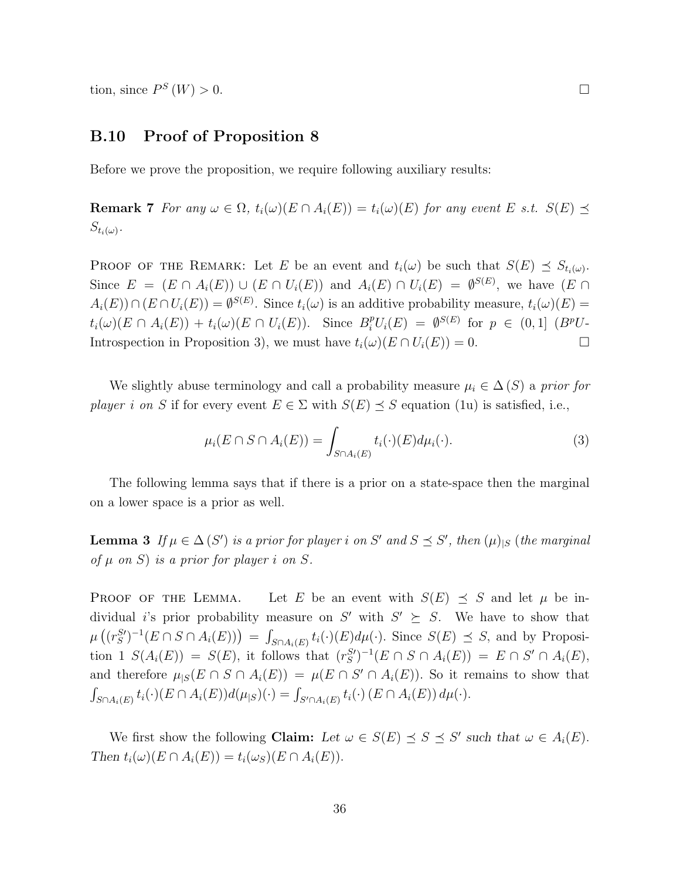tion, since $P^S(W) > 0$. □

## B.10 Proof of Proposition 8

Before we prove the proposition, we require following auxiliary results:

**Remark 7** *For any $\omega \in \Omega$, $t_i(\omega)(E \cap A_i(E)) = t_i(\omega)(E)$ for any event $E$ s.t. $S(E) \preceq S_{t_i(\omega)}$.*

Proof of the Remark: Let $E$ be an event and $t_i(\omega)$ be such that $S(E) \preceq S_{t_i(\omega)}$. Since $E = (E \cap A_i(E)) \cup (E \cap U_i(E))$ and $A_i(E) \cap U_i(E) = \emptyset^{S(E)}$, we have $(E \cap A_i(E)) \cap (E \cap U_i(E)) = \emptyset^{S(E)}$. Since $t_i(\omega)$ is an additive probability measure, $t_i(\omega)(E) = t_i(\omega)(E \cap A_i(E)) + t_i(\omega)(E \cap U_i(E))$. Since $B_i^p U_i(E) = \emptyset^{S(E)}$ for $p \in (0,1]$ ($B^pU$-Introspection in Proposition 3), we must have $t_i(\omega)(E \cap U_i(E)) = 0$. □

We slightly abuse terminology and call a probability measure $\mu_i \in \Delta(S)$ a *prior for player $i$ on $S$* if for every event $E \in \Sigma$ with $S(E) \preceq S$ equation (1u) is satisfied, i.e.,

$$\mu_i(E \cap S \cap A_i(E)) = \int_{S \cap A_i(E)} t_i(\cdot)(E) d\mu_i(\cdot). \tag{3}$$

The following lemma says that if there is a prior on a state-space then the marginal on a lower space is a prior as well.

**Lemma 3** *If $\mu \in \Delta(S')$ is a prior for player $i$ on $S'$ and $S \preceq S'$, then $(\mu)_{|S}$ (the marginal of $\mu$ on $S$) is a prior for player $i$ on $S$.*

Proof of the Lemma. Let $E$ be an event with $S(E) \preceq S$ and let $\mu$ be individual $i$'s prior probability measure on $S'$ with $S' \succeq S$. We have to show that $\mu\left((r_S^{S'})^{-1}(E \cap S \cap A_i(E))\right) = \int_{S \cap A_i(E)} t_i(\cdot)(E) d\mu(\cdot)$. Since $S(E) \preceq S$, and by Proposition 1 $S(A_i(E)) = S(E)$, it follows that $(r_S^{S'})^{-1}(E \cap S \cap A_i(E)) = E \cap S' \cap A_i(E)$, and therefore $\mu_{|S}(E \cap S \cap A_i(E)) = \mu(E \cap S' \cap A_i(E))$. So it remains to show that $\int_{S \cap A_i(E)} t_i(\cdot)(E \cap A_i(E)) d(\mu_{|S})(\cdot) = \int_{S' \cap A_i(E)} t_i(\cdot)(E \cap A_i(E)) d\mu(\cdot)$.

We first show the following **Claim:** *Let $\omega \in S(E) \preceq S \preceq S'$ such that $\omega \in A_i(E)$. Then $t_i(\omega)(E \cap A_i(E)) = t_i(\omega_S)(E \cap A_i(E))$.*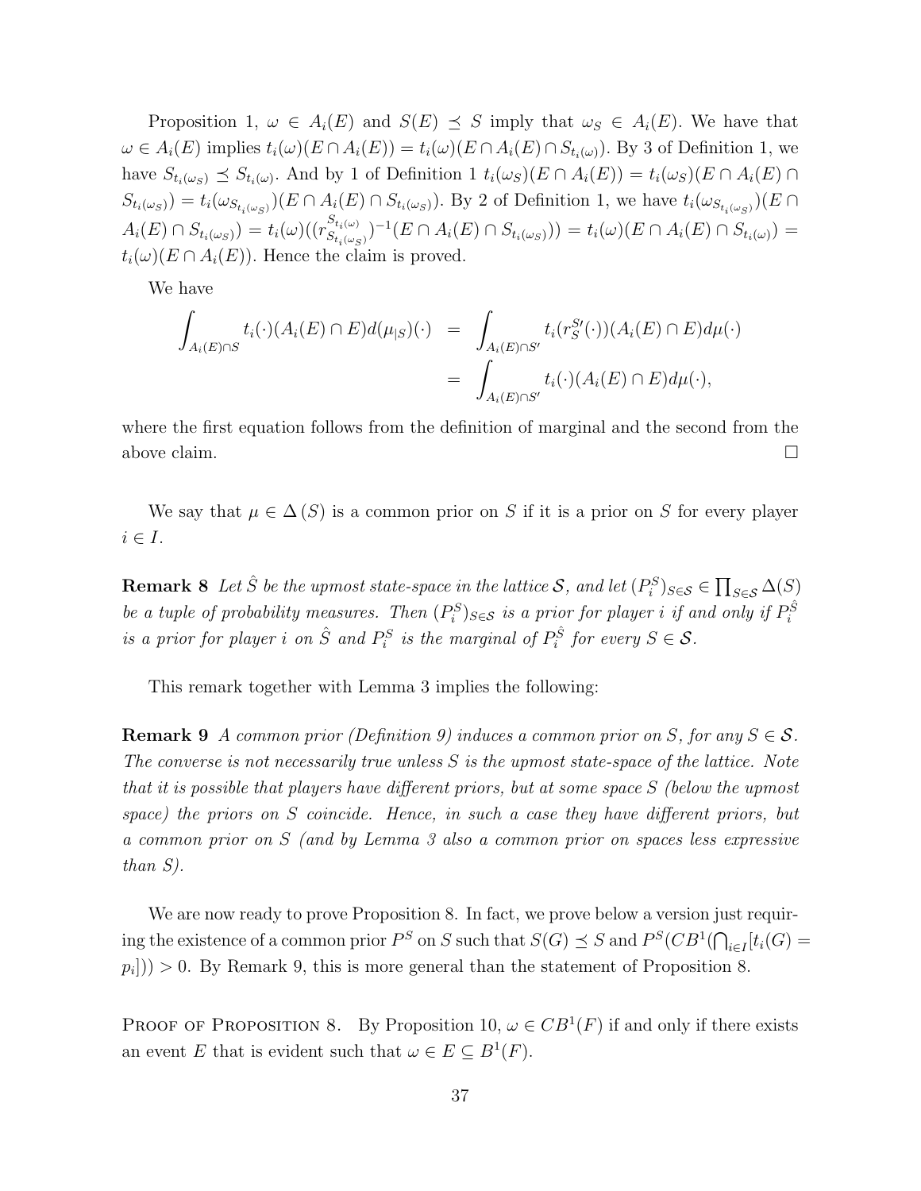Proposition 1, $\omega \in A_i(E)$ and $S(E) \preceq S$ imply that $\omega_S \in A_i(E)$. We have that $\omega \in A_i(E)$ implies $t_i(\omega)(E \cap A_i(E)) = t_i(\omega)(E \cap A_i(E) \cap S_{t_i(\omega)})$. By 3 of Definition 1, we have $S_{t_i(\omega_S)} \preceq S_{t_i(\omega)}$. And by 1 of Definition 1 $t_i(\omega_S)(E \cap A_i(E)) = t_i(\omega_S)(E \cap A_i(E) \cap S_{t_i(\omega_S)}) = t_i(\omega_{S_{t_i(\omega_S)}})(E \cap A_i(E) \cap S_{t_i(\omega_S)})$. By 2 of Definition 1, we have $t_i(\omega_{S_{t_i(\omega_S)}})(E \cap A_i(E) \cap S_{t_i(\omega_S)}) = t_i(\omega)((r^{S_{t_i(\omega)}}_{S_{t_i(\omega_S)}})^{-1}(E \cap A_i(E) \cap S_{t_i(\omega_S)})) = t_i(\omega)(E \cap A_i(E) \cap S_{t_i(\omega)}) = t_i(\omega)(E \cap A_i(E))$. Hence the claim is proved.

We have

$$
\begin{aligned}
\int_{A_i(E)\cap S} t_i(\cdot)(A_i(E) \cap E) d(\mu_{|S})(\cdot) &= \int_{A_i(E)\cap S'} t_i(r^{S'}_S(\cdot))(A_i(E) \cap E) d\mu(\cdot) \\
&= \int_{A_i(E)\cap S'} t_i(\cdot)(A_i(E) \cap E) d\mu(\cdot),
\end{aligned}
$$

where the first equation follows from the definition of marginal and the second from the above claim. $\square$

We say that $\mu \in \Delta(S)$ is a common prior on $S$ if it is a prior on $S$ for every player $i \in I$.

**Remark 8** *Let $\hat{S}$ be the upmost state-space in the lattice $\mathcal{S}$, and let $(P_i^S)_{S\in\mathcal{S}} \in \prod_{S\in\mathcal{S}} \Delta(S)$ be a tuple of probability measures. Then $(P_i^S)_{S\in\mathcal{S}}$ is a prior for player $i$ if and only if $P_i^{\hat{S}}$ is a prior for player $i$ on $\hat{S}$ and $P_i^S$ is the marginal of $P_i^{\hat{S}}$ for every $S \in \mathcal{S}$.*

This remark together with Lemma 3 implies the following:

**Remark 9** *A common prior (Definition 9) induces a common prior on $S$, for any $S \in \mathcal{S}$. The converse is not necessarily true unless $S$ is the upmost state-space of the lattice. Note that it is possible that players have different priors, but at some space $S$ (below the upmost space) the priors on $S$ coincide. Hence, in such a case they have different priors, but a common prior on $S$ (and by Lemma 3 also a common prior on spaces less expressive than $S$).*

We are now ready to prove Proposition 8. In fact, we prove below a version just requiring the existence of a common prior $P^S$ on $S$ such that $S(G) \preceq S$ and $P^S(CB^1(\bigcap_{i\in I}[t_i(G) = p_i])) > 0$. By Remark 9, this is more general than the statement of Proposition 8.

Proof of Proposition 8. By Proposition 10, $\omega \in CB^1(F)$ if and only if there exists an event $E$ that is evident such that $\omega \in E \subseteq B^1(F)$.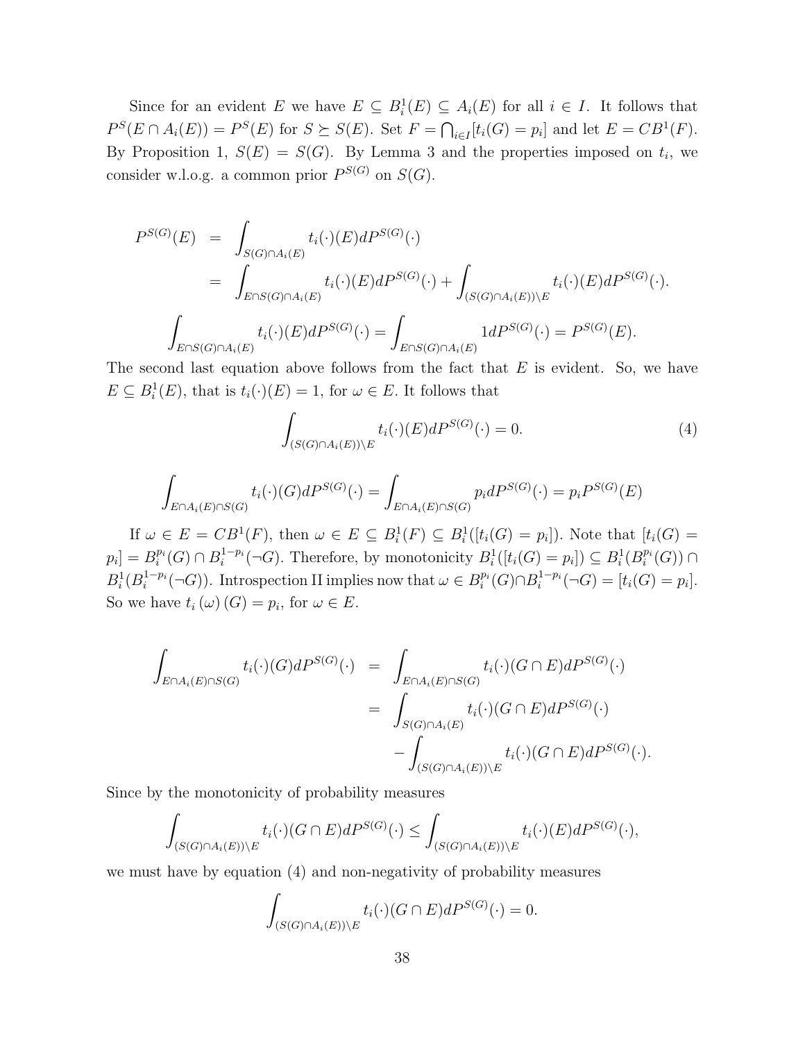Since for an evident $E$ we have $E \subseteq B_i^1(E) \subseteq A_i(E)$ for all $i \in I$. It follows that $P^S(E \cap A_i(E)) = P^S(E)$ for $S \succeq S(E)$. Set $F = \bigcap_{i \in I}[t_i(G) = p_i]$ and let $E = CB^1(F)$. By Proposition 1, $S(E) = S(G)$. By Lemma 3 and the properties imposed on $t_i$, we consider w.l.o.g. a common prior $P^{S(G)}$ on $S(G)$.

$$
\begin{aligned}
P^{S(G)}(E) &= \int_{S(G)\cap A_i(E)} t_i(\cdot)(E) dP^{S(G)}(\cdot) \\
&= \int_{E \cap S(G)\cap A_i(E)} t_i(\cdot)(E) dP^{S(G)}(\cdot) + \int_{(S(G)\cap A_i(E))\setminus E} t_i(\cdot)(E) dP^{S(G)}(\cdot).
\end{aligned}
$$

$$
\int_{E \cap S(G)\cap A_i(E)} t_i(\cdot)(E) dP^{S(G)}(\cdot) = \int_{E \cap S(G)\cap A_i(E)} 1 dP^{S(G)}(\cdot) = P^{S(G)}(E).
$$

The second last equation above follows from the fact that $E$ is evident. So, we have $E \subseteq B_i^1(E)$, that is $t_i(\cdot)(E) = 1$, for $\omega \in E$. It follows that

$$
\int_{(S(G)\cap A_i(E))\setminus E} t_i(\cdot)(E) dP^{S(G)}(\cdot) = 0. \tag{4}
$$

$$
\int_{E \cap A_i(E) \cap S(G)} t_i(\cdot)(G) dP^{S(G)}(\cdot) = \int_{E \cap A_i(E) \cap S(G)} p_i dP^{S(G)}(\cdot) = p_i P^{S(G)}(E)
$$

If $\omega \in E = CB^1(F)$, then $\omega \in E \subseteq B_i^1(F) \subseteq B_i^1([t_i(G) = p_i])$. Note that $[t_i(G) = p_i] = B_i^{p_i}(G) \cap B_i^{1-p_i}(\neg G)$. Therefore, by monotonicity $B_i^1([t_i(G) = p_i]) \subseteq B_i^1(B_i^{p_i}(G)) \cap B_i^1(B_i^{1-p_i}(\neg G))$. Introspection II implies now that $\omega \in B_i^{p_i}(G) \cap B_i^{1-p_i}(\neg G) = [t_i(G) = p_i]$. So we have $t_i(\omega)(G) = p_i$, for $\omega \in E$.

$$
\begin{aligned}
\int_{E \cap A_i(E) \cap S(G)} t_i(\cdot)(G) dP^{S(G)}(\cdot) &= \int_{E \cap A_i(E) \cap S(G)} t_i(\cdot)(G \cap E) dP^{S(G)}(\cdot) \\
&= \int_{S(G) \cap A_i(E)} t_i(\cdot)(G \cap E) dP^{S(G)}(\cdot) \\
&\quad - \int_{(S(G)\cap A_i(E))\setminus E} t_i(\cdot)(G \cap E) dP^{S(G)}(\cdot).
\end{aligned}
$$

Since by the monotonicity of probability measures

$$
\int_{(S(G)\cap A_i(E))\setminus E} t_i(\cdot)(G \cap E) dP^{S(G)}(\cdot) \leq \int_{(S(G)\cap A_i(E))\setminus E} t_i(\cdot)(E) dP^{S(G)}(\cdot),
$$

we must have by equation (4) and non-negativity of probability measures

$$
\int_{(S(G)\cap A_i(E))\setminus E} t_i(\cdot)(G \cap E) dP^{S(G)}(\cdot) = 0.
$$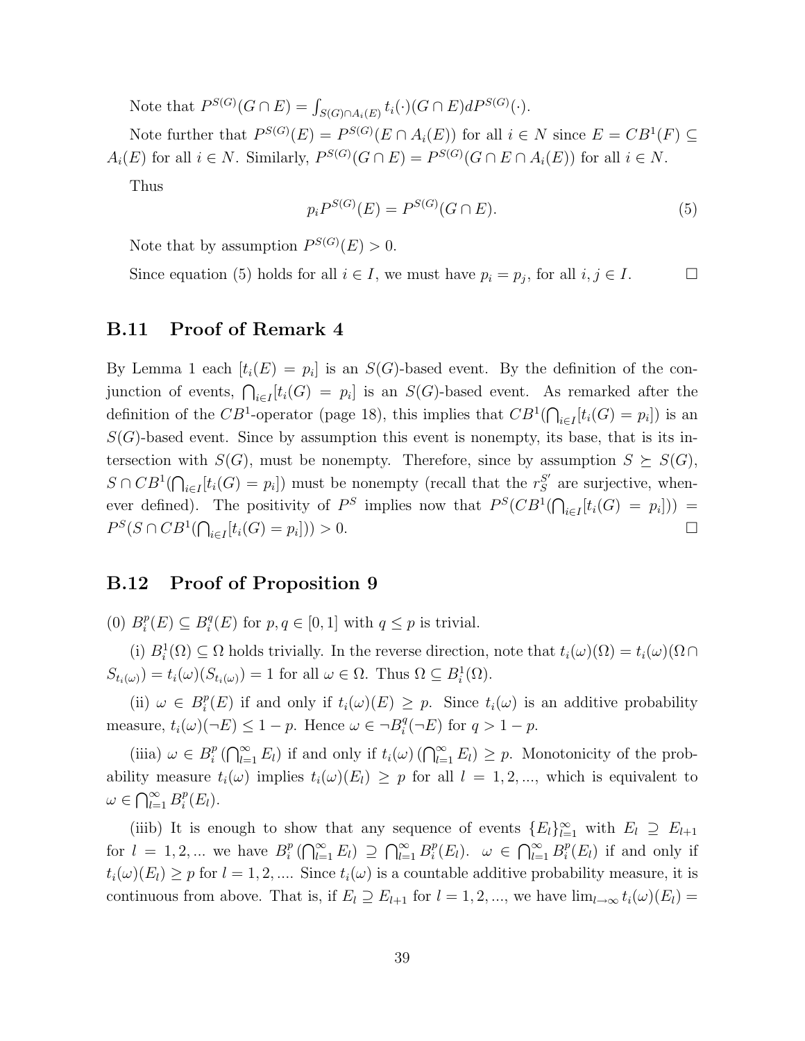Note that $P^{S(G)}(G \cap E) = \int_{S(G) \cap A_i(E)} t_i(\cdot)(G \cap E) dP^{S(G)}(\cdot)$.

Note further that $P^{S(G)}(E) = P^{S(G)}(E \cap A_i(E))$ for all $i \in N$ since $E = CB^1(F) \subseteq A_i(E)$ for all $i \in N$. Similarly, $P^{S(G)}(G \cap E) = P^{S(G)}(G \cap E \cap A_i(E))$ for all $i \in N$.

Thus

$$p_i P^{S(G)}(E) = P^{S(G)}(G \cap E). \tag{5}$$

Note that by assumption $P^{S(G)}(E) > 0$.

Since equation (5) holds for all $i \in I$, we must have $p_i = p_j$, for all $i, j \in I$. $\square$

## B.11 Proof of Remark 4

By Lemma 1 each $[t_i(E) = p_i]$ is an $S(G)$-based event. By the definition of the conjunction of events, $\bigcap_{i \in I}[t_i(G) = p_i]$ is an $S(G)$-based event. As remarked after the definition of the $CB^1$-operator (page 18), this implies that $CB^1(\bigcap_{i \in I}[t_i(G) = p_i])$ is an $S(G)$-based event. Since by assumption this event is nonempty, its base, that is its intersection with $S(G)$, must be nonempty. Therefore, since by assumption $S \succeq S(G)$, $S \cap CB^1(\bigcap_{i \in I}[t_i(G) = p_i])$ must be nonempty (recall that the $r_S^{S'}$ are surjective, whenever defined). The positivity of $P^S$ implies now that $P^S(CB^1(\bigcap_{i \in I}[t_i(G) = p_i])) = P^S(S \cap CB^1(\bigcap_{i \in I}[t_i(G) = p_i])) > 0$. $\square$

## B.12 Proof of Proposition 9

(0) $B_i^p(E) \subseteq B_i^q(E)$ for $p, q \in [0,1]$ with $q \leq p$ is trivial.

(i) $B_i^1(\Omega) \subseteq \Omega$ holds trivially. In the reverse direction, note that $t_i(\omega)(\Omega) = t_i(\omega)(\Omega \cap S_{t_i(\omega)}) = t_i(\omega)(S_{t_i(\omega)}) = 1$ for all $\omega \in \Omega$. Thus $\Omega \subseteq B_i^1(\Omega)$.

(ii) $\omega \in B_i^p(E)$ if and only if $t_i(\omega)(E) \geq p$. Since $t_i(\omega)$ is an additive probability measure, $t_i(\omega)(\neg E) \leq 1 - p$. Hence $\omega \in \neg B_i^q(\neg E)$ for $q > 1 - p$.

(iiia) $\omega \in B_i^p\left(\bigcap_{l=1}^{\infty} E_l\right)$ if and only if $t_i(\omega)\left(\bigcap_{l=1}^{\infty} E_l\right) \geq p$. Monotonicity of the probability measure $t_i(\omega)$ implies $t_i(\omega)(E_l) \geq p$ for all $l = 1, 2, \ldots$, which is equivalent to $\omega \in \bigcap_{l=1}^{\infty} B_i^p(E_l)$.

(iiib) It is enough to show that any sequence of events $\{E_l\}_{l=1}^{\infty}$ with $E_l \supseteq E_{l+1}$ for $l = 1, 2, \ldots$ we have $B_i^p\left(\bigcap_{l=1}^{\infty} E_l\right) \supseteq \bigcap_{l=1}^{\infty} B_i^p(E_l)$. $\omega \in \bigcap_{l=1}^{\infty} B_i^p(E_l)$ if and only if $t_i(\omega)(E_l) \geq p$ for $l = 1, 2, \ldots$. Since $t_i(\omega)$ is a countable additive probability measure, it is continuous from above. That is, if $E_l \supseteq E_{l+1}$ for $l = 1, 2, \ldots$, we have $\lim_{l \to \infty} t_i(\omega)(E_l) =$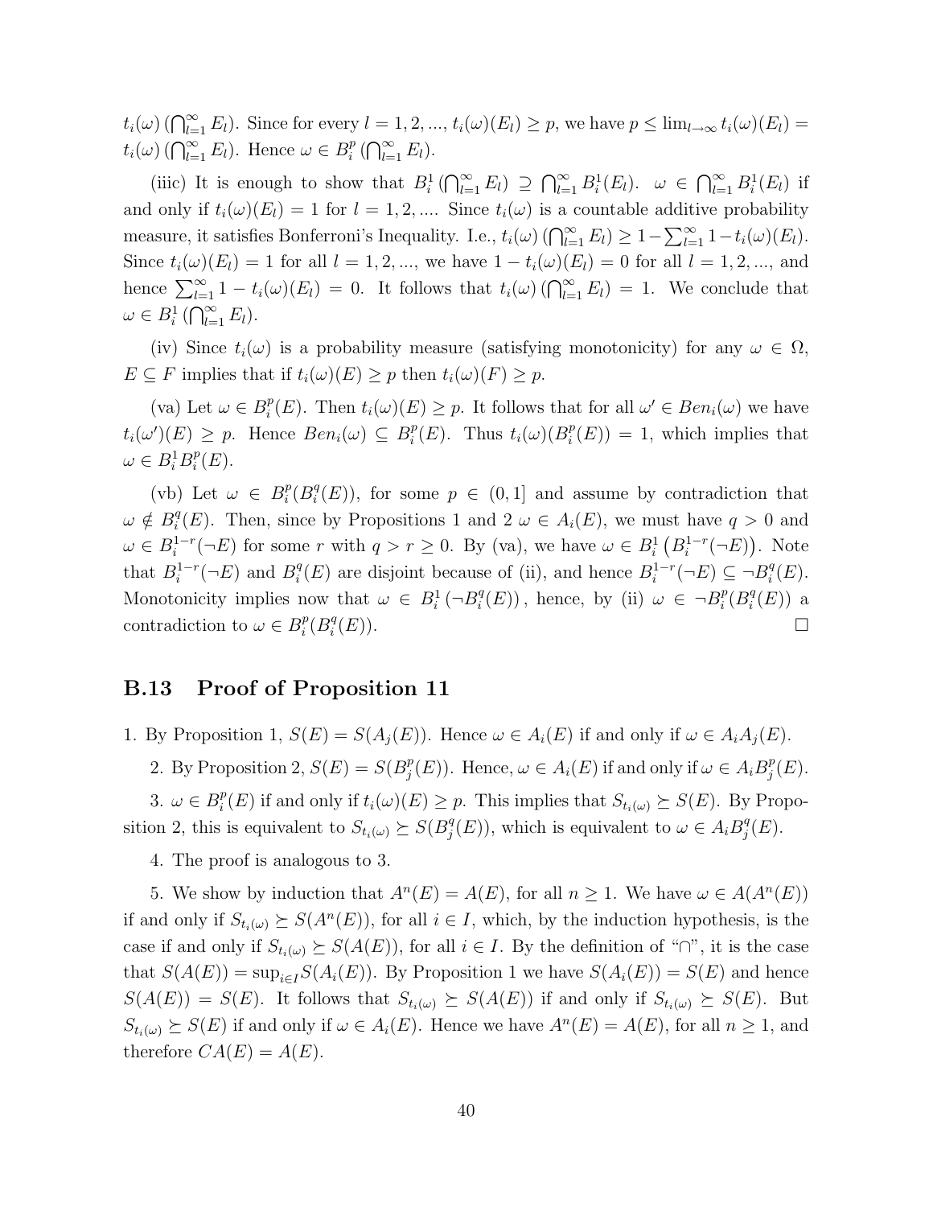$t_i(\omega)\left(\bigcap_{l=1}^{\infty} E_l\right)$. Since for every $l = 1, 2, ...$, $t_i(\omega)(E_l) \geq p$, we have $p \leq \lim_{l\to\infty} t_i(\omega)(E_l) = t_i(\omega)\left(\bigcap_{l=1}^{\infty} E_l\right)$. Hence $\omega \in B_i^p\left(\bigcap_{l=1}^{\infty} E_l\right)$.

(iiic) It is enough to show that $B_i^1\left(\bigcap_{l=1}^{\infty} E_l\right) \supseteq \bigcap_{l=1}^{\infty} B_i^1(E_l)$. $\omega \in \bigcap_{l=1}^{\infty} B_i^1(E_l)$ if and only if $t_i(\omega)(E_l) = 1$ for $l = 1, 2, ....$ Since $t_i(\omega)$ is a countable additive probability measure, it satisfies Bonferroni's Inequality. I.e., $t_i(\omega)\left(\bigcap_{l=1}^{\infty} E_l\right) \geq 1 - \sum_{l=1}^{\infty} 1 - t_i(\omega)(E_l)$. Since $t_i(\omega)(E_l) = 1$ for all $l = 1, 2, ...$, we have $1 - t_i(\omega)(E_l) = 0$ for all $l = 1, 2, ...$, and hence $\sum_{l=1}^{\infty} 1 - t_i(\omega)(E_l) = 0$. It follows that $t_i(\omega)\left(\bigcap_{l=1}^{\infty} E_l\right) = 1$. We conclude that $\omega \in B_i^1\left(\bigcap_{l=1}^{\infty} E_l\right)$.

(iv) Since $t_i(\omega)$ is a probability measure (satisfying monotonicity) for any $\omega \in \Omega$, $E \subseteq F$ implies that if $t_i(\omega)(E) \geq p$ then $t_i(\omega)(F) \geq p$.

(va) Let $\omega \in B_i^p(E)$. Then $t_i(\omega)(E) \geq p$. It follows that for all $\omega' \in Ben_i(\omega)$ we have $t_i(\omega')(E) \geq p$. Hence $Ben_i(\omega) \subseteq B_i^p(E)$. Thus $t_i(\omega)(B_i^p(E)) = 1$, which implies that $\omega \in B_i^1 B_i^p(E)$.

(vb) Let $\omega \in B_i^p(B_i^q(E))$, for some $p \in (0, 1]$ and assume by contradiction that $\omega \notin B_i^q(E)$. Then, since by Propositions 1 and 2 $\omega \in A_i(E)$, we must have $q > 0$ and $\omega \in B_i^{1-r}(\neg E)$ for some $r$ with $q > r \geq 0$. By (va), we have $\omega \in B_i^1\left(B_i^{1-r}(\neg E)\right)$. Note that $B_i^{1-r}(\neg E)$ and $B_i^q(E)$ are disjoint because of (ii), and hence $B_i^{1-r}(\neg E) \subseteq \neg B_i^q(E)$. Monotonicity implies now that $\omega \in B_i^1(\neg B_i^q(E))$, hence, by (ii) $\omega \in \neg B_i^p(B_i^q(E))$ a contradiction to $\omega \in B_i^p(B_i^q(E))$. □

## B.13 Proof of Proposition 11

1. By Proposition 1, $S(E) = S(A_j(E))$. Hence $\omega \in A_i(E)$ if and only if $\omega \in A_i A_j(E)$.

2. By Proposition 2, $S(E) = S(B_j^p(E))$. Hence, $\omega \in A_i(E)$ if and only if $\omega \in A_i B_j^p(E)$.

3. $\omega \in B_i^p(E)$ if and only if $t_i(\omega)(E) \geq p$. This implies that $S_{t_i(\omega)} \succeq S(E)$. By Proposition 2, this is equivalent to $S_{t_i(\omega)} \succeq S(B_j^q(E))$, which is equivalent to $\omega \in A_i B_j^q(E)$.

4. The proof is analogous to 3.

5. We show by induction that $A^n(E) = A(E)$, for all $n \geq 1$. We have $\omega \in A(A^n(E))$ if and only if $S_{t_i(\omega)} \succeq S(A^n(E))$, for all $i \in I$, which, by the induction hypothesis, is the case if and only if $S_{t_i(\omega)} \succeq S(A(E))$, for all $i \in I$. By the definition of "$\cap$", it is the case that $S(A(E)) = \sup_{i\in I} S(A_i(E))$. By Proposition 1 we have $S(A_i(E)) = S(E)$ and hence $S(A(E)) = S(E)$. It follows that $S_{t_i(\omega)} \succeq S(A(E))$ if and only if $S_{t_i(\omega)} \succeq S(E)$. But $S_{t_i(\omega)} \succeq S(E)$ if and only if $\omega \in A_i(E)$. Hence we have $A^n(E) = A(E)$, for all $n \geq 1$, and therefore $CA(E) = A(E)$.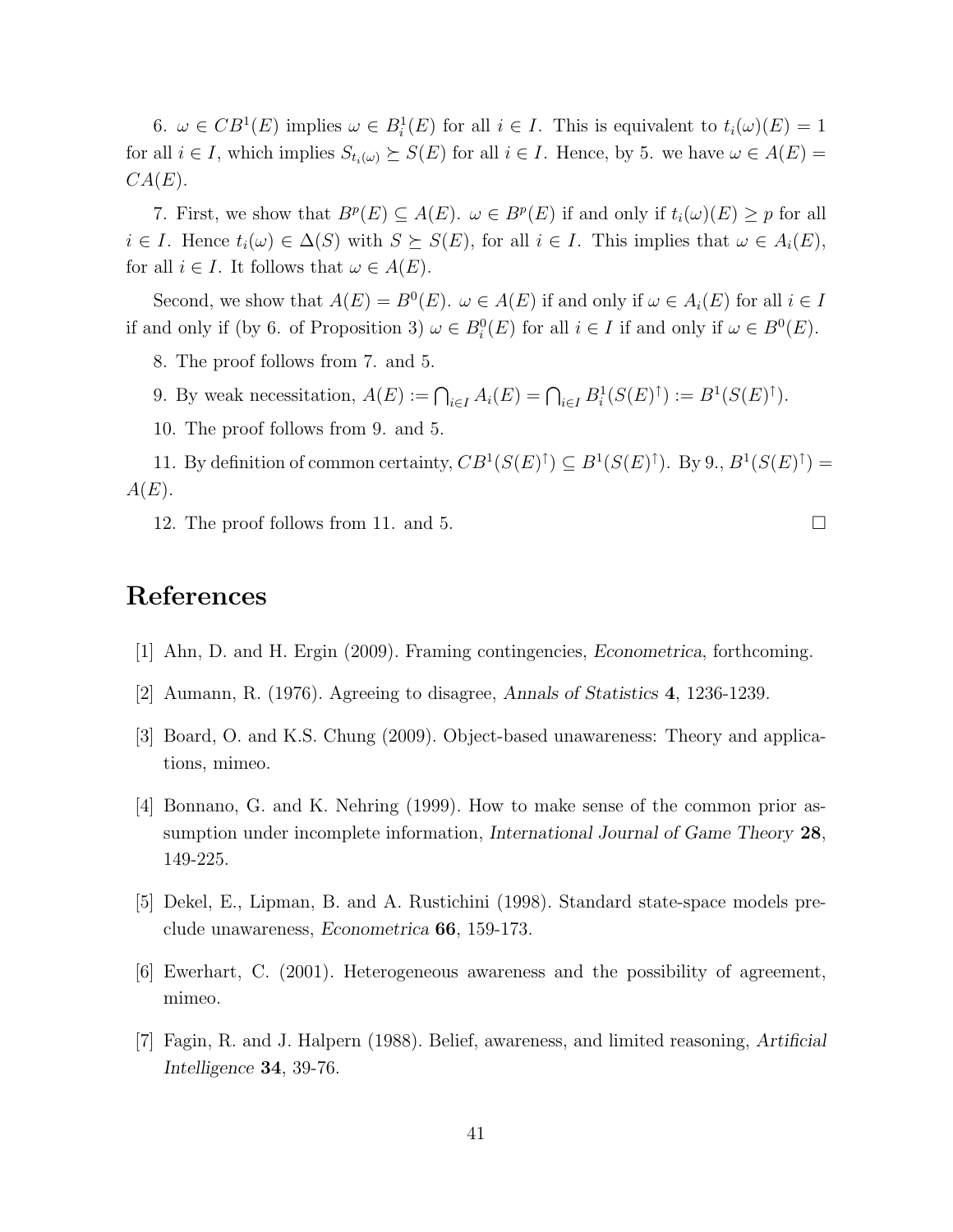6. $\omega \in CB^1(E)$ implies $\omega \in B_i^1(E)$ for all $i \in I$. This is equivalent to $t_i(\omega)(E) = 1$ for all $i \in I$, which implies $S_{t_i(\omega)} \succeq S(E)$ for all $i \in I$. Hence, by 5. we have $\omega \in A(E) = CA(E)$.

7. First, we show that $B^p(E) \subseteq A(E)$. $\omega \in B^p(E)$ if and only if $t_i(\omega)(E) \geq p$ for all $i \in I$. Hence $t_i(\omega) \in \Delta(S)$ with $S \succeq S(E)$, for all $i \in I$. This implies that $\omega \in A_i(E)$, for all $i \in I$. It follows that $\omega \in A(E)$.

Second, we show that $A(E) = B^0(E)$. $\omega \in A(E)$ if and only if $\omega \in A_i(E)$ for all $i \in I$ if and only if (by 6. of Proposition 3) $\omega \in B_i^0(E)$ for all $i \in I$ if and only if $\omega \in B^0(E)$.

8. The proof follows from 7. and 5.

9. By weak necessitation, $A(E) := \bigcap_{i \in I} A_i(E) = \bigcap_{i \in I} B_i^1(S(E)^{\uparrow}) := B^1(S(E)^{\uparrow})$.

10. The proof follows from 9. and 5.

11. By definition of common certainty, $CB^1(S(E)^{\uparrow}) \subseteq B^1(S(E)^{\uparrow})$. By 9., $B^1(S(E)^{\uparrow}) = A(E)$.

12. The proof follows from 11. and 5. □

# References

[1] Ahn, D. and H. Ergin (2009). Framing contingencies, *Econometrica*, forthcoming.

[2] Aumann, R. (1976). Agreeing to disagree, *Annals of Statistics* **4**, 1236-1239.

[3] Board, O. and K.S. Chung (2009). Object-based unawareness: Theory and applications, mimeo.

[4] Bonnano, G. and K. Nehring (1999). How to make sense of the common prior assumption under incomplete information, *International Journal of Game Theory* **28**, 149-225.

[5] Dekel, E., Lipman, B. and A. Rustichini (1998). Standard state-space models preclude unawareness, *Econometrica* **66**, 159-173.

[6] Ewerhart, C. (2001). Heterogeneous awareness and the possibility of agreement, mimeo.

[7] Fagin, R. and J. Halpern (1988). Belief, awareness, and limited reasoning, *Artificial Intelligence* **34**, 39-76.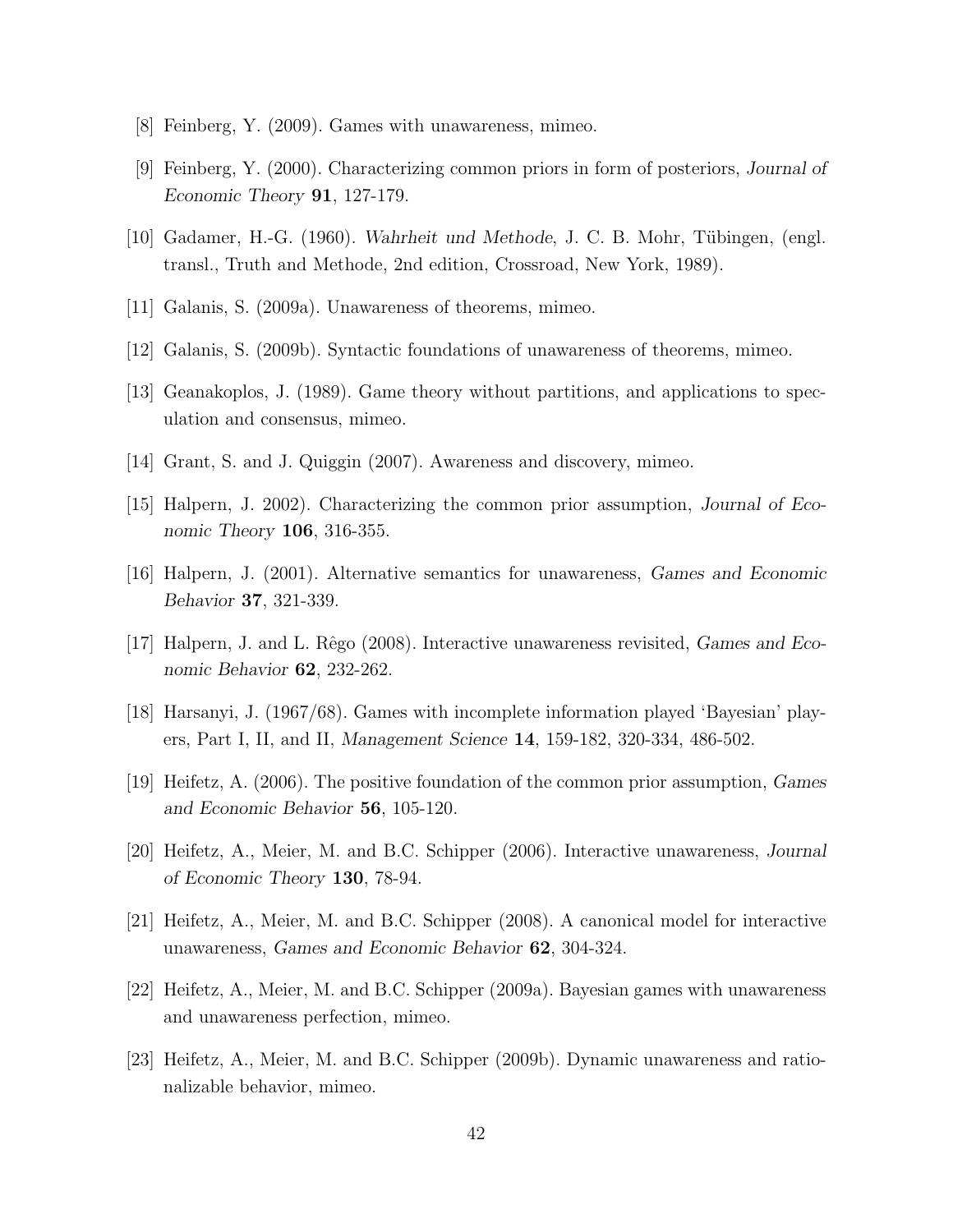[8] Feinberg, Y. (2009). Games with unawareness, mimeo.

[9] Feinberg, Y. (2000). Characterizing common priors in form of posteriors, *Journal of Economic Theory* **91**, 127-179.

[10] Gadamer, H.-G. (1960). *Wahrheit und Methode*, J. C. B. Mohr, Tübingen, (engl. transl., Truth and Methode, 2nd edition, Crossroad, New York, 1989).

[11] Galanis, S. (2009a). Unawareness of theorems, mimeo.

[12] Galanis, S. (2009b). Syntactic foundations of unawareness of theorems, mimeo.

[13] Geanakoplos, J. (1989). Game theory without partitions, and applications to speculation and consensus, mimeo.

[14] Grant, S. and J. Quiggin (2007). Awareness and discovery, mimeo.

[15] Halpern, J. 2002). Characterizing the common prior assumption, *Journal of Economic Theory* **106**, 316-355.

[16] Halpern, J. (2001). Alternative semantics for unawareness, *Games and Economic Behavior* **37**, 321-339.

[17] Halpern, J. and L. Rêgo (2008). Interactive unawareness revisited, *Games and Economic Behavior* **62**, 232-262.

[18] Harsanyi, J. (1967/68). Games with incomplete information played 'Bayesian' players, Part I, II, and II, *Management Science* **14**, 159-182, 320-334, 486-502.

[19] Heifetz, A. (2006). The positive foundation of the common prior assumption, *Games and Economic Behavior* **56**, 105-120.

[20] Heifetz, A., Meier, M. and B.C. Schipper (2006). Interactive unawareness, *Journal of Economic Theory* **130**, 78-94.

[21] Heifetz, A., Meier, M. and B.C. Schipper (2008). A canonical model for interactive unawareness, *Games and Economic Behavior* **62**, 304-324.

[22] Heifetz, A., Meier, M. and B.C. Schipper (2009a). Bayesian games with unawareness and unawareness perfection, mimeo.

[23] Heifetz, A., Meier, M. and B.C. Schipper (2009b). Dynamic unawareness and rationalizable behavior, mimeo.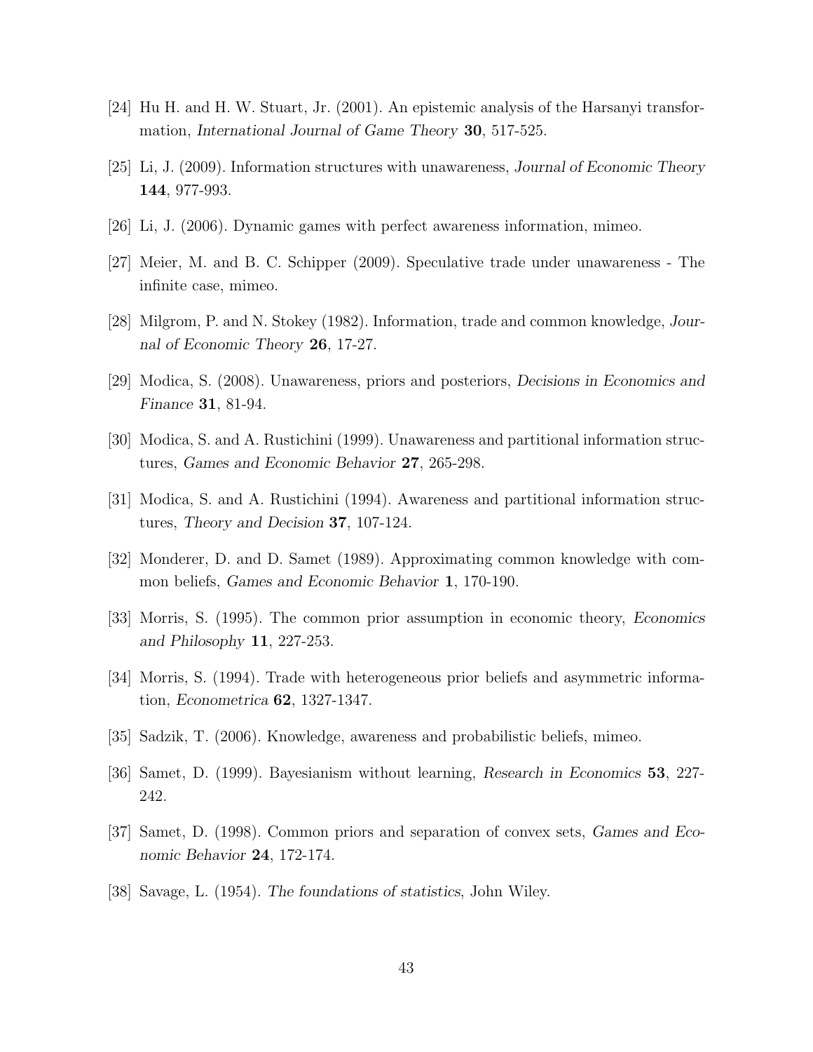[24] Hu H. and H. W. Stuart, Jr. (2001). An epistemic analysis of the Harsanyi transformation, *International Journal of Game Theory* **30**, 517-525.

[25] Li, J. (2009). Information structures with unawareness, *Journal of Economic Theory* **144**, 977-993.

[26] Li, J. (2006). Dynamic games with perfect awareness information, mimeo.

[27] Meier, M. and B. C. Schipper (2009). Speculative trade under unawareness - The infinite case, mimeo.

[28] Milgrom, P. and N. Stokey (1982). Information, trade and common knowledge, *Journal of Economic Theory* **26**, 17-27.

[29] Modica, S. (2008). Unawareness, priors and posteriors, *Decisions in Economics and Finance* **31**, 81-94.

[30] Modica, S. and A. Rustichini (1999). Unawareness and partitional information structures, *Games and Economic Behavior* **27**, 265-298.

[31] Modica, S. and A. Rustichini (1994). Awareness and partitional information structures, *Theory and Decision* **37**, 107-124.

[32] Monderer, D. and D. Samet (1989). Approximating common knowledge with common beliefs, *Games and Economic Behavior* **1**, 170-190.

[33] Morris, S. (1995). The common prior assumption in economic theory, *Economics and Philosophy* **11**, 227-253.

[34] Morris, S. (1994). Trade with heterogeneous prior beliefs and asymmetric information, *Econometrica* **62**, 1327-1347.

[35] Sadzik, T. (2006). Knowledge, awareness and probabilistic beliefs, mimeo.

[36] Samet, D. (1999). Bayesianism without learning, *Research in Economics* **53**, 227-242.

[37] Samet, D. (1998). Common priors and separation of convex sets, *Games and Economic Behavior* **24**, 172-174.

[38] Savage, L. (1954). *The foundations of statistics*, John Wiley.